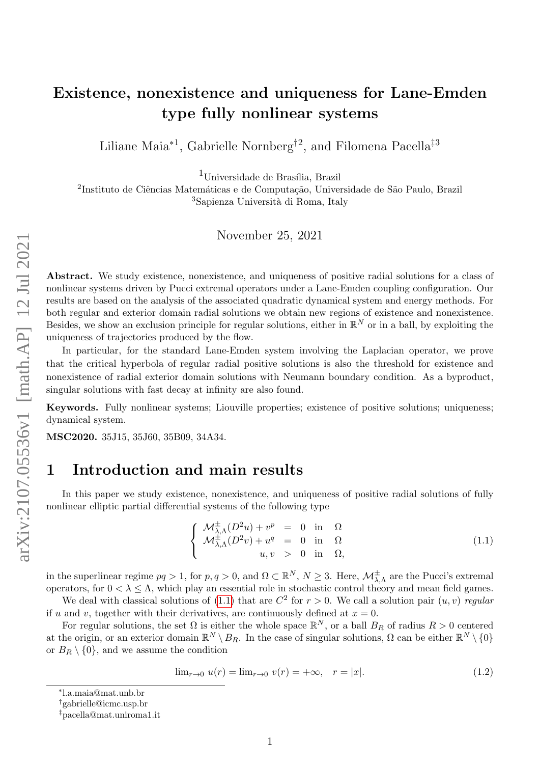# Existence, nonexistence and uniqueness for Lane-Emden type fully nonlinear systems

Liliane Maia*[1], Gabrielle Nornberg†[2], and Filomena Pacella‡[3]

[1]Universidade de Brasília, Brazil

[2]Instituto de Ciências Matemáticas e de Computação, Universidade de São Paulo, Brazil

[3]Sapienza Università di Roma, Italy

November 25, 2021

**Abstract.** We study existence, nonexistence, and uniqueness of positive radial solutions for a class of nonlinear systems driven by Pucci extremal operators under a Lane-Emden coupling configuration. Our results are based on the analysis of the associated quadratic dynamical system and energy methods. For both regular and exterior domain radial solutions we obtain new regions of existence and nonexistence. Besides, we show an exclusion principle for regular solutions, either in $\mathbb{R}^N$ or in a ball, by exploiting the uniqueness of trajectories produced by the flow.

In particular, for the standard Lane-Emden system involving the Laplacian operator, we prove that the critical hyperbola of regular radial positive solutions is also the threshold for existence and nonexistence of radial exterior domain solutions with Neumann boundary condition. As a byproduct, singular solutions with fast decay at infinity are also found.

**Keywords.** Fully nonlinear systems; Liouville properties; existence of positive solutions; uniqueness; dynamical system.

**MSC2020.** 35J15, 35J60, 35B09, 34A34.

## 1 Introduction and main results

In this paper we study existence, nonexistence, and uniqueness of positive radial solutions of fully nonlinear elliptic partial differential systems of the following type

$$\begin{cases} \mathcal{M}^{\pm}_{\lambda,\Lambda}(D^2u) + v^p &= 0 \quad \text{in} \quad \Omega \\ \mathcal{M}^{\pm}_{\lambda,\Lambda}(D^2v) + u^q &= 0 \quad \text{in} \quad \Omega \\ u, v &> 0 \quad \text{in} \quad \Omega, \end{cases} \tag{1.1}$$

in the superlinear regime $pq > 1$, for $p, q > 0$, and $\Omega \subset \mathbb{R}^N$, $N \geq 3$. Here, $\mathcal{M}^{\pm}_{\lambda,\Lambda}$ are the Pucci's extremal operators, for $0 < \lambda \leq \Lambda$, which play an essential role in stochastic control theory and mean field games.

We deal with classical solutions of (1.1) that are $C^2$ for $r > 0$. We call a solution pair $(u, v)$ *regular* if $u$ and $v$, together with their derivatives, are continuously defined at $x = 0$.

For regular solutions, the set $\Omega$ is either the whole space $\mathbb{R}^N$, or a ball $B_R$ of radius $R > 0$ centered at the origin, or an exterior domain $\mathbb{R}^N \setminus B_R$. In the case of singular solutions, $\Omega$ can be either $\mathbb{R}^N \setminus \{0\}$ or $B_R \setminus \{0\}$, and we assume the condition

$$\lim_{r\to 0} u(r) = \lim_{r\to 0} v(r) = +\infty, \quad r = |x|. \tag{1.2}$$

*l.a.maia@mat.unb.br

†gabrielle@icmc.usp.br

‡pacella@mat.uniroma1.it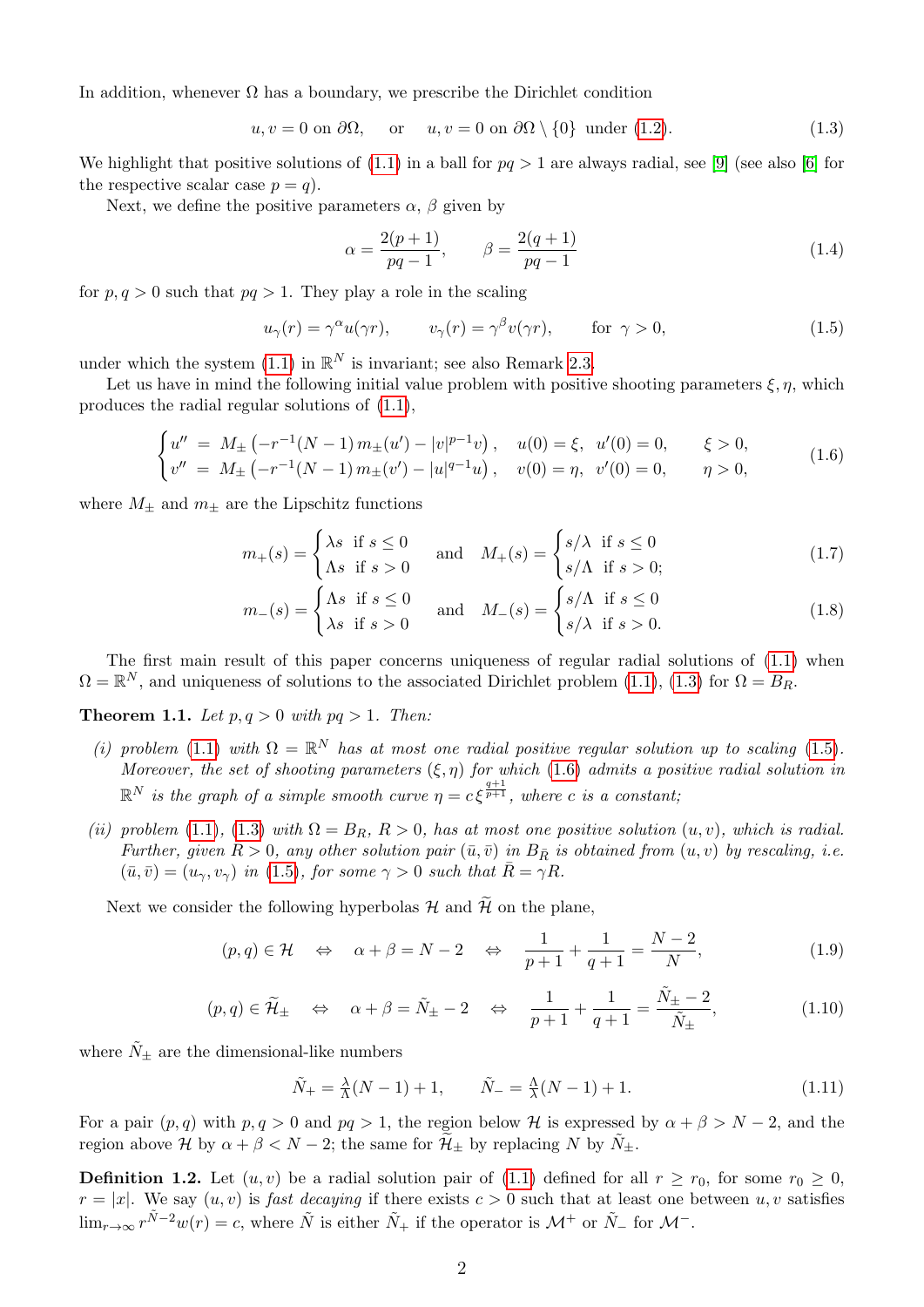In addition, whenever $\Omega$ has a boundary, we prescribe the Dirichlet condition

$$u, v = 0 \text{ on } \partial\Omega, \quad \text{ or } \quad u, v = 0 \text{ on } \partial\Omega \setminus \{0\} \text{ under (1.2).} \tag{1.3}$$

We highlight that positive solutions of (1.1) in a ball for $pq > 1$ are always radial, see [9] (see also [6] for the respective scalar case $p = q$).

Next, we define the positive parameters $\alpha$, $\beta$ given by

$$\alpha = \frac{2(p+1)}{pq-1}, \qquad \beta = \frac{2(q+1)}{pq-1} \tag{1.4}$$

for $p, q > 0$ such that $pq > 1$. They play a role in the scaling

$$u_\gamma(r) = \gamma^\alpha u(\gamma r), \qquad v_\gamma(r) = \gamma^\beta v(\gamma r), \qquad \text{for } \gamma > 0, \tag{1.5}$$

under which the system (1.1) in $\mathbb{R}^N$ is invariant; see also Remark 2.3.

Let us have in mind the following initial value problem with positive shooting parameters $\xi, \eta$, which produces the radial regular solutions of (1.1),

$$\begin{cases} u'' \; = \; M_\pm \left( -r^{-1}(N-1)\, m_\pm(u') - |v|^{p-1} v \right), & u(0) = \xi, \;\; u'(0) = 0, \qquad \xi > 0, \\ v'' \; = \; M_\pm \left( -r^{-1}(N-1)\, m_\pm(v') - |u|^{q-1} u \right), & v(0) = \eta, \;\; v'(0) = 0, \qquad \eta > 0, \end{cases} \tag{1.6}$$

where $M_\pm$ and $m_\pm$ are the Lipschitz functions

$$m_+(s) = \begin{cases} \lambda s & \text{if } s \le 0 \\ \Lambda s & \text{if } s > 0 \end{cases} \quad \text{and} \quad M_+(s) = \begin{cases} s/\lambda & \text{if } s \le 0 \\ s/\Lambda & \text{if } s > 0; \end{cases} \tag{1.7}$$

$$m_-(s) = \begin{cases} \Lambda s & \text{if } s \le 0 \\ \lambda s & \text{if } s > 0 \end{cases} \quad \text{and} \quad M_-(s) = \begin{cases} s/\Lambda & \text{if } s \le 0 \\ s/\lambda & \text{if } s > 0. \end{cases} \tag{1.8}$$

The first main result of this paper concerns uniqueness of regular radial solutions of (1.1) when $\Omega = \mathbb{R}^N$, and uniqueness of solutions to the associated Dirichlet problem (1.1), (1.3) for $\Omega = B_R$.

**Theorem 1.1.** *Let $p, q > 0$ with $pq > 1$. Then:*

*(i) problem (1.1) with $\Omega = \mathbb{R}^N$ has at most one radial positive regular solution up to scaling (1.5). Moreover, the set of shooting parameters $(\xi, \eta)$ for which (1.6) admits a positive radial solution in $\mathbb{R}^N$ is the graph of a simple smooth curve $\eta = c\,\xi^{\frac{q+1}{p+1}}$, where $c$ is a constant;*

*(ii) problem (1.1), (1.3) with $\Omega = B_R$, $R > 0$, has at most one positive solution $(u, v)$, which is radial. Further, given $R > 0$, any other solution pair $(\bar{u}, \bar{v})$ in $B_{\bar{R}}$ is obtained from $(u, v)$ by rescaling, i.e. $(\bar{u}, \bar{v}) = (u_\gamma, v_\gamma)$ in (1.5), for some $\gamma > 0$ such that $\bar{R} = \gamma R$.*

Next we consider the following hyperbolas $\mathcal{H}$ and $\widetilde{\mathcal{H}}$ on the plane,

$$(p, q) \in \mathcal{H} \quad \Leftrightarrow \quad \alpha + \beta = N - 2 \quad \Leftrightarrow \quad \frac{1}{p+1} + \frac{1}{q+1} = \frac{N-2}{N}, \tag{1.9}$$

$$(p, q) \in \widetilde{\mathcal{H}}_\pm \quad \Leftrightarrow \quad \alpha + \beta = \tilde{N}_\pm - 2 \quad \Leftrightarrow \quad \frac{1}{p+1} + \frac{1}{q+1} = \frac{\tilde{N}_\pm - 2}{\tilde{N}_\pm}, \tag{1.10}$$

where $\tilde{N}_\pm$ are the dimensional-like numbers

$$\tilde{N}_+ = \tfrac{\lambda}{\Lambda}(N-1) + 1, \qquad \tilde{N}_- = \tfrac{\Lambda}{\lambda}(N-1) + 1. \tag{1.11}$$

For a pair $(p, q)$ with $p, q > 0$ and $pq > 1$, the region below $\mathcal{H}$ is expressed by $\alpha + \beta > N - 2$, and the region above $\mathcal{H}$ by $\alpha + \beta < N - 2$; the same for $\widetilde{\mathcal{H}}_\pm$ by replacing $N$ by $\tilde{N}_\pm$.

**Definition 1.2.** Let $(u, v)$ be a radial solution pair of (1.1) defined for all $r \ge r_0$, for some $r_0 \ge 0$, $r = |x|$. We say $(u, v)$ is *fast decaying* if there exists $c > 0$ such that at least one between $u, v$ satisfies $\lim_{r \to \infty} r^{\tilde{N}-2} w(r) = c$, where $\tilde{N}$ is either $\tilde{N}_+$ if the operator is $\mathcal{M}^+$ or $\tilde{N}_-$ for $\mathcal{M}^-$.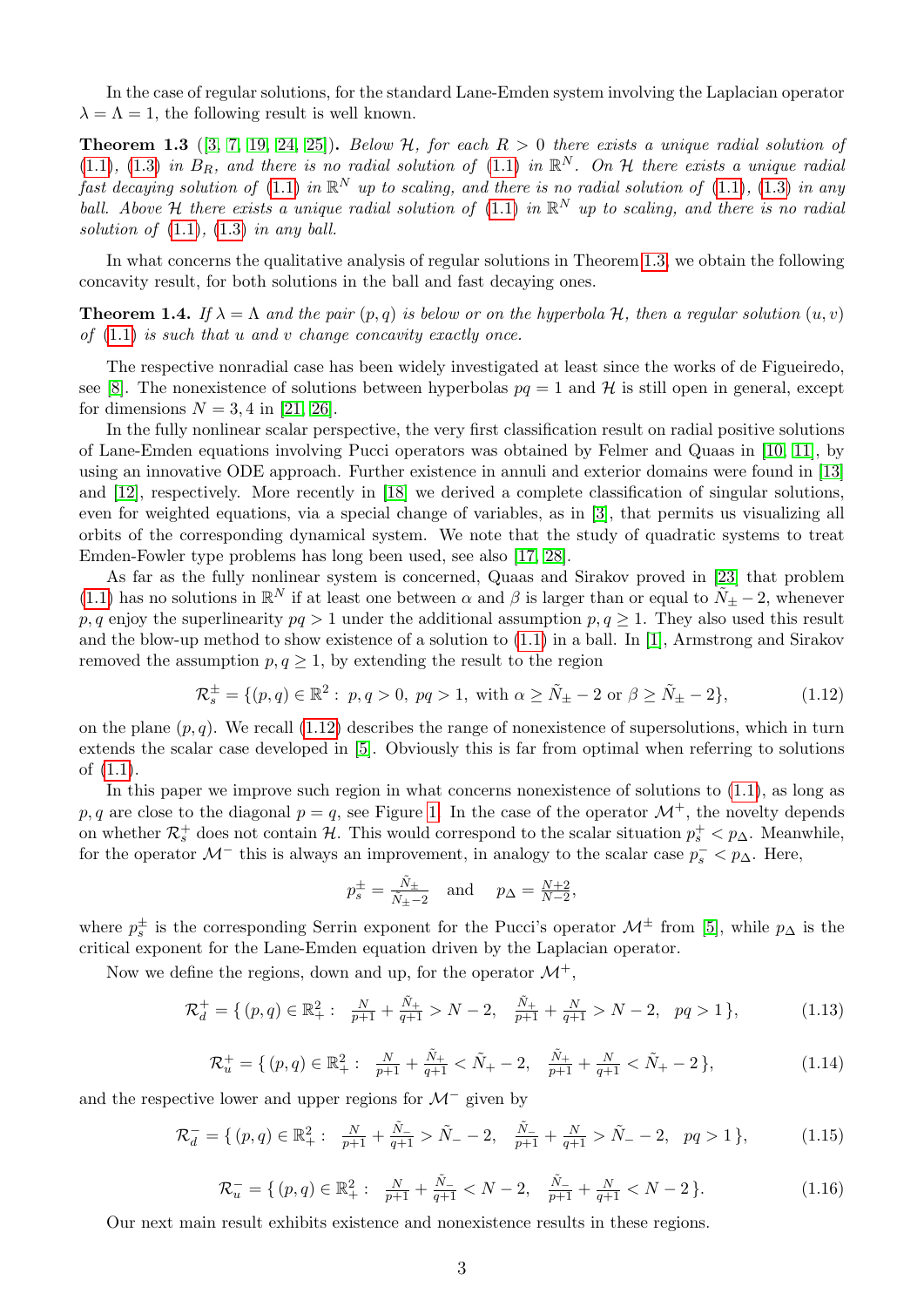In the case of regular solutions, for the standard Lane-Emden system involving the Laplacian operator $\lambda = \Lambda = 1$, the following result is well known.

**Theorem 1.3** ([3, 7, 19, 24, 25])**.** *Below $\mathcal{H}$, for each $R > 0$ there exists a unique radial solution of (1.1), (1.3) in $B_R$, and there is no radial solution of (1.1) in $\mathbb{R}^N$. On $\mathcal{H}$ there exists a unique radial fast decaying solution of (1.1) in $\mathbb{R}^N$ up to scaling, and there is no radial solution of (1.1), (1.3) in any ball. Above $\mathcal{H}$ there exists a unique radial solution of (1.1) in $\mathbb{R}^N$ up to scaling, and there is no radial solution of (1.1), (1.3) in any ball.*

In what concerns the qualitative analysis of regular solutions in Theorem 1.3, we obtain the following concavity result, for both solutions in the ball and fast decaying ones.

**Theorem 1.4.** *If $\lambda = \Lambda$ and the pair $(p, q)$ is below or on the hyperbola $\mathcal{H}$, then a regular solution $(u, v)$ of (1.1) is such that $u$ and $v$ change concavity exactly once.*

The respective nonradial case has been widely investigated at least since the works of de Figueiredo, see [8]. The nonexistence of solutions between hyperbolas $pq = 1$ and $\mathcal{H}$ is still open in general, except for dimensions $N = 3, 4$ in [21, 26].

In the fully nonlinear scalar perspective, the very first classification result on radial positive solutions of Lane-Emden equations involving Pucci operators was obtained by Felmer and Quaas in [10, 11], by using an innovative ODE approach. Further existence in annuli and exterior domains were found in [13] and [12], respectively. More recently in [18] we derived a complete classification of singular solutions, even for weighted equations, via a special change of variables, as in [3], that permits us visualizing all orbits of the corresponding dynamical system. We note that the study of quadratic systems to treat Emden-Fowler type problems has long been used, see also [17, 28].

As far as the fully nonlinear system is concerned, Quaas and Sirakov proved in [23] that problem (1.1) has no solutions in $\mathbb{R}^N$ if at least one between $\alpha$ and $\beta$ is larger than or equal to $\tilde{N}_\pm - 2$, whenever $p, q$ enjoy the superlinearity $pq > 1$ under the additional assumption $p, q \geq 1$. They also used this result and the blow-up method to show existence of a solution to (1.1) in a ball. In [1], Armstrong and Sirakov removed the assumption $p, q \geq 1$, by extending the result to the region

$$\mathcal{R}_s^\pm = \{(p, q) \in \mathbb{R}^2 : \; p, q > 0, \; pq > 1, \text{ with } \alpha \geq \tilde{N}_\pm - 2 \text{ or } \beta \geq \tilde{N}_\pm - 2\}, \tag{1.12}$$

on the plane $(p, q)$. We recall (1.12) describes the range of nonexistence of supersolutions, which in turn extends the scalar case developed in [5]. Obviously this is far from optimal when referring to solutions of (1.1).

In this paper we improve such region in what concerns nonexistence of solutions to (1.1), as long as $p, q$ are close to the diagonal $p = q$, see Figure 1. In the case of the operator $\mathcal{M}^+$, the novelty depends on whether $\mathcal{R}_s^+$ does not contain $\mathcal{H}$. This would correspond to the scalar situation $p_s^+ < p_\Delta$. Meanwhile, for the operator $\mathcal{M}^-$ this is always an improvement, in analogy to the scalar case $p_s^- < p_\Delta$. Here,

$$p_s^\pm = \tfrac{\tilde{N}_\pm}{\tilde{N}_\pm - 2} \quad \text{and} \quad p_\Delta = \tfrac{N+2}{N-2},$$

where $p_s^\pm$ is the corresponding Serrin exponent for the Pucci's operator $\mathcal{M}^\pm$ from [5], while $p_\Delta$ is the critical exponent for the Lane-Emden equation driven by the Laplacian operator.

Now we define the regions, down and up, for the operator $\mathcal{M}^+$,

$$\mathcal{R}_d^+ = \{\, (p, q) \in \mathbb{R}_+^2 : \; \tfrac{N}{p+1} + \tfrac{\tilde{N}_+}{q+1} > N - 2, \;\; \tfrac{\tilde{N}_+}{p+1} + \tfrac{N}{q+1} > N - 2, \;\; pq > 1 \,\}, \tag{1.13}$$

$$\mathcal{R}_u^+ = \{\, (p, q) \in \mathbb{R}_+^2 : \; \tfrac{N}{p+1} + \tfrac{\tilde{N}_+}{q+1} < \tilde{N}_+ - 2, \;\; \tfrac{\tilde{N}_+}{p+1} + \tfrac{N}{q+1} < \tilde{N}_+ - 2 \,\}, \tag{1.14}$$

and the respective lower and upper regions for $\mathcal{M}^-$ given by

$$\mathcal{R}_d^- = \{\, (p, q) \in \mathbb{R}_+^2 : \; \tfrac{N}{p+1} + \tfrac{\tilde{N}_-}{q+1} > \tilde{N}_- - 2, \;\; \tfrac{\tilde{N}_-}{p+1} + \tfrac{N}{q+1} > \tilde{N}_- - 2, \;\; pq > 1 \,\}, \tag{1.15}$$

$$\mathcal{R}_u^- = \{\, (p, q) \in \mathbb{R}_+^2 : \; \tfrac{N}{p+1} + \tfrac{\tilde{N}_-}{q+1} < N - 2, \;\; \tfrac{\tilde{N}_-}{p+1} + \tfrac{N}{q+1} < N - 2 \,\}. \tag{1.16}$$

Our next main result exhibits existence and nonexistence results in these regions.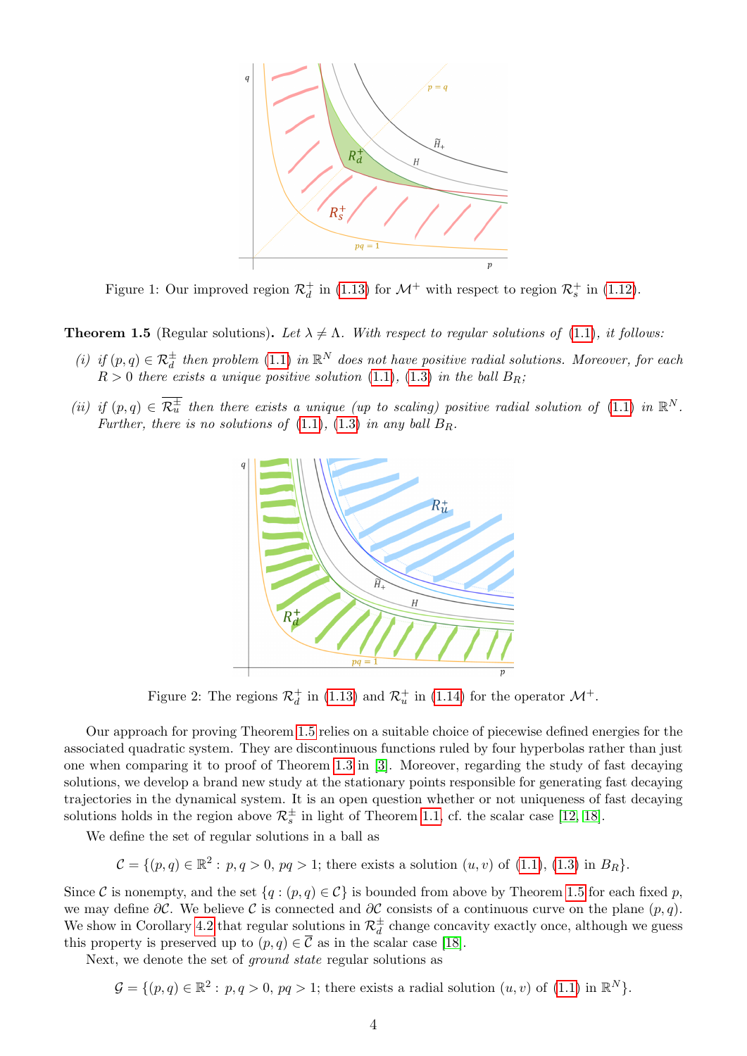Figure 1: Our improved region $\mathcal{R}_d^+$ in (1.13) for $\mathcal{M}^+$ with respect to region $\mathcal{R}_s^+$ in (1.12).

**Theorem 1.5** (Regular solutions)**.** *Let $\lambda \neq \Lambda$. With respect to regular solutions of (1.1), it follows:*

*(i) if $(p,q) \in \mathcal{R}_d^{\pm}$ then problem (1.1) in $\mathbb{R}^N$ does not have positive radial solutions. Moreover, for each $R > 0$ there exists a unique positive solution (1.1), (1.3) in the ball $B_R$;*

*(ii) if $(p,q) \in \overline{\mathcal{R}_u^{\pm}}$ then there exists a unique (up to scaling) positive radial solution of (1.1) in $\mathbb{R}^N$. Further, there is no solutions of (1.1), (1.3) in any ball $B_R$.*

Figure 2: The regions $\mathcal{R}_d^+$ in (1.13) and $\mathcal{R}_u^+$ in (1.14) for the operator $\mathcal{M}^+$.

Our approach for proving Theorem 1.5 relies on a suitable choice of piecewise defined energies for the associated quadratic system. They are discontinuous functions ruled by four hyperbolas rather than just one when comparing it to proof of Theorem 1.3 in [3]. Moreover, regarding the study of fast decaying solutions, we develop a brand new study at the stationary points responsible for generating fast decaying trajectories in the dynamical system. It is an open question whether or not uniqueness of fast decaying solutions holds in the region above $\mathcal{R}_s^{\pm}$ in light of Theorem 1.1, cf. the scalar case [12, 18].

We define the set of regular solutions in a ball as

$$\mathcal{C} = \{(p,q) \in \mathbb{R}^2 : \, p,q > 0, \, pq > 1; \text{ there exists a solution } (u,v) \text{ of (1.1), (1.3) in } B_R\}.$$

Since $\mathcal{C}$ is nonempty, and the set $\{q : (p,q) \in \mathcal{C}\}$ is bounded from above by Theorem 1.5 for each fixed $p$, we may define $\partial\mathcal{C}$. We believe $\mathcal{C}$ is connected and $\partial\mathcal{C}$ consists of a continuous curve on the plane $(p,q)$. We show in Corollary 4.2 that regular solutions in $\mathcal{R}_d^{\pm}$ change concavity exactly once, although we guess this property is preserved up to $(p,q) \in \overline{\mathcal{C}}$ as in the scalar case [18].

Next, we denote the set of *ground state* regular solutions as

$$\mathcal{G} = \{(p,q) \in \mathbb{R}^2 : \, p,q > 0, \, pq > 1; \text{ there exists a radial solution } (u,v) \text{ of (1.1) in } \mathbb{R}^N\}.$$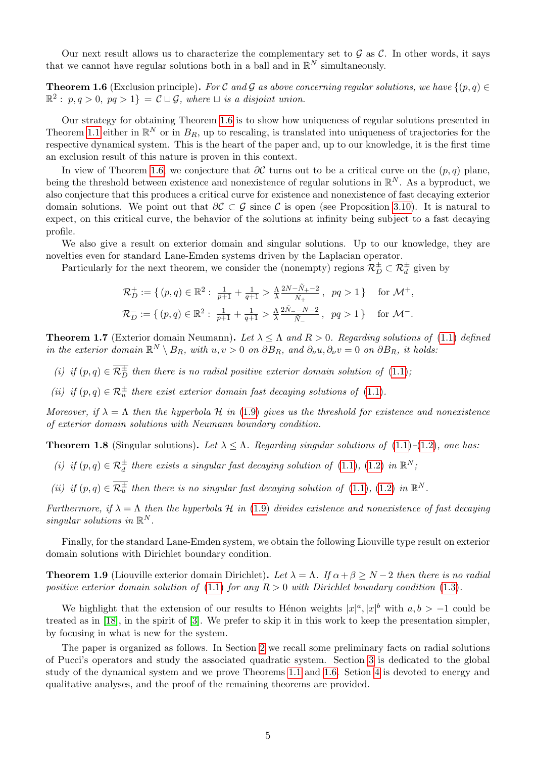Our next result allows us to characterize the complementary set to $\mathcal{G}$ as $\mathcal{C}$. In other words, it says that we cannot have regular solutions both in a ball and in $\mathbb{R}^N$ simultaneously.

**Theorem 1.6** (Exclusion principle)**.** *For $\mathcal{C}$ and $\mathcal{G}$ as above concerning regular solutions, we have $\{(p,q) \in \mathbb{R}^2 : \ p,q>0, \ pq>1\} = \mathcal{C} \sqcup \mathcal{G}$, where $\sqcup$ is a disjoint union.*

Our strategy for obtaining Theorem 1.6 is to show how uniqueness of regular solutions presented in Theorem 1.1 either in $\mathbb{R}^N$ or in $B_R$, up to rescaling, is translated into uniqueness of trajectories for the respective dynamical system. This is the heart of the paper and, up to our knowledge, it is the first time an exclusion result of this nature is proven in this context.

In view of Theorem 1.6, we conjecture that $\partial\mathcal{C}$ turns out to be a critical curve on the $(p,q)$ plane, being the threshold between existence and nonexistence of regular solutions in $\mathbb{R}^N$. As a byproduct, we also conjecture that this produces a critical curve for existence and nonexistence of fast decaying exterior domain solutions. We point out that $\partial\mathcal{C} \subset \mathcal{G}$ since $\mathcal{C}$ is open (see Proposition 3.10). It is natural to expect, on this critical curve, the behavior of the solutions at infinity being subject to a fast decaying profile.

We also give a result on exterior domain and singular solutions. Up to our knowledge, they are novelties even for standard Lane-Emden systems driven by the Laplacian operator.

Particularly for the next theorem, we consider the (nonempty) regions $\mathcal{R}_D^\pm \subset \mathcal{R}_d^\pm$ given by

$$\mathcal{R}_D^+ := \{\, (p,q) \in \mathbb{R}^2 : \ \tfrac{1}{p+1} + \tfrac{1}{q+1} > \tfrac{\Lambda}{\lambda} \tfrac{2N - \tilde{N}_+ - 2}{\tilde{N}_+}, \ \ pq > 1 \,\} \quad \text{for } \mathcal{M}^+,$$

$$\mathcal{R}_D^- := \{\, (p,q) \in \mathbb{R}^2 : \ \tfrac{1}{p+1} + \tfrac{1}{q+1} > \tfrac{\Lambda}{\lambda} \tfrac{2\tilde{N}_- - N - 2}{\tilde{N}_-}, \ \ pq > 1 \,\} \quad \text{for } \mathcal{M}^-.$$

**Theorem 1.7** (Exterior domain Neumann)**.** *Let $\lambda \le \Lambda$ and $R>0$. Regarding solutions of (1.1) defined in the exterior domain $\mathbb{R}^N \setminus B_R$, with $u,v>0$ on $\partial B_R$, and $\partial_\nu u, \partial_\nu v = 0$ on $\partial B_R$, it holds:*

*(i) if $(p,q) \in \overline{\mathcal{R}_D^\pm}$ then there is no radial positive exterior domain solution of (1.1);*

*(ii) if $(p,q) \in \mathcal{R}_u^\pm$ there exist exterior domain fast decaying solutions of (1.1).*

*Moreover, if $\lambda = \Lambda$ then the hyperbola $\mathcal{H}$ in (1.9) gives us the threshold for existence and nonexistence of exterior domain solutions with Neumann boundary condition.*

**Theorem 1.8** (Singular solutions)**.** *Let $\lambda \le \Lambda$. Regarding singular solutions of (1.1)–(1.2), one has:*

*(i) if $(p,q) \in \mathcal{R}_d^\pm$ there exists a singular fast decaying solution of (1.1), (1.2) in $\mathbb{R}^N$;*

*(ii) if $(p,q) \in \overline{\mathcal{R}_u^\pm}$ then there is no singular fast decaying solution of (1.1), (1.2) in $\mathbb{R}^N$.*

*Furthermore, if $\lambda = \Lambda$ then the hyperbola $\mathcal{H}$ in (1.9) divides existence and nonexistence of fast decaying singular solutions in $\mathbb{R}^N$.*

Finally, for the standard Lane-Emden system, we obtain the following Liouville type result on exterior domain solutions with Dirichlet boundary condition.

**Theorem 1.9** (Liouville exterior domain Dirichlet)**.** *Let $\lambda = \Lambda$. If $\alpha + \beta \ge N-2$ then there is no radial positive exterior domain solution of (1.1) for any $R>0$ with Dirichlet boundary condition (1.3).*

We highlight that the extension of our results to Hénon weights $|x|^a, |x|^b$ with $a,b>-1$ could be treated as in [18], in the spirit of [3]. We prefer to skip it in this work to keep the presentation simpler, by focusing in what is new for the system.

The paper is organized as follows. In Section 2 we recall some preliminary facts on radial solutions of Pucci's operators and study the associated quadratic system. Section 3 is dedicated to the global study of the dynamical system and we prove Theorems 1.1 and 1.6. Setion 4 is devoted to energy and qualitative analyses, and the proof of the remaining theorems are provided.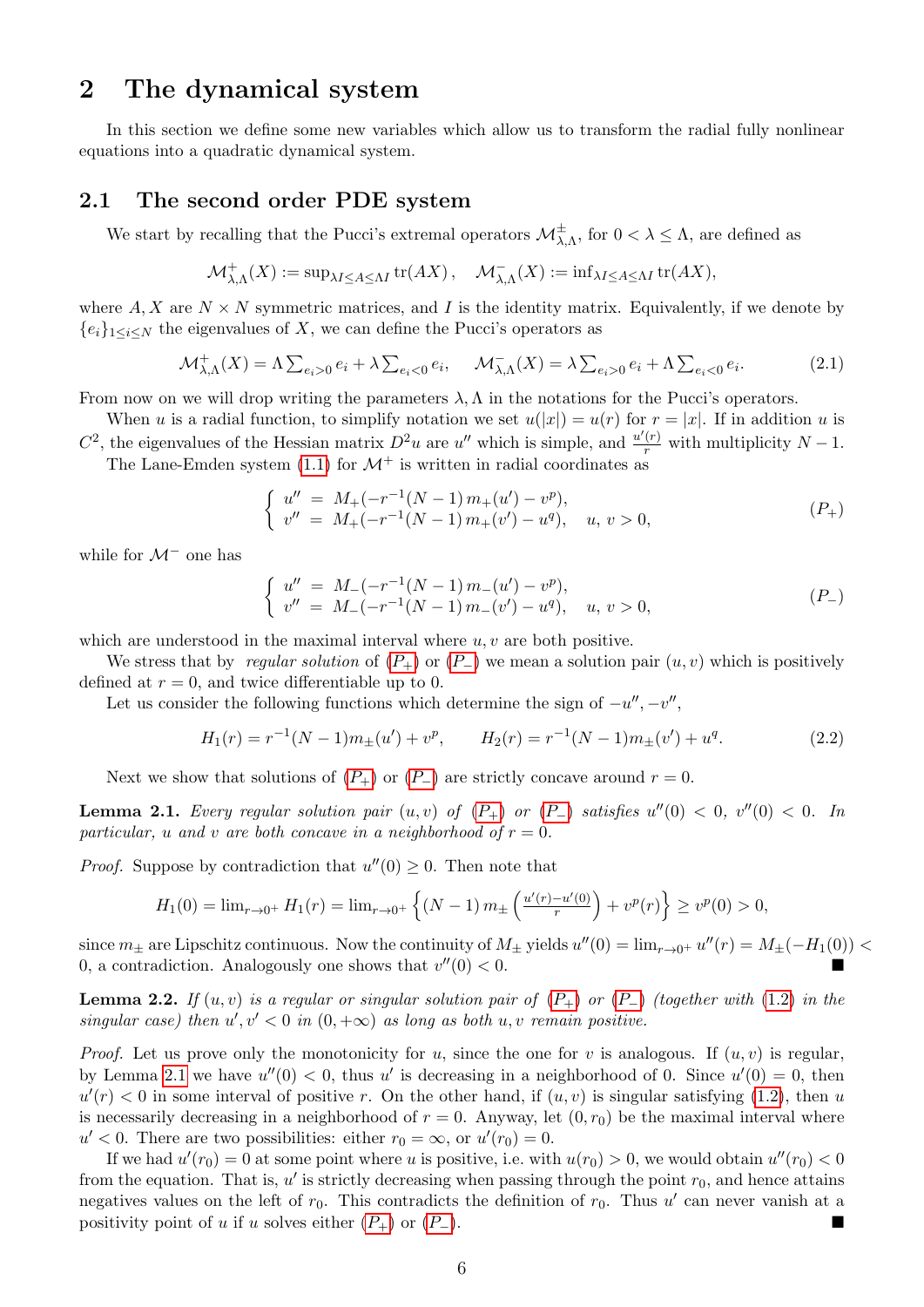# 2 The dynamical system

In this section we define some new variables which allow us to transform the radial fully nonlinear equations into a quadratic dynamical system.

## 2.1 The second order PDE system

We start by recalling that the Pucci's extremal operators $\mathcal{M}^{\pm}_{\lambda,\Lambda}$, for $0 < \lambda \leq \Lambda$, are defined as

$$\mathcal{M}^{+}_{\lambda,\Lambda}(X) := \sup_{\lambda I \leq A \leq \Lambda I} \operatorname{tr}(AX), \quad \mathcal{M}^{-}_{\lambda,\Lambda}(X) := \inf_{\lambda I \leq A \leq \Lambda I} \operatorname{tr}(AX),$$

where $A, X$ are $N \times N$ symmetric matrices, and $I$ is the identity matrix. Equivalently, if we denote by $\{e_i\}_{1 \leq i \leq N}$ the eigenvalues of $X$, we can define the Pucci's operators as

$$\mathcal{M}^{+}_{\lambda,\Lambda}(X) = \Lambda \textstyle\sum_{e_i>0} e_i + \lambda \textstyle\sum_{e_i<0} e_i, \quad \mathcal{M}^{-}_{\lambda,\Lambda}(X) = \lambda \textstyle\sum_{e_i>0} e_i + \Lambda \textstyle\sum_{e_i<0} e_i. \tag{2.1}$$

From now on we will drop writing the parameters $\lambda, \Lambda$ in the notations for the Pucci's operators.

When $u$ is a radial function, to simplify notation we set $u(|x|) = u(r)$ for $r = |x|$. If in addition $u$ is $C^2$, the eigenvalues of the Hessian matrix $D^2u$ are $u''$ which is simple, and $\frac{u'(r)}{r}$ with multiplicity $N-1$.

The Lane-Emden system (1.1) for $\mathcal{M}^+$ is written in radial coordinates as

$$\begin{cases} u'' = M_+(-r^{-1}(N-1)\, m_+(u') - v^p), \\ v'' = M_+(-r^{-1}(N-1)\, m_+(v') - u^q), \quad u,\, v > 0, \end{cases} \tag{$P_+$}$$

while for $\mathcal{M}^-$ one has

$$\begin{cases} u'' = M_-(-r^{-1}(N-1)\, m_-(u') - v^p), \\ v'' = M_-(-r^{-1}(N-1)\, m_-(v') - u^q), \quad u,\, v > 0, \end{cases} \tag{$P_-$}$$

which are understood in the maximal interval where $u, v$ are both positive.

We stress that by *regular solution* of ($P_+$) or ($P_-$) we mean a solution pair $(u, v)$ which is positively defined at $r = 0$, and twice differentiable up to 0.

Let us consider the following functions which determine the sign of $-u'', -v''$,

$$H_1(r) = r^{-1}(N-1)m_\pm(u') + v^p, \qquad H_2(r) = r^{-1}(N-1)m_\pm(v') + u^q. \tag{2.2}$$

Next we show that solutions of ($P_+$) or ($P_-$) are strictly concave around $r = 0$.

**Lemma 2.1.** *Every regular solution pair $(u, v)$ of ($P_+$) or ($P_-$) satisfies $u''(0) < 0$, $v''(0) < 0$. In particular, $u$ and $v$ are both concave in a neighborhood of $r = 0$.*

*Proof.* Suppose by contradiction that $u''(0) \geq 0$. Then note that

$$H_1(0) = \lim_{r\to 0^+} H_1(r) = \lim_{r\to 0^+} \left\{ (N-1)\, m_\pm \left( \tfrac{u'(r) - u'(0)}{r} \right) + v^p(r) \right\} \geq v^p(0) > 0,$$

since $m_\pm$ are Lipschitz continuous. Now the continuity of $M_\pm$ yields $u''(0) = \lim_{r\to 0^+} u''(r) = M_\pm(-H_1(0)) < 0$, a contradiction. Analogously one shows that $v''(0) < 0$. ∎

**Lemma 2.2.** *If $(u, v)$ is a regular or singular solution pair of ($P_+$) or ($P_-$) (together with (1.2) in the singular case) then $u', v' < 0$ in $(0, +\infty)$ as long as both $u, v$ remain positive.*

*Proof.* Let us prove only the monotonicity for $u$, since the one for $v$ is analogous. If $(u, v)$ is regular, by Lemma 2.1 we have $u''(0) < 0$, thus $u'$ is decreasing in a neighborhood of 0. Since $u'(0) = 0$, then $u'(r) < 0$ in some interval of positive $r$. On the other hand, if $(u, v)$ is singular satisfying (1.2), then $u$ is necessarily decreasing in a neighborhood of $r = 0$. Anyway, let $(0, r_0)$ be the maximal interval where $u' < 0$. There are two possibilities: either $r_0 = \infty$, or $u'(r_0) = 0$.

If we had $u'(r_0) = 0$ at some point where $u$ is positive, i.e. with $u(r_0) > 0$, we would obtain $u''(r_0) < 0$ from the equation. That is, $u'$ is strictly decreasing when passing through the point $r_0$, and hence attains negatives values on the left of $r_0$. This contradicts the definition of $r_0$. Thus $u'$ can never vanish at a positivity point of $u$ if $u$ solves either ($P_+$) or ($P_-$). ∎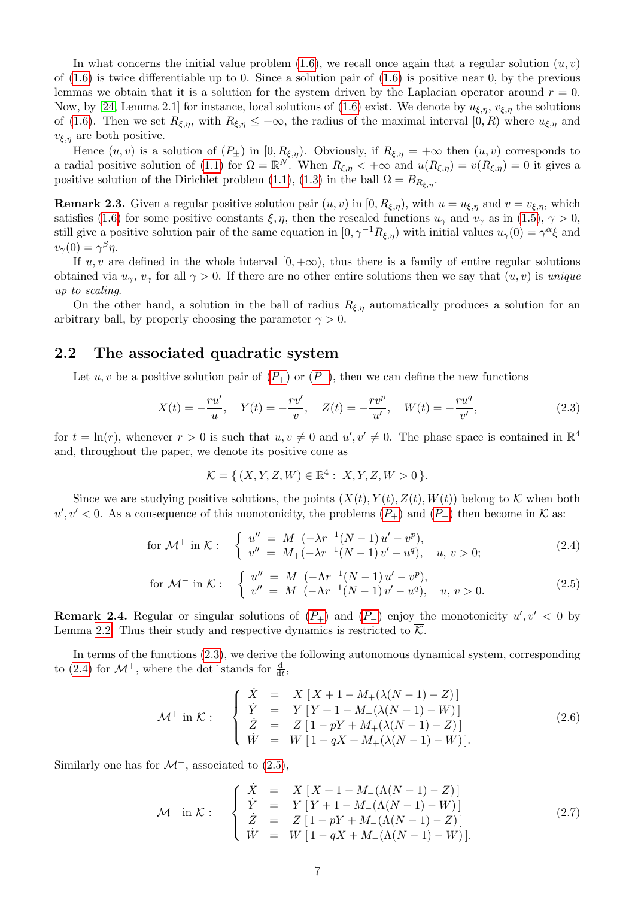In what concerns the initial value problem (1.6), we recall once again that a regular solution $(u, v)$ of (1.6) is twice differentiable up to 0. Since a solution pair of (1.6) is positive near 0, by the previous lemmas we obtain that it is a solution for the system driven by the Laplacian operator around $r = 0$. Now, by [24, Lemma 2.1] for instance, local solutions of (1.6) exist. We denote by $u_{\xi,\eta}$, $v_{\xi,\eta}$ the solutions of (1.6). Then we set $R_{\xi,\eta}$, with $R_{\xi,\eta} \le +\infty$, the radius of the maximal interval $[0, R)$ where $u_{\xi,\eta}$ and $v_{\xi,\eta}$ are both positive.

Hence $(u, v)$ is a solution of $(P_\pm)$ in $[0, R_{\xi,\eta})$. Obviously, if $R_{\xi,\eta} = +\infty$ then $(u, v)$ corresponds to a radial positive solution of (1.1) for $\Omega = \mathbb{R}^N$. When $R_{\xi,\eta} < +\infty$ and $u(R_{\xi,\eta}) = v(R_{\xi,\eta}) = 0$ it gives a positive solution of the Dirichlet problem (1.1), (1.3) in the ball $\Omega = B_{R_{\xi,\eta}}$.

**Remark 2.3.** Given a regular positive solution pair $(u, v)$ in $[0, R_{\xi,\eta})$, with $u = u_{\xi,\eta}$ and $v = v_{\xi,\eta}$, which satisfies (1.6) for some positive constants $\xi, \eta$, then the rescaled functions $u_\gamma$ and $v_\gamma$ as in (1.5), $\gamma > 0$, still give a positive solution pair of the same equation in $[0, \gamma^{-1} R_{\xi,\eta})$ with initial values $u_\gamma(0) = \gamma^\alpha \xi$ and $v_\gamma(0) = \gamma^\beta \eta$.

If $u, v$ are defined in the whole interval $[0, +\infty)$, thus there is a family of entire regular solutions obtained via $u_\gamma$, $v_\gamma$ for all $\gamma > 0$. If there are no other entire solutions then we say that $(u, v)$ is *unique up to scaling*.

On the other hand, a solution in the ball of radius $R_{\xi,\eta}$ automatically produces a solution for an arbitrary ball, by properly choosing the parameter $\gamma > 0$.

## 2.2 The associated quadratic system

Let $u, v$ be a positive solution pair of $(P_+)$ or $(P_-)$, then we can define the new functions

$$X(t) = -\frac{ru'}{u}, \quad Y(t) = -\frac{rv'}{v}, \quad Z(t) = -\frac{rv^p}{u'}, \quad W(t) = -\frac{ru^q}{v'}, \tag{2.3}$$

for $t = \ln(r)$, whenever $r > 0$ is such that $u, v \neq 0$ and $u', v' \neq 0$. The phase space is contained in $\mathbb{R}^4$ and, throughout the paper, we denote its positive cone as

$$\mathcal{K} = \{\, (X, Y, Z, W) \in \mathbb{R}^4 : \; X, Y, Z, W > 0 \,\}.$$

Since we are studying positive solutions, the points $(X(t), Y(t), Z(t), W(t))$ belong to $\mathcal{K}$ when both $u', v' < 0$. As a consequence of this monotonicity, the problems $(P_+)$ and $(P_-)$ then become in $\mathcal{K}$ as:

$$\text{for } \mathcal{M}^+ \text{ in } \mathcal{K}: \quad \begin{cases} u'' \; = \; M_+(-\lambda r^{-1}(N-1)\, u' - v^p), \\ v'' \; = \; M_+(-\lambda r^{-1}(N-1)\, v' - u^q), \quad u,\, v > 0; \end{cases} \tag{2.4}$$

$$\text{for } \mathcal{M}^- \text{ in } \mathcal{K}: \quad \begin{cases} u'' \; = \; M_-(-\Lambda r^{-1}(N-1)\, u' - v^p), \\ v'' \; = \; M_-(-\Lambda r^{-1}(N-1)\, v' - u^q), \quad u,\, v > 0. \end{cases} \tag{2.5}$$

**Remark 2.4.** Regular or singular solutions of $(P_+)$ and $(P_-)$ enjoy the monotonicity $u', v' < 0$ by Lemma 2.2. Thus their study and respective dynamics is restricted to $\overline{\mathcal{K}}$.

In terms of the functions (2.3), we derive the following autonomous dynamical system, corresponding to (2.4) for $\mathcal{M}^+$, where the dot $\dot{}$ stands for $\frac{\mathrm{d}}{\mathrm{d}t}$,

$$\mathcal{M}^+ \text{ in } \mathcal{K}: \quad \begin{cases} \dot{X} &= \; X\,[\, X + 1 - M_+(\lambda(N-1) - Z)\,] \\ \dot{Y} &= \; Y\,[\, Y + 1 - M_+(\lambda(N-1) - W)\,] \\ \dot{Z} &= \; Z\,[\, 1 - pY + M_+(\lambda(N-1) - Z)\,] \\ \dot{W} &= \; W\,[\, 1 - qX + M_+(\lambda(N-1) - W)\,]. \end{cases} \tag{2.6}$$

Similarly one has for $\mathcal{M}^-$, associated to (2.5),

$$\mathcal{M}^- \text{ in } \mathcal{K}: \quad \begin{cases} \dot{X} &= \; X\,[\, X + 1 - M_-(\Lambda(N-1) - Z)\,] \\ \dot{Y} &= \; Y\,[\, Y + 1 - M_-(\Lambda(N-1) - W)\,] \\ \dot{Z} &= \; Z\,[\, 1 - pY + M_-(\Lambda(N-1) - Z)\,] \\ \dot{W} &= \; W\,[\, 1 - qX + M_-(\Lambda(N-1) - W)\,]. \end{cases} \tag{2.7}$$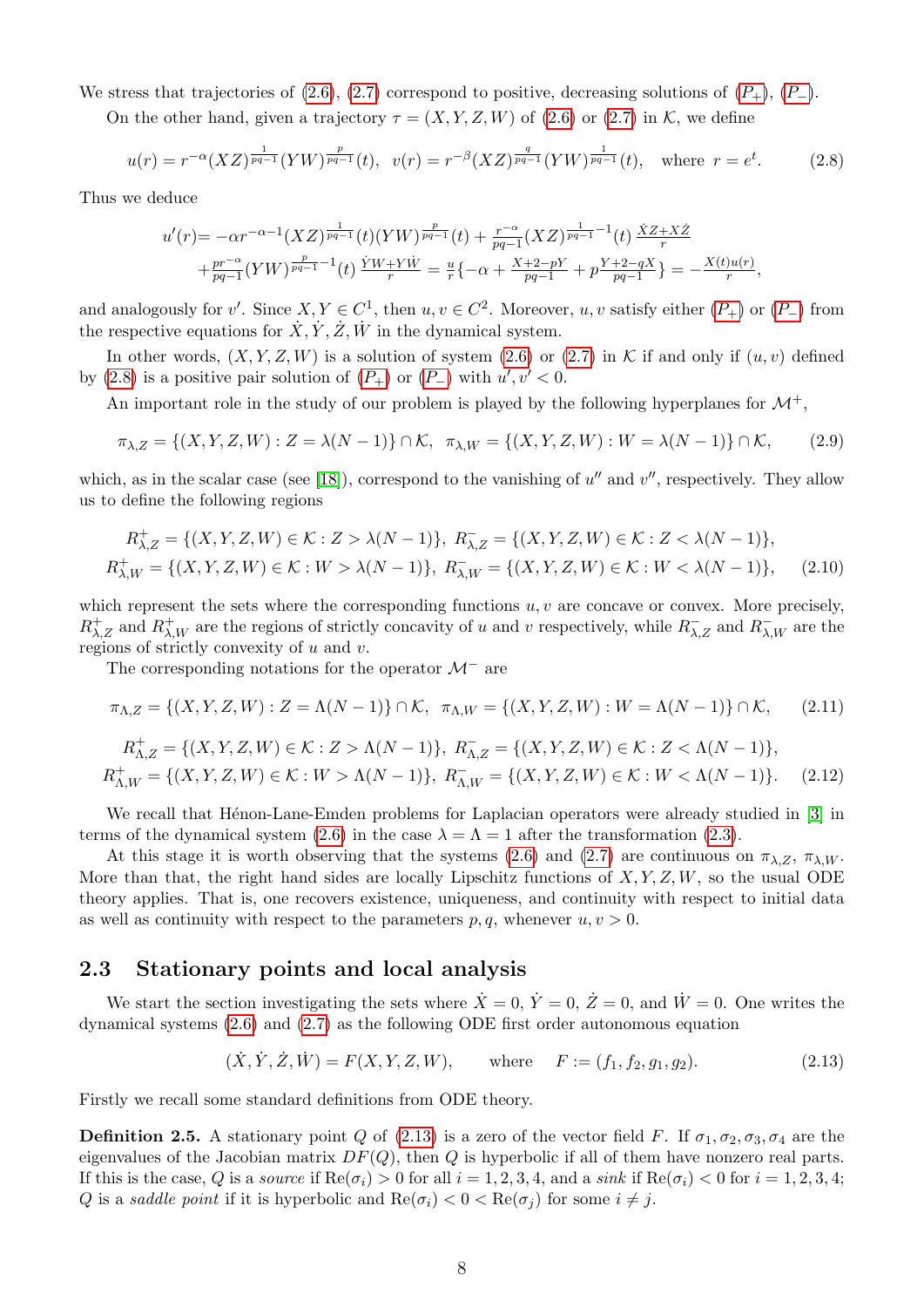We stress that trajectories of (2.6), (2.7) correspond to positive, decreasing solutions of ($P_+$), ($P_-$).

On the other hand, given a trajectory $\tau = (X, Y, Z, W)$ of (2.6) or (2.7) in $\mathcal{K}$, we define

$$u(r) = r^{-\alpha}(XZ)^{\frac{1}{pq-1}}(YW)^{\frac{p}{pq-1}}(t), \;\; v(r) = r^{-\beta}(XZ)^{\frac{q}{pq-1}}(YW)^{\frac{1}{pq-1}}(t), \quad \text{where } r = e^t. \tag{2.8}$$

Thus we deduce

$$\begin{aligned} u'(r) =& -\alpha r^{-\alpha-1}(XZ)^{\frac{1}{pq-1}}(t)(YW)^{\frac{p}{pq-1}}(t) + \tfrac{r^{-\alpha}}{pq-1}(XZ)^{\frac{1}{pq-1}-1}(t)\,\tfrac{\dot{X}Z+X\dot{Z}}{r} \\ &+ \tfrac{pr^{-\alpha}}{pq-1}(YW)^{\frac{p}{pq-1}-1}(t)\,\tfrac{\dot{Y}W+Y\dot{W}}{r} = \tfrac{u}{r}\{-\alpha + \tfrac{X+2-pY}{pq-1} + p\tfrac{Y+2-qX}{pq-1}\} = -\tfrac{X(t)u(r)}{r}, \end{aligned}$$

and analogously for $v'$. Since $X, Y \in C^1$, then $u, v \in C^2$. Moreover, $u, v$ satisfy either ($P_+$) or ($P_-$) from the respective equations for $\dot{X}, \dot{Y}, \dot{Z}, \dot{W}$ in the dynamical system.

In other words, $(X, Y, Z, W)$ is a solution of system (2.6) or (2.7) in $\mathcal{K}$ if and only if $(u, v)$ defined by (2.8) is a positive pair solution of ($P_+$) or ($P_-$) with $u', v' < 0$.

An important role in the study of our problem is played by the following hyperplanes for $\mathcal{M}^+$,

$$\pi_{\lambda,Z} = \{(X, Y, Z, W) : Z = \lambda(N-1)\} \cap \mathcal{K}, \;\; \pi_{\lambda,W} = \{(X, Y, Z, W) : W = \lambda(N-1)\} \cap \mathcal{K}, \tag{2.9}$$

which, as in the scalar case (see [18]), correspond to the vanishing of $u''$ and $v''$, respectively. They allow us to define the following regions

$$\begin{aligned} R^+_{\lambda,Z} &= \{(X, Y, Z, W) \in \mathcal{K} : Z > \lambda(N-1)\}, \; R^-_{\lambda,Z} = \{(X, Y, Z, W) \in \mathcal{K} : Z < \lambda(N-1)\}, \\ R^+_{\lambda,W} &= \{(X, Y, Z, W) \in \mathcal{K} : W > \lambda(N-1)\}, \; R^-_{\lambda,W} = \{(X, Y, Z, W) \in \mathcal{K} : W < \lambda(N-1)\}, \end{aligned} \tag{2.10}$$

which represent the sets where the corresponding functions $u, v$ are concave or convex. More precisely, $R^+_{\lambda,Z}$ and $R^+_{\lambda,W}$ are the regions of strictly concavity of $u$ and $v$ respectively, while $R^-_{\lambda,Z}$ and $R^-_{\lambda,W}$ are the regions of strictly convexity of $u$ and $v$.

The corresponding notations for the operator $\mathcal{M}^-$ are

$$\pi_{\Lambda,Z} = \{(X, Y, Z, W) : Z = \Lambda(N-1)\} \cap \mathcal{K}, \;\; \pi_{\Lambda,W} = \{(X, Y, Z, W) : W = \Lambda(N-1)\} \cap \mathcal{K}, \tag{2.11}$$

$$\begin{aligned} R^+_{\Lambda,Z} &= \{(X, Y, Z, W) \in \mathcal{K} : Z > \Lambda(N-1)\}, \; R^-_{\Lambda,Z} = \{(X, Y, Z, W) \in \mathcal{K} : Z < \Lambda(N-1)\}, \\ R^+_{\Lambda,W} &= \{(X, Y, Z, W) \in \mathcal{K} : W > \Lambda(N-1)\}, \; R^-_{\Lambda,W} = \{(X, Y, Z, W) \in \mathcal{K} : W < \Lambda(N-1)\}. \end{aligned} \tag{2.12}$$

We recall that Hénon-Lane-Emden problems for Laplacian operators were already studied in [3] in terms of the dynamical system (2.6) in the case $\lambda = \Lambda = 1$ after the transformation (2.3).

At this stage it is worth observing that the systems (2.6) and (2.7) are continuous on $\pi_{\lambda,Z}$, $\pi_{\lambda,W}$. More than that, the right hand sides are locally Lipschitz functions of $X, Y, Z, W$, so the usual ODE theory applies. That is, one recovers existence, uniqueness, and continuity with respect to initial data as well as continuity with respect to the parameters $p, q$, whenever $u, v > 0$.

## 2.3 Stationary points and local analysis

We start the section investigating the sets where $\dot{X} = 0$, $\dot{Y} = 0$, $\dot{Z} = 0$, and $\dot{W} = 0$. One writes the dynamical systems (2.6) and (2.7) as the following ODE first order autonomous equation

$$(\dot{X}, \dot{Y}, \dot{Z}, \dot{W}) = F(X, Y, Z, W), \qquad \text{where} \quad F := (f_1, f_2, g_1, g_2). \tag{2.13}$$

Firstly we recall some standard definitions from ODE theory.

**Definition 2.5.** A stationary point $Q$ of (2.13) is a zero of the vector field $F$. If $\sigma_1, \sigma_2, \sigma_3, \sigma_4$ are the eigenvalues of the Jacobian matrix $DF(Q)$, then $Q$ is hyperbolic if all of them have nonzero real parts. If this is the case, $Q$ is a *source* if $\mathrm{Re}(\sigma_i) > 0$ for all $i = 1, 2, 3, 4$, and a *sink* if $\mathrm{Re}(\sigma_i) < 0$ for $i = 1, 2, 3, 4$; $Q$ is a *saddle point* if it is hyperbolic and $\mathrm{Re}(\sigma_i) < 0 < \mathrm{Re}(\sigma_j)$ for some $i \neq j$.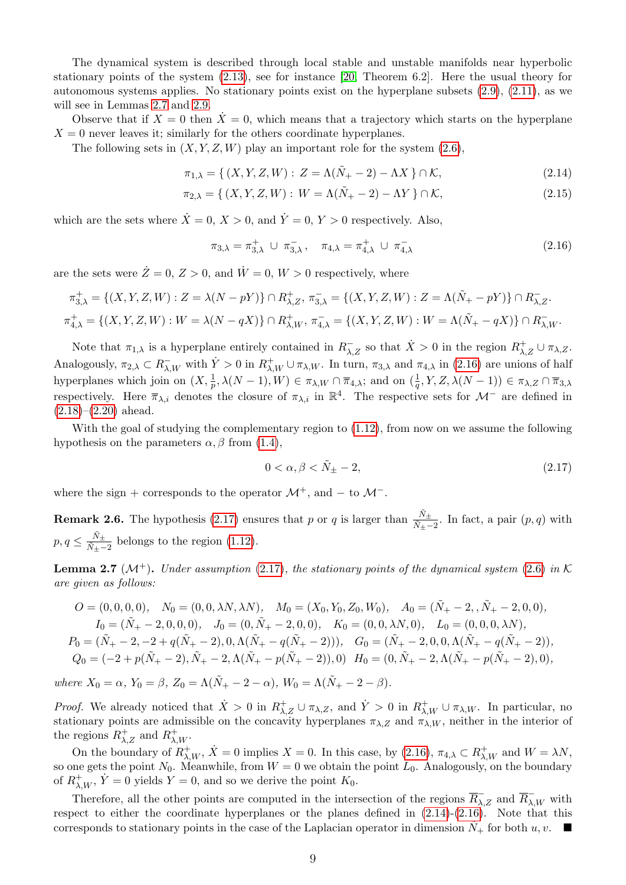The dynamical system is described through local stable and unstable manifolds near hyperbolic stationary points of the system (2.13), see for instance [20, Theorem 6.2]. Here the usual theory for autonomous systems applies. No stationary points exist on the hyperplane subsets (2.9), (2.11), as we will see in Lemmas 2.7 and 2.9.

Observe that if $X = 0$ then $\dot{X} = 0$, which means that a trajectory which starts on the hyperplane $X = 0$ never leaves it; similarly for the others coordinate hyperplanes.

The following sets in $(X, Y, Z, W)$ play an important role for the system (2.6),

$$\pi_{1,\lambda} = \{ (X, Y, Z, W) : Z = \Lambda(\tilde{N}_+ - 2) - \Lambda X \} \cap \mathcal{K}, \tag{2.14}$$

$$\pi_{2,\lambda} = \{ (X, Y, Z, W) : W = \Lambda(\tilde{N}_+ - 2) - \Lambda Y \} \cap \mathcal{K}, \tag{2.15}$$

which are the sets where $\dot{X} = 0$, $X > 0$, and $\dot{Y} = 0$, $Y > 0$ respectively. Also,

$$\pi_{3,\lambda} = \pi_{3,\lambda}^{+} \cup \pi_{3,\lambda}^{-}, \quad \pi_{4,\lambda} = \pi_{4,\lambda}^{+} \cup \pi_{4,\lambda}^{-} \tag{2.16}$$

are the sets were $\dot{Z} = 0$, $Z > 0$, and $\dot{W} = 0$, $W > 0$ respectively, where

$$\pi_{3,\lambda}^{+} = \{(X,Y,Z,W) : Z = \lambda(N - pY)\} \cap R_{\lambda,Z}^{+},\ \pi_{3,\lambda}^{-} = \{(X,Y,Z,W) : Z = \Lambda(\tilde{N}_+ - pY)\} \cap R_{\lambda,Z}^{-}.$$

$$\pi_{4,\lambda}^{+} = \{(X,Y,Z,W) : W = \lambda(N - qX)\} \cap R_{\lambda,W}^{+},\ \pi_{4,\lambda}^{-} = \{(X,Y,Z,W) : W = \Lambda(\tilde{N}_+ - qX)\} \cap R_{\lambda,W}^{-}.$$

Note that $\pi_{1,\lambda}$ is a hyperplane entirely contained in $R_{\lambda,Z}^{-}$ so that $\dot{X} > 0$ in the region $R_{\lambda,Z}^{+} \cup \pi_{\lambda,Z}$. Analogously, $\pi_{2,\lambda} \subset R_{\lambda,W}^{-}$ with $\dot{Y} > 0$ in $R_{\lambda,W}^{+} \cup \pi_{\lambda,W}$. In turn, $\pi_{3,\lambda}$ and $\pi_{4,\lambda}$ in (2.16) are unions of half hyperplanes which join on $(X, \frac{1}{p}, \lambda(N-1), W) \in \pi_{\lambda,W} \cap \overline{\pi}_{4,\lambda}$; and on $(\frac{1}{q}, Y, Z, \lambda(N-1)) \in \pi_{\lambda,Z} \cap \overline{\pi}_{3,\lambda}$ respectively. Here $\overline{\pi}_{\lambda,i}$ denotes the closure of $\pi_{\lambda,i}$ in $\mathbb{R}^4$. The respective sets for $\mathcal{M}^-$ are defined in (2.18)–(2.20) ahead.

With the goal of studying the complementary region to (1.12), from now on we assume the following hypothesis on the parameters $\alpha, \beta$ from (1.4),

$$0 < \alpha, \beta < \tilde{N}_\pm - 2, \tag{2.17}$$

where the sign $+$ corresponds to the operator $\mathcal{M}^+$, and $-$ to $\mathcal{M}^-$.

**Remark 2.6.** The hypothesis (2.17) ensures that $p$ or $q$ is larger than $\frac{\tilde{N}_\pm}{\tilde{N}_\pm - 2}$. In fact, a pair $(p, q)$ with $p, q \leq \frac{\tilde{N}_\pm}{\tilde{N}_\pm - 2}$ belongs to the region (1.12).

**Lemma 2.7** ($\mathcal{M}^+$). *Under assumption (2.17), the stationary points of the dynamical system (2.6) in $\mathcal{K}$ are given as follows:*

$$O = (0,0,0,0), \quad N_0 = (0,0,\lambda N, \lambda N), \quad M_0 = (X_0, Y_0, Z_0, W_0), \quad A_0 = (\tilde{N}_+ - 2, , \tilde{N}_+ - 2, 0, 0),$$
$$I_0 = (\tilde{N}_+ - 2, 0,0,0), \quad J_0 = (0, \tilde{N}_+ - 2, 0, 0), \quad K_0 = (0,0,\lambda N, 0), \quad L_0 = (0,0,0,\lambda N),$$
$$P_0 = (\tilde{N}_+ - 2, -2 + q(\tilde{N}_+ - 2), 0, \Lambda(\tilde{N}_+ - q(\tilde{N}_+ - 2))), \quad G_0 = (\tilde{N}_+ - 2, 0, 0, \Lambda(\tilde{N}_+ - q(\tilde{N}_+ - 2)),$$
$$Q_0 = (-2 + p(\tilde{N}_+ - 2), \tilde{N}_+ - 2, \Lambda(\tilde{N}_+ - p(\tilde{N}_+ - 2)), 0) \quad H_0 = (0, \tilde{N}_+ - 2, \Lambda(\tilde{N}_+ - p(\tilde{N}_+ - 2), 0),$$

*where $X_0 = \alpha$, $Y_0 = \beta$, $Z_0 = \Lambda(\tilde{N}_+ - 2 - \alpha)$, $W_0 = \Lambda(\tilde{N}_+ - 2 - \beta)$.*

*Proof.* We already noticed that $\dot{X} > 0$ in $R_{\lambda,Z}^{+} \cup \pi_{\lambda,Z}$, and $\dot{Y} > 0$ in $R_{\lambda,W}^{+} \cup \pi_{\lambda,W}$. In particular, no stationary points are admissible on the concavity hyperplanes $\pi_{\lambda,Z}$ and $\pi_{\lambda,W}$, neither in the interior of the regions $R_{\lambda,Z}^{+}$ and $R_{\lambda,W}^{+}$.

On the boundary of $R_{\lambda,W}^{+}$, $\dot{X} = 0$ implies $X = 0$. In this case, by (2.16), $\pi_{4,\lambda} \subset R_{\lambda,W}^{+}$ and $W = \lambda N$, so one gets the point $N_0$. Meanwhile, from $W = 0$ we obtain the point $L_0$. Analogously, on the boundary of $R_{\lambda,W}^{+}$, $\dot{Y} = 0$ yields $Y = 0$, and so we derive the point $K_0$.

Therefore, all the other points are computed in the intersection of the regions $\overline{R}_{\lambda,Z}^{-}$ and $\overline{R}_{\lambda,W}^{-}$ with respect to either the coordinate hyperplanes or the planes defined in (2.14)-(2.16). Note that this corresponds to stationary points in the case of the Laplacian operator in dimension $\tilde{N}_+$ for both $u, v$. ■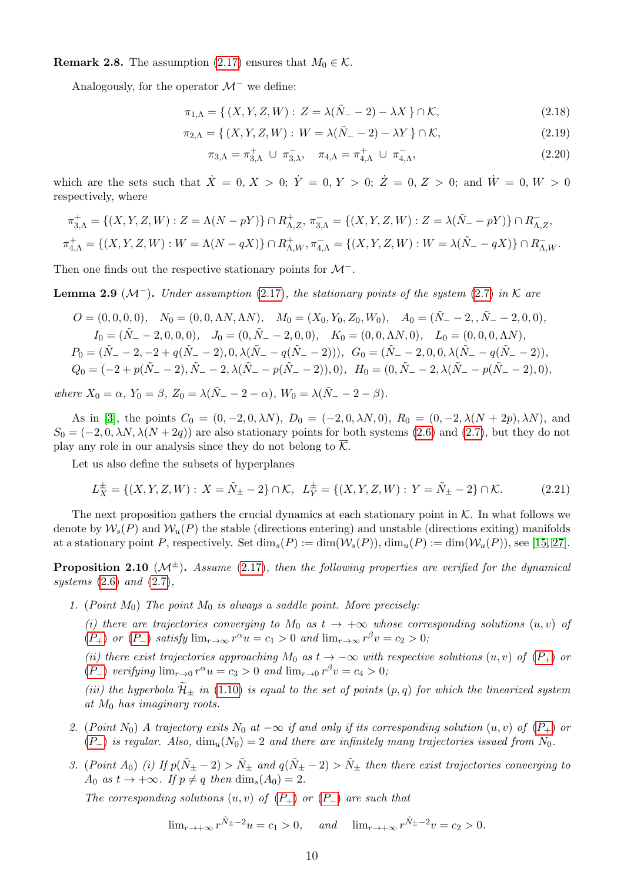**Remark 2.8.** The assumption (2.17) ensures that $M_0 \in \mathcal{K}$.

Analogously, for the operator $\mathcal{M}^-$ we define:

$$\pi_{1,\Lambda} = \{\, (X, Y, Z, W) : \, Z = \lambda(\tilde{N}_- - 2) - \lambda X \,\} \cap \mathcal{K}, \tag{2.18}$$

$$\pi_{2,\Lambda} = \{\, (X, Y, Z, W) : \, W = \lambda(\tilde{N}_- - 2) - \lambda Y \,\} \cap \mathcal{K}, \tag{2.19}$$

$$\pi_{3,\Lambda} = \pi^+_{3,\Lambda} \,\cup\, \pi^-_{3,\lambda}, \quad \pi_{4,\Lambda} = \pi^+_{4,\Lambda} \,\cup\, \pi^-_{4,\Lambda}, \tag{2.20}$$

which are the sets such that $\dot{X} = 0$, $X > 0$; $\dot{Y} = 0$, $Y > 0$; $\dot{Z} = 0$, $Z > 0$; and $\dot{W} = 0$, $W > 0$ respectively, where

$$\pi^+_{3,\Lambda} = \{(X, Y, Z, W) : Z = \Lambda(N - pY)\} \cap R^+_{\Lambda,Z}, \; \pi^-_{3,\Lambda} = \{(X, Y, Z, W) : Z = \lambda(\tilde{N}_- - pY)\} \cap R^-_{\Lambda,Z},$$

$$\pi^+_{4,\Lambda} = \{(X, Y, Z, W) : W = \Lambda(N - qX)\} \cap R^+_{\Lambda,W}, \pi^-_{4,\Lambda} = \{(X, Y, Z, W) : W = \lambda(\tilde{N}_- - qX)\} \cap R^-_{\Lambda,W}.$$

Then one finds out the respective stationary points for $\mathcal{M}^-$.

**Lemma 2.9** ($\mathcal{M}^-$)**.** *Under assumption (2.17), the stationary points of the system (2.7) in $\mathcal{K}$ are*

$$O = (0, 0, 0, 0), \quad N_0 = (0, 0, \Lambda N, \Lambda N), \quad M_0 = (X_0, Y_0, Z_0, W_0), \quad A_0 = (\tilde{N}_- - 2, , \tilde{N}_- - 2, 0, 0),$$
$$I_0 = (\tilde{N}_- - 2, 0, 0, 0), \quad J_0 = (0, \tilde{N}_- - 2, 0, 0), \quad K_0 = (0, 0, \Lambda N, 0), \quad L_0 = (0, 0, 0, \Lambda N),$$
$$P_0 = (\tilde{N}_- - 2, -2 + q(\tilde{N}_- - 2), 0, \lambda(\tilde{N}_- - q(\tilde{N}_- - 2))), \; G_0 = (\tilde{N}_- - 2, 0, 0, \lambda(\tilde{N}_- - q(\tilde{N}_- - 2)),$$
$$Q_0 = (-2 + p(\tilde{N}_- - 2), \tilde{N}_- - 2, \lambda(\tilde{N}_- - p(\tilde{N}_- - 2)), 0), \; H_0 = (0, \tilde{N}_- - 2, \lambda(\tilde{N}_- - p(\tilde{N}_- - 2), 0),$$

*where $X_0 = \alpha$, $Y_0 = \beta$, $Z_0 = \lambda(\tilde{N}_- - 2 - \alpha)$, $W_0 = \lambda(\tilde{N}_- - 2 - \beta)$.*

As in [3], the points $C_0 = (0, -2, 0, \lambda N)$, $D_0 = (-2, 0, \lambda N, 0)$, $R_0 = (0, -2, \lambda(N + 2p), \lambda N)$, and $S_0 = (-2, 0, \lambda N, \lambda(N + 2q))$ are also stationary points for both systems (2.6) and (2.7), but they do not play any role in our analysis since they do not belong to $\overline{\mathcal{K}}$.

Let us also define the subsets of hyperplanes

$$L^\pm_X = \{(X, Y, Z, W) : \; X = \tilde{N}_\pm - 2\} \cap \mathcal{K}, \;\; L^\pm_Y = \{(X, Y, Z, W) : \; Y = \tilde{N}_\pm - 2\} \cap \mathcal{K}. \tag{2.21}$$

The next proposition gathers the crucial dynamics at each stationary point in $\mathcal{K}$. In what follows we denote by $\mathcal{W}_s(P)$ and $\mathcal{W}_u(P)$ the stable (directions entering) and unstable (directions exiting) manifolds at a stationary point $P$, respectively. Set $\dim_s(P) := \dim(\mathcal{W}_s(P))$, $\dim_u(P) := \dim(\mathcal{W}_u(P))$, see [15, 27].

**Proposition 2.10** ($\mathcal{M}^\pm$)**.** *Assume (2.17), then the following properties are verified for the dynamical systems (2.6) and (2.7),*

1. *(Point $M_0$) The point $M_0$ is always a saddle point. More precisely:*

   *(i) there are trajectories converging to $M_0$ as $t \to +\infty$ whose corresponding solutions $(u, v)$ of ($P_+$) or ($P_-$) satisfy $\lim_{r\to\infty} r^\alpha u = c_1 > 0$ and $\lim_{r\to\infty} r^\beta v = c_2 > 0$;*

   *(ii) there exist trajectories approaching $M_0$ as $t \to -\infty$ with respective solutions $(u, v)$ of ($P_+$) or ($P_-$) verifying $\lim_{r\to 0} r^\alpha u = c_3 > 0$ and $\lim_{r\to 0} r^\beta v = c_4 > 0$;*

   *(iii) the hyperbola $\widetilde{\mathcal{H}}_\pm$ in (1.10) is equal to the set of points $(p, q)$ for which the linearized system at $M_0$ has imaginary roots.*

2. *(Point $N_0$) A trajectory exits $N_0$ at $-\infty$ if and only if its corresponding solution $(u, v)$ of ($P_+$) or ($P_-$) is regular. Also, $\dim_u(N_0) = 2$ and there are infinitely many trajectories issued from $N_0$.*

3. *(Point $A_0$) (i) If $p(\tilde{N}_\pm - 2) > \tilde{N}_\pm$ and $q(\tilde{N}_\pm - 2) > \tilde{N}_\pm$ then there exist trajectories converging to $A_0$ as $t \to +\infty$. If $p \neq q$ then $\dim_s(A_0) = 2$.*

   *The corresponding solutions $(u, v)$ of ($P_+$) or ($P_-$) are such that*

$$\lim_{r\to+\infty} r^{\tilde{N}_\pm - 2} u = c_1 > 0, \quad \text{and} \quad \lim_{r\to+\infty} r^{\tilde{N}_\pm - 2} v = c_2 > 0.$$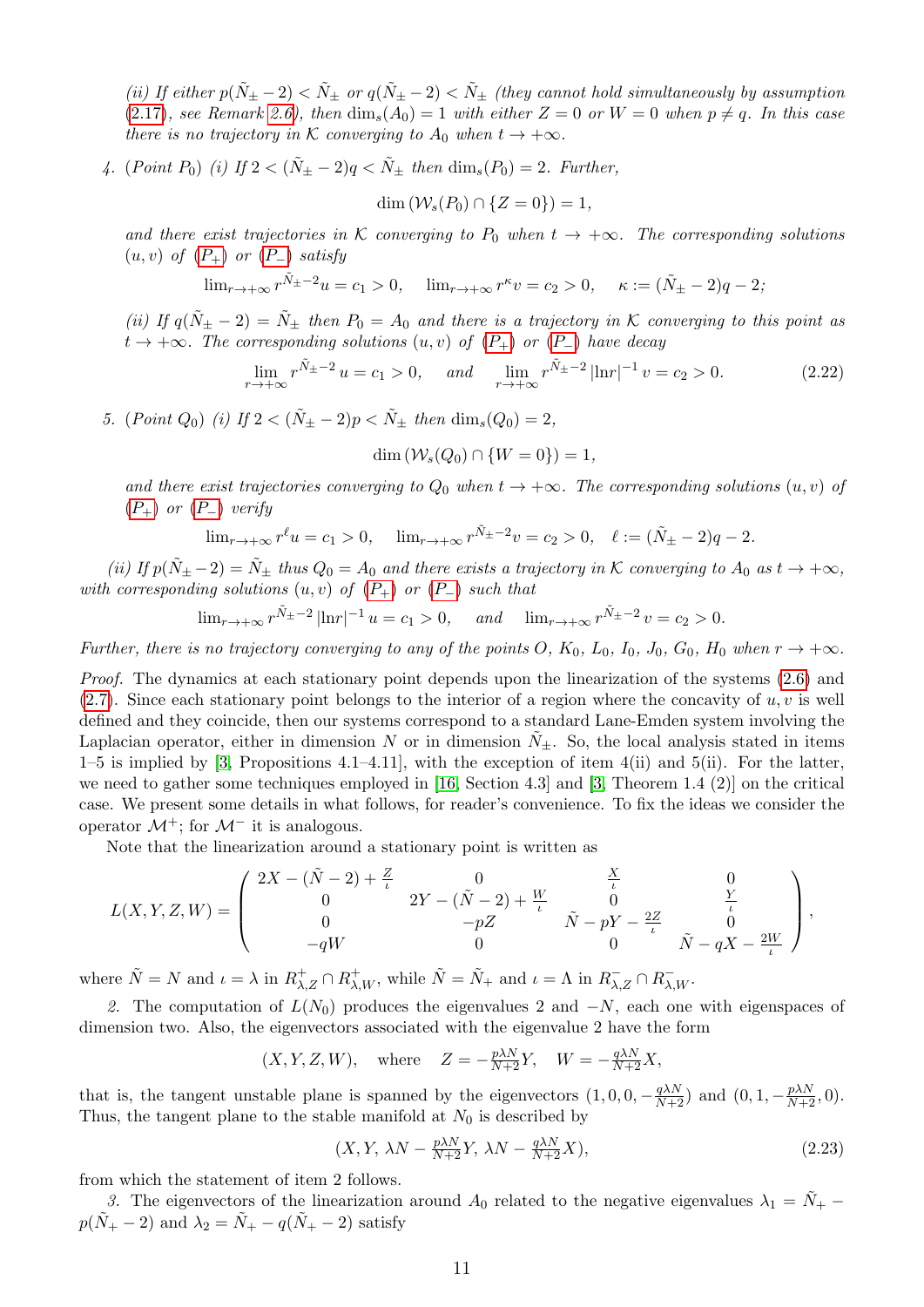*(ii) If either $p(\tilde{N}_\pm - 2) < \tilde{N}_\pm$ or $q(\tilde{N}_\pm - 2) < \tilde{N}_\pm$ (they cannot hold simultaneously by assumption (2.17), see Remark 2.6), then $\dim_s(A_0) = 1$ with either $Z = 0$ or $W = 0$ when $p \neq q$. In this case there is no trajectory in $\mathcal{K}$ converging to $A_0$ when $t \to +\infty$.*

4. *(Point $P_0$) (i) If $2 < (\tilde{N}_\pm - 2)q < \tilde{N}_\pm$ then $\dim_s(P_0) = 2$. Further,*

$$\dim\left(\mathcal{W}_s(P_0) \cap \{Z = 0\}\right) = 1,$$

*and there exist trajectories in $\mathcal{K}$ converging to $P_0$ when $t \to +\infty$. The corresponding solutions $(u, v)$ of ($P_+$) or ($P_-$) satisfy*

$$\lim_{r\to+\infty} r^{\tilde{N}_\pm - 2} u = c_1 > 0, \quad \lim_{r\to+\infty} r^{\kappa} v = c_2 > 0, \quad \kappa := (\tilde{N}_\pm - 2)q - 2;$$

*(ii) If $q(\tilde{N}_\pm - 2) = \tilde{N}_\pm$ then $P_0 = A_0$ and there is a trajectory in $\mathcal{K}$ converging to this point as $t \to +\infty$. The corresponding solutions $(u, v)$ of ($P_+$) or ($P_-$) have decay*

$$\lim_{r\to+\infty} r^{\tilde{N}_\pm - 2}\, u = c_1 > 0, \quad \text{and} \quad \lim_{r\to+\infty} r^{\tilde{N}_\pm - 2}\, |\ln r|^{-1}\, v = c_2 > 0. \tag{2.22}$$

5. *(Point $Q_0$) (i) If $2 < (\tilde{N}_\pm - 2)p < \tilde{N}_\pm$ then $\dim_s(Q_0) = 2$,*

$$\dim\left(\mathcal{W}_s(Q_0) \cap \{W = 0\}\right) = 1,$$

*and there exist trajectories converging to $Q_0$ when $t \to +\infty$. The corresponding solutions $(u, v)$ of ($P_+$) or ($P_-$) verify*

$$\lim_{r\to+\infty} r^{\ell} u = c_1 > 0, \quad \lim_{r\to+\infty} r^{\tilde{N}_\pm - 2} v = c_2 > 0, \quad \ell := (\tilde{N}_\pm - 2)q - 2.$$

*(ii) If $p(\tilde{N}_\pm - 2) = \tilde{N}_\pm$ thus $Q_0 = A_0$ and there exists a trajectory in $\mathcal{K}$ converging to $A_0$ as $t \to +\infty$, with corresponding solutions $(u, v)$ of ($P_+$) or ($P_-$) such that*

$$\lim_{r\to+\infty} r^{\tilde{N}_\pm - 2}\, |\ln r|^{-1}\, u = c_1 > 0, \quad \text{and} \quad \lim_{r\to+\infty} r^{\tilde{N}_\pm - 2}\, v = c_2 > 0.$$

*Further, there is no trajectory converging to any of the points $O$, $K_0$, $L_0$, $I_0$, $J_0$, $G_0$, $H_0$ when $r \to +\infty$.*

*Proof.* The dynamics at each stationary point depends upon the linearization of the systems (2.6) and (2.7). Since each stationary point belongs to the interior of a region where the concavity of $u, v$ is well defined and they coincide, then our systems correspond to a standard Lane-Emden system involving the Laplacian operator, either in dimension $N$ or in dimension $\tilde{N}_\pm$. So, the local analysis stated in items 1–5 is implied by [3, Propositions 4.1–4.11], with the exception of item 4(ii) and 5(ii). For the latter, we need to gather some techniques employed in [16, Section 4.3] and [3, Theorem 1.4 (2)] on the critical case. We present some details in what follows, for reader's convenience. To fix the ideas we consider the operator $\mathcal{M}^+$; for $\mathcal{M}^-$ it is analogous.

Note that the linearization around a stationary point is written as

$$L(X,Y,Z,W) = \begin{pmatrix} 2X - (\tilde{N} - 2) + \frac{Z}{\iota} & 0 & \frac{X}{\iota} & 0 \\ 0 & 2Y - (\tilde{N} - 2) + \frac{W}{\iota} & 0 & \frac{Y}{\iota} \\ 0 & -pZ & \tilde{N} - pY - \frac{2Z}{\iota} & 0 \\ -qW & 0 & 0 & \tilde{N} - qX - \frac{2W}{\iota} \end{pmatrix},$$

where $\tilde{N} = N$ and $\iota = \lambda$ in $R^+_{\lambda,Z} \cap R^+_{\lambda,W}$, while $\tilde{N} = \tilde{N}_+$ and $\iota = \Lambda$ in $R^-_{\lambda,Z} \cap R^-_{\lambda,W}$.

*2.* The computation of $L(N_0)$ produces the eigenvalues $2$ and $-N$, each one with eigenspaces of dimension two. Also, the eigenvectors associated with the eigenvalue $2$ have the form

$$(X, Y, Z, W), \quad \text{where} \quad Z = -\tfrac{p\lambda N}{N+2} Y, \quad W = -\tfrac{q\lambda N}{N+2} X,$$

that is, the tangent unstable plane is spanned by the eigenvectors $(1, 0, 0, -\frac{q\lambda N}{N+2})$ and $(0, 1, -\frac{p\lambda N}{N+2}, 0)$. Thus, the tangent plane to the stable manifold at $N_0$ is described by

$$(X,\, Y,\, \lambda N - \tfrac{p\lambda N}{N+2} Y,\, \lambda N - \tfrac{q\lambda N}{N+2} X), \tag{2.23}$$

from which the statement of item 2 follows.

*3.* The eigenvectors of the linearization around $A_0$ related to the negative eigenvalues $\lambda_1 = \tilde{N}_+ - p(\tilde{N}_+ - 2)$ and $\lambda_2 = \tilde{N}_+ - q(\tilde{N}_+ - 2)$ satisfy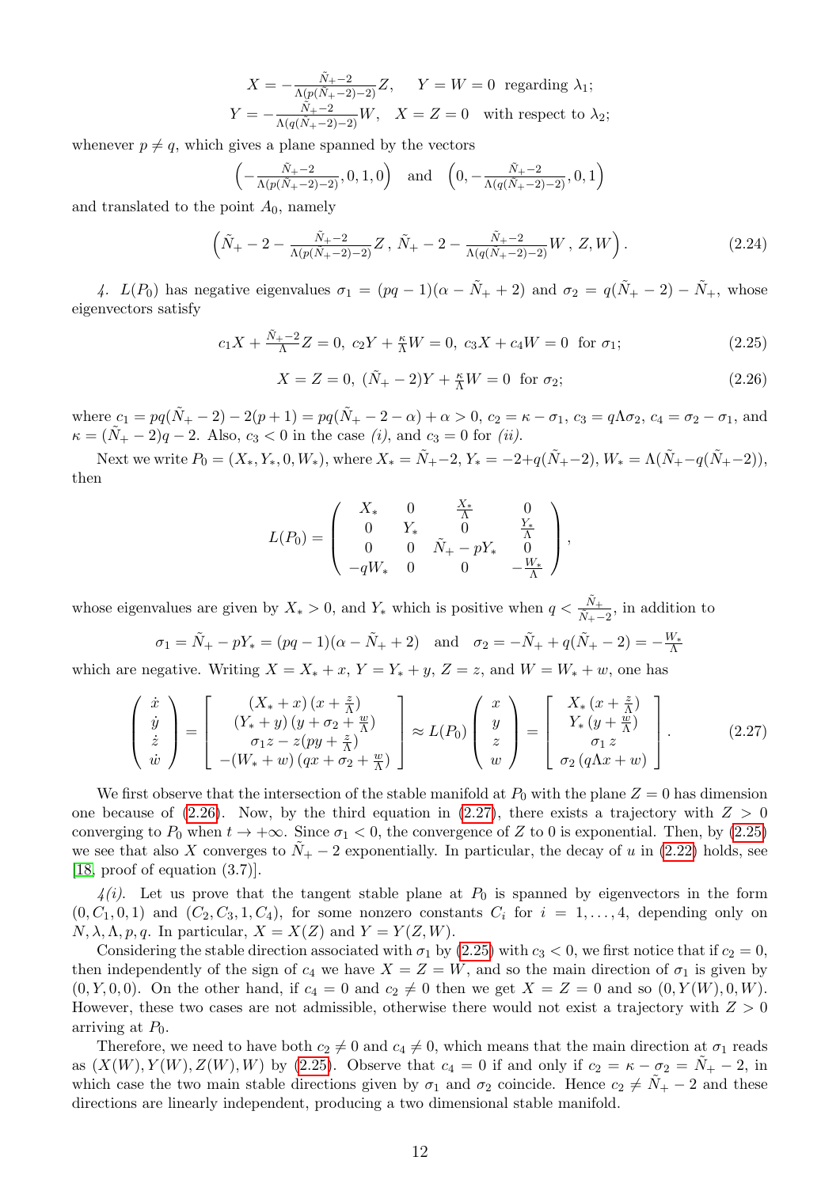$$X = -\tfrac{\tilde N_+ -2}{\Lambda(p(\tilde N_+ -2)-2)}Z, \quad Y = W = 0 \text{ regarding } \lambda_1;$$
$$Y = -\tfrac{\tilde N_+ -2}{\Lambda(q(\tilde N_+ -2)-2)}W, \quad X = Z = 0 \text{ with respect to } \lambda_2;$$

whenever $p \neq q$, which gives a plane spanned by the vectors

$$\left(-\tfrac{\tilde N_+ -2}{\Lambda(p(\tilde N_+ -2)-2)}, 0, 1, 0\right) \quad \text{and} \quad \left(0, -\tfrac{\tilde N_+ -2}{\Lambda(q(\tilde N_+ -2)-2)}, 0, 1\right)$$

and translated to the point $A_0$, namely

$$\left(\tilde N_+ - 2 - \tfrac{\tilde N_+ -2}{\Lambda(p(\tilde N_+ -2)-2)}Z\,,\, \tilde N_+ - 2 - \tfrac{\tilde N_+ -2}{\Lambda(q(\tilde N_+ -2)-2)}W\,,\, Z, W\right). \tag{2.24}$$

*4.* $L(P_0)$ has negative eigenvalues $\sigma_1 = (pq-1)(\alpha - \tilde N_+ + 2)$ and $\sigma_2 = q(\tilde N_+ - 2) - \tilde N_+$, whose eigenvectors satisfy

$$c_1 X + \tfrac{\tilde N_+ -2}{\Lambda}Z = 0,\ c_2 Y + \tfrac{\kappa}{\Lambda}W = 0,\ c_3 X + c_4 W = 0 \ \text{ for } \sigma_1; \tag{2.25}$$

$$X = Z = 0,\ (\tilde N_+ - 2)Y + \tfrac{\kappa}{\Lambda}W = 0 \ \text{ for } \sigma_2; \tag{2.26}$$

where $c_1 = pq(\tilde N_+ - 2) - 2(p+1) = pq(\tilde N_+ - 2 - \alpha) + \alpha > 0$, $c_2 = \kappa - \sigma_1$, $c_3 = q\Lambda\sigma_2$, $c_4 = \sigma_2 - \sigma_1$, and $\kappa = (\tilde N_+ - 2)q - 2$. Also, $c_3 < 0$ in the case *(i)*, and $c_3 = 0$ for *(ii)*.

Next we write $P_0 = (X_*, Y_*, 0, W_*)$, where $X_* = \tilde N_+ - 2$, $Y_* = -2 + q(\tilde N_+ - 2)$, $W_* = \Lambda(\tilde N_+ - q(\tilde N_+ - 2))$, then

$$L(P_0) = \begin{pmatrix} X_* & 0 & \frac{X_*}{\Lambda} & 0 \\ 0 & Y_* & 0 & \frac{Y_*}{\Lambda} \\ 0 & 0 & \tilde N_+ - pY_* & 0 \\ -qW_* & 0 & 0 & -\frac{W_*}{\Lambda} \end{pmatrix},$$

whose eigenvalues are given by $X_* > 0$, and $Y_*$ which is positive when $q < \frac{\tilde N_+}{\tilde N_+ - 2}$, in addition to

$$\sigma_1 = \tilde N_+ - pY_* = (pq-1)(\alpha - \tilde N_+ + 2) \quad \text{and} \quad \sigma_2 = -\tilde N_+ + q(\tilde N_+ - 2) = -\tfrac{W_*}{\Lambda}$$

which are negative. Writing $X = X_* + x$, $Y = Y_* + y$, $Z = z$, and $W = W_* + w$, one has

$$\begin{pmatrix} \dot x \\ \dot y \\ \dot z \\ \dot w \end{pmatrix} = \begin{bmatrix} (X_* + x)\left(x + \frac{z}{\Lambda}\right) \\ (Y_* + y)\left(y + \sigma_2 + \frac{w}{\Lambda}\right) \\ \sigma_1 z - z\left(py + \frac{z}{\Lambda}\right) \\ -(W_* + w)\left(qx + \sigma_2 + \frac{w}{\Lambda}\right) \end{bmatrix} \approx L(P_0)\begin{pmatrix} x \\ y \\ z \\ w \end{pmatrix} = \begin{bmatrix} X_*\left(x + \frac{z}{\Lambda}\right) \\ Y_*\left(y + \frac{w}{\Lambda}\right) \\ \sigma_1 z \\ \sigma_2\left(q\Lambda x + w\right) \end{bmatrix}. \tag{2.27}$$

We first observe that the intersection of the stable manifold at $P_0$ with the plane $Z = 0$ has dimension one because of (2.26). Now, by the third equation in (2.27), there exists a trajectory with $Z > 0$ converging to $P_0$ when $t \to +\infty$. Since $\sigma_1 < 0$, the convergence of $Z$ to 0 is exponential. Then, by (2.25) we see that also $X$ converges to $\tilde N_+ - 2$ exponentially. In particular, the decay of $u$ in (2.22) holds, see [18, proof of equation (3.7)].

*4(i).* Let us prove that the tangent stable plane at $P_0$ is spanned by eigenvectors in the form $(0, C_1, 0, 1)$ and $(C_2, C_3, 1, C_4)$, for some nonzero constants $C_i$ for $i = 1, \ldots, 4$, depending only on $N, \lambda, \Lambda, p, q$. In particular, $X = X(Z)$ and $Y = Y(Z, W)$.

Considering the stable direction associated with $\sigma_1$ by (2.25) with $c_3 < 0$, we first notice that if $c_2 = 0$, then independently of the sign of $c_4$ we have $X = Z = W$, and so the main direction of $\sigma_1$ is given by $(0, Y, 0, 0)$. On the other hand, if $c_4 = 0$ and $c_2 \neq 0$ then we get $X = Z = 0$ and so $(0, Y(W), 0, W)$. However, these two cases are not admissible, otherwise there would not exist a trajectory with $Z > 0$ arriving at $P_0$.

Therefore, we need to have both $c_2 \neq 0$ and $c_4 \neq 0$, which means that the main direction at $\sigma_1$ reads as $(X(W), Y(W), Z(W), W)$ by (2.25). Observe that $c_4 = 0$ if and only if $c_2 = \kappa - \sigma_2 = \tilde N_+ - 2$, in which case the two main stable directions given by $\sigma_1$ and $\sigma_2$ coincide. Hence $c_2 \neq \tilde N_+ - 2$ and these directions are linearly independent, producing a two dimensional stable manifold.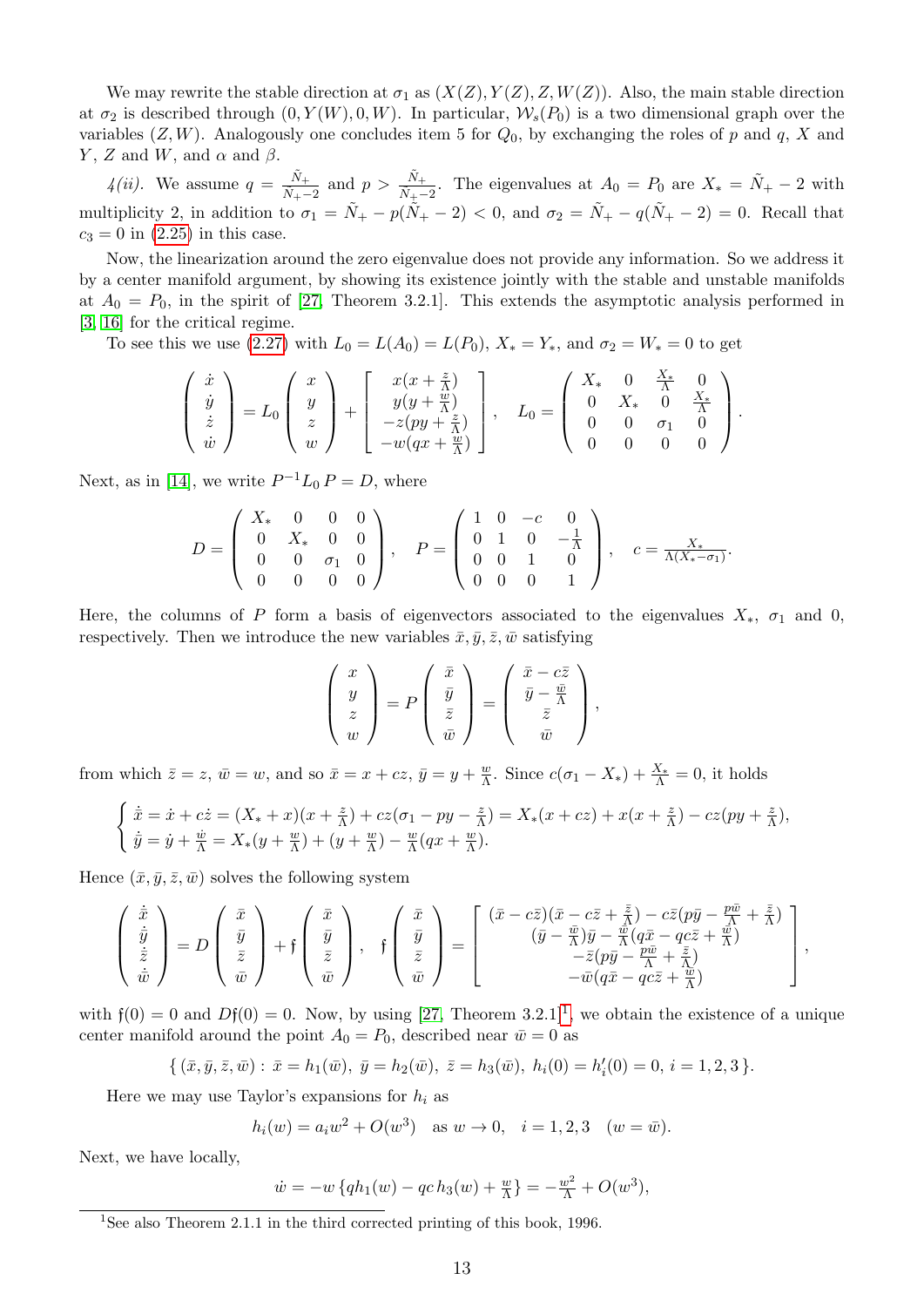We may rewrite the stable direction at $\sigma_1$ as $(X(Z), Y(Z), Z, W(Z))$. Also, the main stable direction at $\sigma_2$ is described through $(0, Y(W), 0, W)$. In particular, $\mathcal{W}_s(P_0)$ is a two dimensional graph over the variables $(Z, W)$. Analogously one concludes item 5 for $Q_0$, by exchanging the roles of $p$ and $q$, $X$ and $Y$, $Z$ and $W$, and $\alpha$ and $\beta$.

*4(ii).* We assume $q = \frac{\tilde{N}_+}{\tilde{N}_+ - 2}$ and $p > \frac{\tilde{N}_+}{\tilde{N}_+ - 2}$. The eigenvalues at $A_0 = P_0$ are $X_* = \tilde{N}_+ - 2$ with multiplicity 2, in addition to $\sigma_1 = \tilde{N}_+ - p(\tilde{N}_+ - 2) < 0$, and $\sigma_2 = \tilde{N}_+ - q(\tilde{N}_+ - 2) = 0$. Recall that $c_3 = 0$ in (2.25) in this case.

Now, the linearization around the zero eigenvalue does not provide any information. So we address it by a center manifold argument, by showing its existence jointly with the stable and unstable manifolds at $A_0 = P_0$, in the spirit of [27, Theorem 3.2.1]. This extends the asymptotic analysis performed in [3, 16] for the critical regime.

To see this we use (2.27) with $L_0 = L(A_0) = L(P_0)$, $X_* = Y_*$, and $\sigma_2 = W_* = 0$ to get

$$
\begin{pmatrix} \dot{x} \\ \dot{y} \\ \dot{z} \\ \dot{w} \end{pmatrix} = L_0 \begin{pmatrix} x \\ y \\ z \\ w \end{pmatrix} + \begin{bmatrix} x(x + \frac{z}{\Lambda}) \\ y(y + \frac{w}{\Lambda}) \\ -z(py + \frac{z}{\Lambda}) \\ -w(qx + \frac{w}{\Lambda}) \end{bmatrix}, \quad L_0 = \begin{pmatrix} X_* & 0 & \frac{X_*}{\Lambda} & 0 \\ 0 & X_* & 0 & \frac{X_*}{\Lambda} \\ 0 & 0 & \sigma_1 & 0 \\ 0 & 0 & 0 & 0 \end{pmatrix}.
$$

Next, as in [14], we write $P^{-1} L_0 P = D$, where

$$
D = \begin{pmatrix} X_* & 0 & 0 & 0 \\ 0 & X_* & 0 & 0 \\ 0 & 0 & \sigma_1 & 0 \\ 0 & 0 & 0 & 0 \end{pmatrix}, \quad P = \begin{pmatrix} 1 & 0 & -c & 0 \\ 0 & 1 & 0 & -\frac{1}{\Lambda} \\ 0 & 0 & 1 & 0 \\ 0 & 0 & 0 & 1 \end{pmatrix}, \quad c = \frac{X_*}{\Lambda(X_* - \sigma_1)}.
$$

Here, the columns of $P$ form a basis of eigenvectors associated to the eigenvalues $X_*$, $\sigma_1$ and $0$, respectively. Then we introduce the new variables $\bar{x}, \bar{y}, \bar{z}, \bar{w}$ satisfying

$$
\begin{pmatrix} x \\ y \\ z \\ w \end{pmatrix} = P \begin{pmatrix} \bar{x} \\ \bar{y} \\ \bar{z} \\ \bar{w} \end{pmatrix} = \begin{pmatrix} \bar{x} - c\bar{z} \\ \bar{y} - \frac{\bar{w}}{\Lambda} \\ \bar{z} \\ \bar{w} \end{pmatrix},
$$

from which $\bar{z} = z$, $\bar{w} = w$, and so $\bar{x} = x + cz$, $\bar{y} = y + \frac{w}{\Lambda}$. Since $c(\sigma_1 - X_*) + \frac{X_*}{\Lambda} = 0$, it holds

$$
\begin{cases} \dot{\bar{x}} = \dot{x} + c\dot{z} = (X_* + x)(x + \frac{z}{\Lambda}) + cz(\sigma_1 - py - \frac{z}{\Lambda}) = X_*(x + cz) + x(x + \frac{z}{\Lambda}) - cz(py + \frac{z}{\Lambda}), \\ \dot{\bar{y}} = \dot{y} + \frac{\dot{w}}{\Lambda} = X_*(y + \frac{w}{\Lambda}) + (y + \frac{w}{\Lambda}) - \frac{w}{\Lambda}(qx + \frac{w}{\Lambda}). \end{cases}
$$

Hence $(\bar{x}, \bar{y}, \bar{z}, \bar{w})$ solves the following system

$$
\begin{pmatrix} \dot{\bar{x}} \\ \dot{\bar{y}} \\ \dot{\bar{z}} \\ \dot{\bar{w}} \end{pmatrix} = D \begin{pmatrix} \bar{x} \\ \bar{y} \\ \bar{z} \\ \bar{w} \end{pmatrix} + \mathfrak{f} \begin{pmatrix} \bar{x} \\ \bar{y} \\ \bar{z} \\ \bar{w} \end{pmatrix}, \quad \mathfrak{f} \begin{pmatrix} \bar{x} \\ \bar{y} \\ \bar{z} \\ \bar{w} \end{pmatrix} = \begin{bmatrix} (\bar{x} - c\bar{z})(\bar{x} - c\bar{z} + \frac{\bar{z}}{\Lambda}) - c\bar{z}(p\bar{y} - \frac{p\bar{w}}{\Lambda} + \frac{\bar{z}}{\Lambda}) \\ (\bar{y} - \frac{\bar{w}}{\Lambda})\bar{y} - \frac{\bar{w}}{\Lambda}(q\bar{x} - qc\bar{z} + \frac{\bar{w}}{\Lambda}) \\ -\bar{z}(p\bar{y} - \frac{p\bar{w}}{\Lambda} + \frac{\bar{z}}{\Lambda}) \\ -\bar{w}(q\bar{x} - qc\bar{z} + \frac{\bar{w}}{\Lambda}) \end{bmatrix},
$$

with $\mathfrak{f}(0) = 0$ and $D\mathfrak{f}(0) = 0$. Now, by using [27, Theorem 3.2.1][1], we obtain the existence of a unique center manifold around the point $A_0 = P_0$, described near $\bar{w} = 0$ as

$$
\{ (\bar{x}, \bar{y}, \bar{z}, \bar{w}) : \bar{x} = h_1(\bar{w}), \; \bar{y} = h_2(\bar{w}), \; \bar{z} = h_3(\bar{w}), \; h_i(0) = h_i'(0) = 0, \; i = 1, 2, 3 \}.
$$

Here we may use Taylor's expansions for $h_i$ as

$$
h_i(w) = a_i w^2 + O(w^3) \quad \text{as } w \to 0, \quad i = 1, 2, 3 \quad (w = \bar{w}).
$$

Next, we have locally,

$$
\dot{w} = -w \left\{ q h_1(w) - qc\, h_3(w) + \frac{w}{\Lambda} \right\} = -\frac{w^2}{\Lambda} + O(w^3),
$$

[1] See also Theorem 2.1.1 in the third corrected printing of this book, 1996.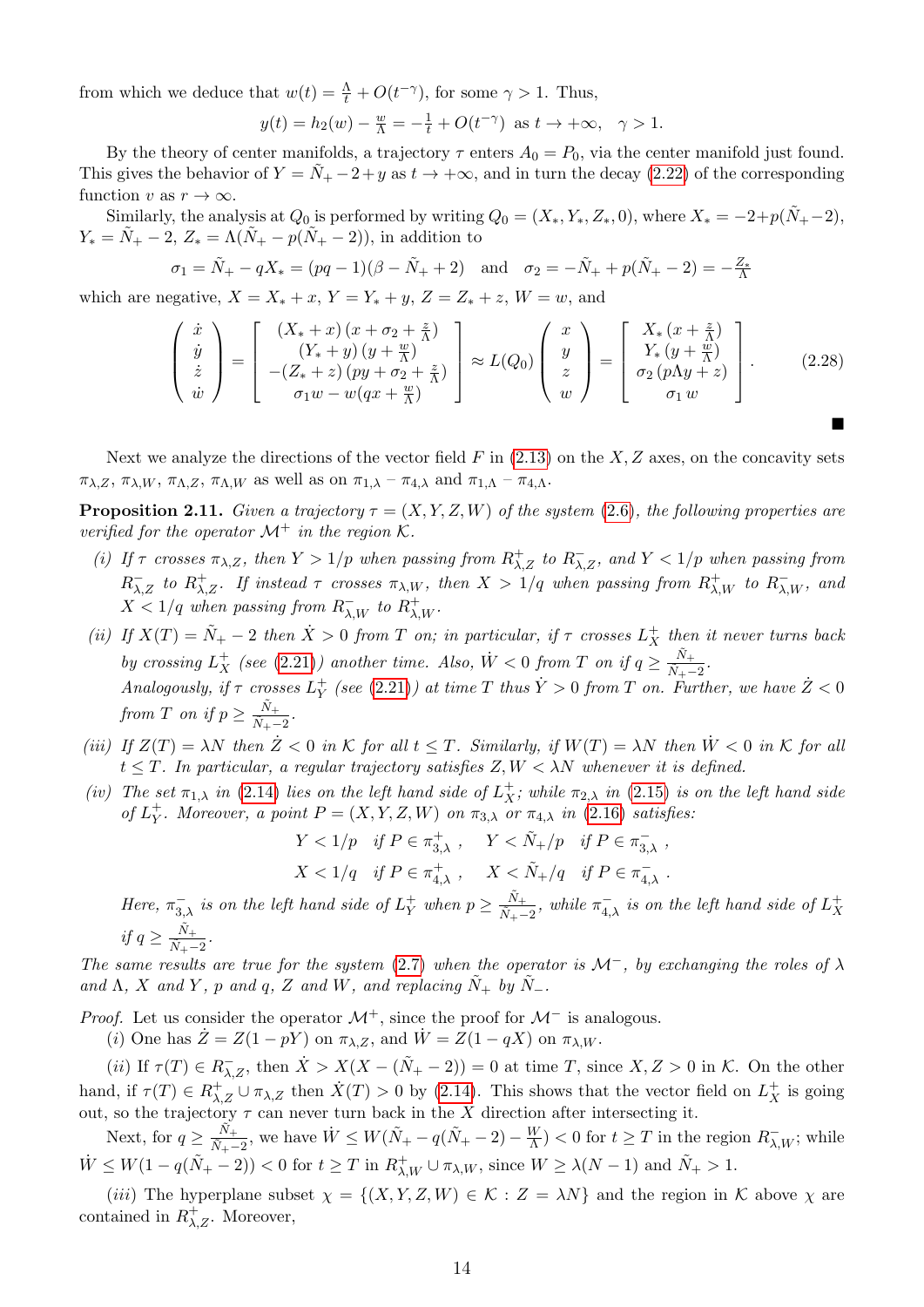from which we deduce that $w(t) = \frac{\Lambda}{t} + O(t^{-\gamma})$, for some $\gamma > 1$. Thus,

$$y(t) = h_2(w) - \frac{w}{\Lambda} = -\frac{1}{t} + O(t^{-\gamma}) \text{ as } t \to +\infty, \quad \gamma > 1.$$

By the theory of center manifolds, a trajectory $\tau$ enters $A_0 = P_0$, via the center manifold just found. This gives the behavior of $Y = \tilde{N}_+ - 2 + y$ as $t \to +\infty$, and in turn the decay (2.22) of the corresponding function $v$ as $r \to \infty$.

Similarly, the analysis at $Q_0$ is performed by writing $Q_0 = (X_*, Y_*, Z_*, 0)$, where $X_* = -2 + p(\tilde{N}_+ - 2)$, $Y_* = \tilde{N}_+ - 2$, $Z_* = \Lambda(\tilde{N}_+ - p(\tilde{N}_+ - 2))$, in addition to

$$\sigma_1 = \tilde{N}_+ - qX_* = (pq-1)(\beta - \tilde{N}_+ + 2) \quad \text{and} \quad \sigma_2 = -\tilde{N}_+ + p(\tilde{N}_+ - 2) = -\frac{Z_*}{\Lambda}$$

which are negative, $X = X_* + x$, $Y = Y_* + y$, $Z = Z_* + z$, $W = w$, and

$$\begin{pmatrix} \dot{x} \\ \dot{y} \\ \dot{z} \\ \dot{w} \end{pmatrix} = \begin{bmatrix} (X_* + x)\,(x + \sigma_2 + \frac{z}{\Lambda}) \\ (Y_* + y)\,(y + \frac{w}{\Lambda}) \\ -(Z_* + z)\,(py + \sigma_2 + \frac{z}{\Lambda}) \\ \sigma_1 w - w(qx + \frac{w}{\Lambda}) \end{bmatrix} \approx L(Q_0) \begin{pmatrix} x \\ y \\ z \\ w \end{pmatrix} = \begin{bmatrix} X_*\,(x + \frac{z}{\Lambda}) \\ Y_*\,(y + \frac{w}{\Lambda}) \\ \sigma_2\,(p\Lambda y + z) \\ \sigma_1\, w \end{bmatrix}. \tag{2.28}$$

∎

Next we analyze the directions of the vector field $F$ in (2.13) on the $X, Z$ axes, on the concavity sets $\pi_{\lambda,Z}$, $\pi_{\lambda,W}$, $\pi_{\Lambda,Z}$, $\pi_{\Lambda,W}$ as well as on $\pi_{1,\lambda}$ – $\pi_{4,\lambda}$ and $\pi_{1,\Lambda}$ – $\pi_{4,\Lambda}$.

**Proposition 2.11.** *Given a trajectory $\tau = (X, Y, Z, W)$ of the system (2.6), the following properties are verified for the operator $\mathcal{M}^+$ in the region $\mathcal{K}$.*

*(i) If $\tau$ crosses $\pi_{\lambda,Z}$, then $Y > 1/p$ when passing from $R^+_{\lambda,Z}$ to $R^-_{\lambda,Z}$, and $Y < 1/p$ when passing from $R^-_{\lambda,Z}$ to $R^+_{\lambda,Z}$. If instead $\tau$ crosses $\pi_{\lambda,W}$, then $X > 1/q$ when passing from $R^+_{\lambda,W}$ to $R^-_{\lambda,W}$, and $X < 1/q$ when passing from $R^-_{\lambda,W}$ to $R^+_{\lambda,W}$.*

*(ii) If $X(T) = \tilde{N}_+ - 2$ then $\dot{X} > 0$ from $T$ on; in particular, if $\tau$ crosses $L^+_X$ then it never turns back by crossing $L^+_X$ (see (2.21)) another time. Also, $\dot{W} < 0$ from $T$ on if $q \geq \frac{\tilde{N}_+}{\tilde{N}_+ - 2}$.*
*Analogously, if $\tau$ crosses $L^+_Y$ (see (2.21)) at time $T$ thus $\dot{Y} > 0$ from $T$ on. Further, we have $\dot{Z} < 0$ from $T$ on if $p \geq \frac{\tilde{N}_+}{\tilde{N}_+ - 2}$.*

*(iii) If $Z(T) = \lambda N$ then $\dot{Z} < 0$ in $\mathcal{K}$ for all $t \leq T$. Similarly, if $W(T) = \lambda N$ then $\dot{W} < 0$ in $\mathcal{K}$ for all $t \leq T$. In particular, a regular trajectory satisfies $Z, W < \lambda N$ whenever it is defined.*

*(iv) The set $\pi_{1,\lambda}$ in (2.14) lies on the left hand side of $L^+_X$; while $\pi_{2,\lambda}$ in (2.15) is on the left hand side of $L^+_Y$. Moreover, a point $P = (X, Y, Z, W)$ on $\pi_{3,\lambda}$ or $\pi_{4,\lambda}$ in (2.16) satisfies:*

$$Y < 1/p \quad \text{if } P \in \pi^+_{3,\lambda}\,, \qquad Y < \tilde{N}_+/p \quad \text{if } P \in \pi^-_{3,\lambda}\,,$$

$$X < 1/q \quad \text{if } P \in \pi^+_{4,\lambda}\,, \qquad X < \tilde{N}_+/q \quad \text{if } P \in \pi^-_{4,\lambda}\,.$$

*Here, $\pi^-_{3,\lambda}$ is on the left hand side of $L^+_Y$ when $p \geq \frac{\tilde{N}_+}{\tilde{N}_+ - 2}$, while $\pi^-_{4,\lambda}$ is on the left hand side of $L^+_X$ if $q \geq \frac{\tilde{N}_+}{\tilde{N}_+ - 2}$.*

*The same results are true for the system (2.7) when the operator is $\mathcal{M}^-$, by exchanging the roles of $\lambda$ and $\Lambda$, $X$ and $Y$, $p$ and $q$, $Z$ and $W$, and replacing $\tilde{N}_+$ by $\tilde{N}_-$.*

*Proof.* Let us consider the operator $\mathcal{M}^+$, since the proof for $\mathcal{M}^-$ is analogous.

(*i*) One has $\dot{Z} = Z(1 - pY)$ on $\pi_{\lambda,Z}$, and $\dot{W} = Z(1 - qX)$ on $\pi_{\lambda,W}$.

(*ii*) If $\tau(T) \in R^-_{\lambda,Z}$, then $\dot{X} > X(X - (\tilde{N}_+ - 2)) = 0$ at time $T$, since $X, Z > 0$ in $\mathcal{K}$. On the other hand, if $\tau(T) \in R^+_{\lambda,Z} \cup \pi_{\lambda,Z}$ then $\dot{X}(T) > 0$ by (2.14). This shows that the vector field on $L^+_X$ is going out, so the trajectory $\tau$ can never turn back in the $X$ direction after intersecting it.

Next, for $q \geq \frac{\tilde{N}_+}{\tilde{N}_+ - 2}$, we have $\dot{W} \leq W(\tilde{N}_+ - q(\tilde{N}_+ - 2) - \frac{W}{\Lambda}) < 0$ for $t \geq T$ in the region $R^-_{\lambda,W}$; while $\dot{W} \leq W(1 - q(\tilde{N}_+ - 2)) < 0$ for $t \geq T$ in $R^+_{\lambda,W} \cup \pi_{\lambda,W}$, since $W \geq \lambda(N - 1)$ and $\tilde{N}_+ > 1$.

(*iii*) The hyperplane subset $\chi = \{(X, Y, Z, W) \in \mathcal{K} : Z = \lambda N\}$ and the region in $\mathcal{K}$ above $\chi$ are contained in $R^+_{\lambda,Z}$. Moreover,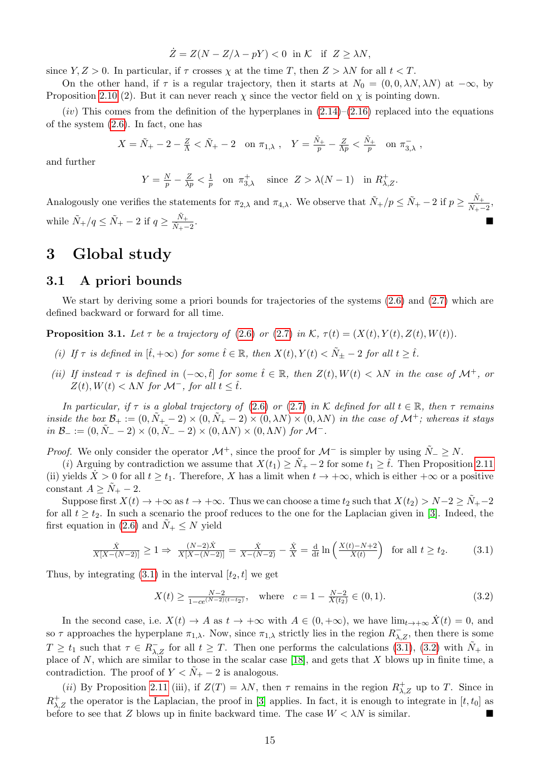$$\dot{Z} = Z(N - Z/\lambda - pY) < 0 \quad \text{in } \mathcal{K} \quad \text{if } \; Z \geq \lambda N,$$

since $Y, Z > 0$. In particular, if $\tau$ crosses $\chi$ at the time $T$, then $Z > \lambda N$ for all $t < T$.

On the other hand, if $\tau$ is a regular trajectory, then it starts at $N_0 = (0, 0, \lambda N, \lambda N)$ at $-\infty$, by Proposition 2.10 (2). But it can never reach $\chi$ since the vector field on $\chi$ is pointing down.

(*iv*) This comes from the definition of the hyperplanes in (2.14)–(2.16) replaced into the equations of the system (2.6). In fact, one has

$$X = \tilde{N}_+ - 2 - \tfrac{Z}{\lambda} < \tilde{N}_+ - 2 \quad \text{on } \pi_{1,\lambda} \,, \quad Y = \tfrac{\tilde{N}_+}{p} - \tfrac{Z}{\lambda p} < \tfrac{\tilde{N}_+}{p} \quad \text{on } \pi_{3,\lambda}^- \,,$$

and further

$$Y = \tfrac{N}{p} - \tfrac{Z}{\lambda p} < \tfrac{1}{p} \quad \text{on } \pi_{3,\lambda}^+ \quad \text{since } \; Z > \lambda(N-1) \quad \text{in } R_{\lambda,Z}^+.$$

Analogously one verifies the statements for $\pi_{2,\lambda}$ and $\pi_{4,\lambda}$. We observe that $\tilde{N}_+/p \leq \tilde{N}_+ - 2$ if $p \geq \frac{\tilde{N}_+}{\tilde{N}_+ - 2}$, while $\tilde{N}_+/q \leq \tilde{N}_+ - 2$ if $q \geq \frac{\tilde{N}_+}{\tilde{N}_+ - 2}$. ∎

# 3 Global study

## 3.1 A priori bounds

We start by deriving some a priori bounds for trajectories of the systems (2.6) and (2.7) which are defined backward or forward for all time.

**Proposition 3.1.** *Let $\tau$ be a trajectory of (2.6) or (2.7) in $\mathcal{K}$, $\tau(t) = (X(t), Y(t), Z(t), W(t))$.*

*(i) If $\tau$ is defined in $[\hat{t}, +\infty)$ for some $\hat{t} \in \mathbb{R}$, then $X(t), Y(t) < \tilde{N}_\pm - 2$ for all $t \geq \hat{t}$.*

*(ii) If instead $\tau$ is defined in $(-\infty, \hat{t}]$ for some $\hat{t} \in \mathbb{R}$, then $Z(t), W(t) < \lambda N$ in the case of $\mathcal{M}^+$, or $Z(t), W(t) < \Lambda N$ for $\mathcal{M}^-$, for all $t \leq \hat{t}$.*

*In particular, if $\tau$ is a global trajectory of (2.6) or (2.7) in $\mathcal{K}$ defined for all $t \in \mathbb{R}$, then $\tau$ remains inside the box $\mathcal{B}_+ := (0, \tilde{N}_+ - 2) \times (0, \tilde{N}_+ - 2) \times (0, \lambda N) \times (0, \lambda N)$ in the case of $\mathcal{M}^+$; whereas it stays in $\mathcal{B}_- := (0, \tilde{N}_- - 2) \times (0, \tilde{N}_- - 2) \times (0, \Lambda N) \times (0, \Lambda N)$ for $\mathcal{M}^-$.*

*Proof.* We only consider the operator $\mathcal{M}^+$, since the proof for $\mathcal{M}^-$ is simpler by using $\tilde{N}_- \geq N$.

(*i*) Arguing by contradiction we assume that $X(t_1) \geq \tilde{N}_+ - 2$ for some $t_1 \geq \hat{t}$. Then Proposition 2.11 (ii) yields $\dot{X} > 0$ for all $t \geq t_1$. Therefore, $X$ has a limit when $t \to +\infty$, which is either $+\infty$ or a positive constant $A \geq \tilde{N}_+ - 2$.

Suppose first $X(t) \to +\infty$ as $t \to +\infty$. Thus we can choose a time $t_2$ such that $X(t_2) > N-2 \geq \tilde{N}_+ - 2$ for all $t \geq t_2$. In such a scenario the proof reduces to the one for the Laplacian given in [3]. Indeed, the first equation in (2.6) and $\tilde{N}_+ \leq N$ yield

$$\tfrac{\dot{X}}{X[X-(N-2)]} \geq 1 \Rightarrow \tfrac{(N-2)\dot{X}}{X[X-(N-2)]} = \tfrac{\dot{X}}{X-(N-2)} - \tfrac{\dot{X}}{X} = \tfrac{\mathrm{d}}{\mathrm{d}t} \ln\left(\tfrac{X(t)-N+2}{X(t)}\right) \quad \text{for all } t \geq t_2. \tag{3.1}$$

Thus, by integrating (3.1) in the interval $[t_2, t]$ we get

$$X(t) \geq \tfrac{N-2}{1 - ce^{(N-2)(t-t_2)}}, \quad \text{where} \quad c = 1 - \tfrac{N-2}{X(t_2)} \in (0,1). \tag{3.2}$$

In the second case, i.e. $X(t) \to A$ as $t \to +\infty$ with $A \in (0, +\infty)$, we have $\lim_{t \to +\infty} \dot{X}(t) = 0$, and so $\tau$ approaches the hyperplane $\pi_{1,\lambda}$. Now, since $\pi_{1,\lambda}$ strictly lies in the region $R_{\lambda,Z}^-$, then there is some $T \geq t_1$ such that $\tau \in R_{\lambda,Z}^-$ for all $t \geq T$. Then one performs the calculations (3.1), (3.2) with $\tilde{N}_+$ in place of $N$, which are similar to those in the scalar case [18], and gets that $X$ blows up in finite time, a contradiction. The proof of $Y < \tilde{N}_+ - 2$ is analogous.

(*ii*) By Proposition 2.11 (iii), if $Z(T) = \lambda N$, then $\tau$ remains in the region $R_{\lambda,Z}^+$ up to $T$. Since in $R_{\lambda,Z}^+$ the operator is the Laplacian, the proof in [3] applies. In fact, it is enough to integrate in $[t, t_0]$ as before to see that $Z$ blows up in finite backward time. The case $W < \lambda N$ is similar. ∎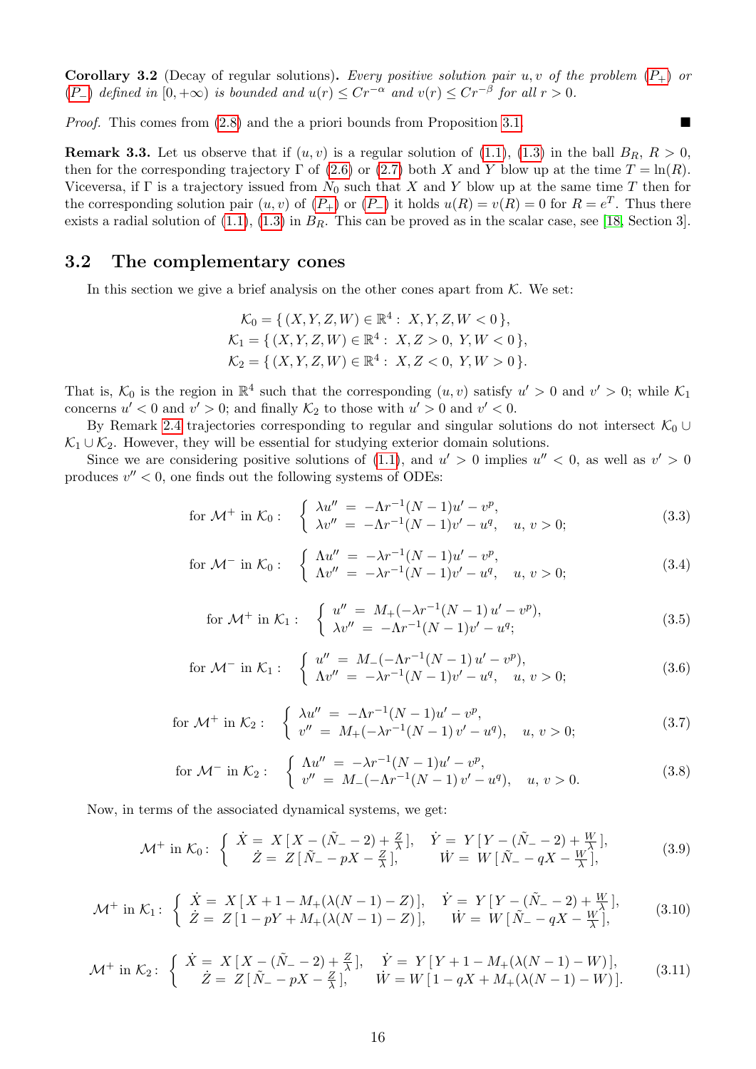**Corollary 3.2** (Decay of regular solutions)**.** *Every positive solution pair $u, v$ of the problem ($P_+$) or ($P_-$) defined in $[0, +\infty)$ is bounded and $u(r) \le Cr^{-\alpha}$ and $v(r) \le Cr^{-\beta}$ for all $r > 0$.*

*Proof.* This comes from (2.8) and the a priori bounds from Proposition 3.1. ■

**Remark 3.3.** Let us observe that if $(u, v)$ is a regular solution of (1.1), (1.3) in the ball $B_R$, $R > 0$, then for the corresponding trajectory $\Gamma$ of (2.6) or (2.7) both $X$ and $Y$ blow up at the time $T = \ln(R)$. Viceversa, if $\Gamma$ is a trajectory issued from $N_0$ such that $X$ and $Y$ blow up at the same time $T$ then for the corresponding solution pair $(u, v)$ of ($P_+$) or ($P_-$) it holds $u(R) = v(R) = 0$ for $R = e^T$. Thus there exists a radial solution of (1.1), (1.3) in $B_R$. This can be proved as in the scalar case, see [18, Section 3].

## 3.2 The complementary cones

In this section we give a brief analysis on the other cones apart from $\mathcal{K}$. We set:

$$
\begin{aligned}
\mathcal{K}_0 &= \{\, (X, Y, Z, W) \in \mathbb{R}^4 : \; X, Y, Z, W < 0 \,\}, \\
\mathcal{K}_1 &= \{\, (X, Y, Z, W) \in \mathbb{R}^4 : \; X, Z > 0, \; Y, W < 0 \,\}, \\
\mathcal{K}_2 &= \{\, (X, Y, Z, W) \in \mathbb{R}^4 : \; X, Z < 0, \; Y, W > 0 \,\}.
\end{aligned}
$$

That is, $\mathcal{K}_0$ is the region in $\mathbb{R}^4$ such that the corresponding $(u, v)$ satisfy $u' > 0$ and $v' > 0$; while $\mathcal{K}_1$ concerns $u' < 0$ and $v' > 0$; and finally $\mathcal{K}_2$ to those with $u' > 0$ and $v' < 0$.

By Remark 2.4 trajectories corresponding to regular and singular solutions do not intersect $\mathcal{K}_0 \cup \mathcal{K}_1 \cup \mathcal{K}_2$. However, they will be essential for studying exterior domain solutions.

Since we are considering positive solutions of (1.1), and $u' > 0$ implies $u'' < 0$, as well as $v' > 0$ produces $v'' < 0$, one finds out the following systems of ODEs:

$$
\text{for } \mathcal{M}^+ \text{ in } \mathcal{K}_0: \quad \left\{ \begin{array}{rcl} \lambda u'' &=& -\Lambda r^{-1}(N-1)u' - v^p, \\ \lambda v'' &=& -\Lambda r^{-1}(N-1)v' - u^q, \quad u,\, v > 0; \end{array} \right. \tag{3.3}
$$

$$
\text{for } \mathcal{M}^- \text{ in } \mathcal{K}_0: \quad \left\{ \begin{array}{rcl} \Lambda u'' &=& -\lambda r^{-1}(N-1)u' - v^p, \\ \Lambda v'' &=& -\lambda r^{-1}(N-1)v' - u^q, \quad u,\, v > 0; \end{array} \right. \tag{3.4}
$$

$$
\text{for } \mathcal{M}^+ \text{ in } \mathcal{K}_1: \quad \left\{ \begin{array}{rcl} u'' &=& M_+(-\lambda r^{-1}(N-1)\, u' - v^p), \\ \lambda v'' &=& -\Lambda r^{-1}(N-1)v' - u^q; \end{array} \right. \tag{3.5}
$$

$$
\text{for } \mathcal{M}^- \text{ in } \mathcal{K}_1: \quad \left\{ \begin{array}{rcl} u'' &=& M_-(-\Lambda r^{-1}(N-1)\, u' - v^p), \\ \Lambda v'' &=& -\lambda r^{-1}(N-1)v' - u^q, \quad u,\, v > 0; \end{array} \right. \tag{3.6}
$$

$$
\text{for } \mathcal{M}^+ \text{ in } \mathcal{K}_2: \quad \left\{ \begin{array}{rcl} \lambda u'' &=& -\Lambda r^{-1}(N-1)u' - v^p, \\ v'' &=& M_+(-\lambda r^{-1}(N-1)\, v' - u^q), \quad u,\, v > 0; \end{array} \right. \tag{3.7}
$$

$$
\text{for } \mathcal{M}^- \text{ in } \mathcal{K}_2: \quad \left\{ \begin{array}{rcl} \Lambda u'' &=& -\lambda r^{-1}(N-1)u' - v^p, \\ v'' &=& M_-(-\Lambda r^{-1}(N-1)\, v' - u^q), \quad u,\, v > 0. \end{array} \right. \tag{3.8}
$$

Now, in terms of the associated dynamical systems, we get:

$$
\mathcal{M}^+ \text{ in } \mathcal{K}_0: \left\{ \begin{array}{ll} \dot{X} = X\,[\,X - (\tilde{N}_- - 2) + \frac{Z}{\lambda}\,], & \dot{Y} = Y\,[\,Y - (\tilde{N}_- - 2) + \frac{W}{\lambda}\,], \\ \dot{Z} = Z\,[\,\tilde{N}_- - pX - \frac{Z}{\lambda}\,], & \dot{W} = W\,[\,\tilde{N}_- - qX - \frac{W}{\lambda}\,], \end{array} \right. \tag{3.9}
$$

$$
\mathcal{M}^+ \text{ in } \mathcal{K}_1: \left\{ \begin{array}{ll} \dot{X} = X\,[\,X + 1 - M_+(\lambda(N-1) - Z)\,], & \dot{Y} = Y\,[\,Y - (\tilde{N}_- - 2) + \frac{W}{\lambda}\,], \\ \dot{Z} = Z\,[\,1 - pY + M_+(\lambda(N-1) - Z)\,], & \dot{W} = W\,[\,\tilde{N}_- - qX - \frac{W}{\lambda}\,], \end{array} \right. \tag{3.10}
$$

$$
\mathcal{M}^+ \text{ in } \mathcal{K}_2: \left\{ \begin{array}{ll} \dot{X} = X\,[\,X - (\tilde{N}_- - 2) + \frac{Z}{\lambda}\,], & \dot{Y} = Y\,[\,Y + 1 - M_+(\lambda(N-1) - W)\,], \\ \dot{Z} = Z\,[\,\tilde{N}_- - pX - \frac{Z}{\lambda}\,], & \dot{W} = W\,[\,1 - qX + M_+(\lambda(N-1) - W)\,]. \end{array} \right. \tag{3.11}
$$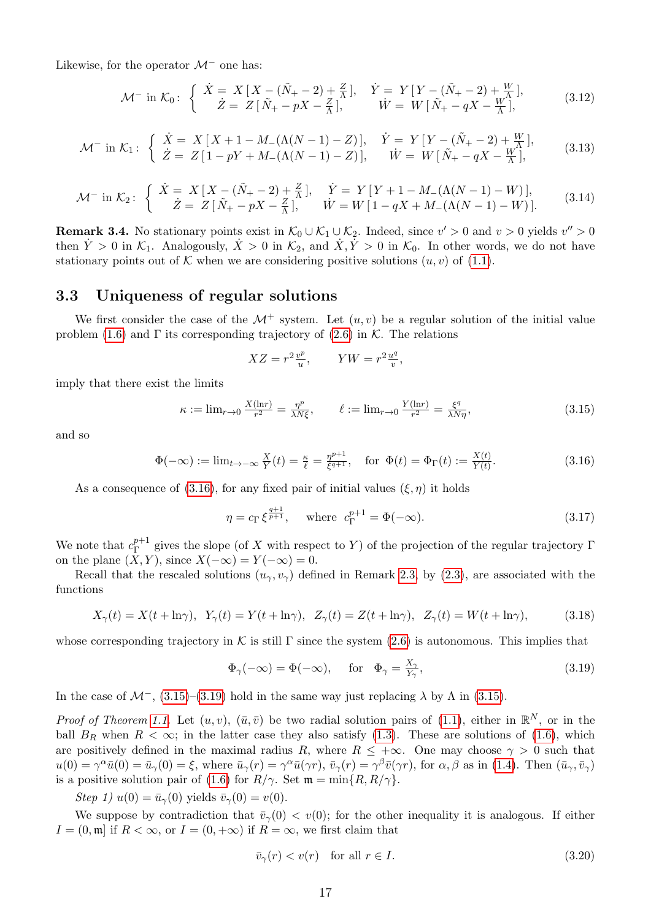Likewise, for the operator $\mathcal{M}^-$ one has:

$$
\mathcal{M}^- \text{ in } \mathcal{K}_0: \left\{ \begin{array}{ll} \dot{X} = X\,[\,X-(\tilde{N}_+-2)+\frac{Z}{\Lambda}\,], & \dot{Y} = Y\,[\,Y-(\tilde{N}_+-2)+\frac{W}{\Lambda}\,], \\ \dot{Z} = Z\,[\,\tilde{N}_+-pX-\frac{Z}{\Lambda}\,], & \dot{W} = W\,[\,\tilde{N}_+-qX-\frac{W}{\Lambda}\,], \end{array} \right. \tag{3.12}
$$

$$
\mathcal{M}^- \text{ in } \mathcal{K}_1: \left\{ \begin{array}{ll} \dot{X} = X\,[\,X+1-M_-(\Lambda(N-1)-Z)\,], & \dot{Y} = Y\,[\,Y-(\tilde{N}_+-2)+\frac{W}{\Lambda}\,], \\ \dot{Z} = Z\,[\,1-pY+M_-(\Lambda(N-1)-Z)\,], & \dot{W} = W\,[\,\tilde{N}_+-qX-\frac{W}{\Lambda}\,], \end{array} \right. \tag{3.13}
$$

$$
\mathcal{M}^- \text{ in } \mathcal{K}_2: \left\{ \begin{array}{ll} \dot{X} = X\,[\,X-(\tilde{N}_+-2)+\frac{Z}{\Lambda}\,], & \dot{Y} = Y\,[\,Y+1-M_-(\Lambda(N-1)-W)\,], \\ \dot{Z} = Z\,[\,\tilde{N}_+-pX-\frac{Z}{\Lambda}\,], & \dot{W} = W\,[\,1-qX+M_-(\Lambda(N-1)-W)\,]. \end{array} \right. \tag{3.14}
$$

**Remark 3.4.** No stationary points exist in $\mathcal{K}_0\cup\mathcal{K}_1\cup\mathcal{K}_2$. Indeed, since $v'>0$ and $v>0$ yields $v''>0$ then $\dot{Y}>0$ in $\mathcal{K}_1$. Analogously, $\dot{X}>0$ in $\mathcal{K}_2$, and $\dot{X},\dot{Y}>0$ in $\mathcal{K}_0$. In other words, we do not have stationary points out of $\mathcal{K}$ when we are considering positive solutions $(u,v)$ of (1.1).

## 3.3 Uniqueness of regular solutions

We first consider the case of the $\mathcal{M}^+$ system. Let $(u,v)$ be a regular solution of the initial value problem (1.6) and $\Gamma$ its corresponding trajectory of (2.6) in $\mathcal{K}$. The relations

$$
XZ = r^2\tfrac{v^p}{u}, \qquad YW = r^2\tfrac{u^q}{v},
$$

imply that there exist the limits

$$
\kappa := \lim_{r\to 0}\tfrac{X(\ln r)}{r^2} = \tfrac{\eta^p}{\lambda N\xi}, \qquad \ell := \lim_{r\to 0}\tfrac{Y(\ln r)}{r^2} = \tfrac{\xi^q}{\lambda N\eta}, \tag{3.15}
$$

and so

$$
\Phi(-\infty) := \lim_{t\to-\infty}\tfrac{X}{Y}(t) = \tfrac{\kappa}{\ell} = \tfrac{\eta^{p+1}}{\xi^{q+1}}, \quad \text{for } \Phi(t)=\Phi_\Gamma(t):=\tfrac{X(t)}{Y(t)}. \tag{3.16}
$$

As a consequence of (3.16), for any fixed pair of initial values $(\xi,\eta)$ it holds

$$
\eta = c_\Gamma\,\xi^{\frac{q+1}{p+1}}, \quad \text{where } c_\Gamma^{p+1}=\Phi(-\infty). \tag{3.17}
$$

We note that $c_\Gamma^{p+1}$ gives the slope (of $X$ with respect to $Y$) of the projection of the regular trajectory $\Gamma$ on the plane $(X,Y)$, since $X(-\infty)=Y(-\infty)=0$.

Recall that the rescaled solutions $(u_\gamma,v_\gamma)$ defined in Remark 2.3, by (2.3), are associated with the functions

$$
X_\gamma(t)=X(t+\ln\gamma),\;\; Y_\gamma(t)=Y(t+\ln\gamma),\;\; Z_\gamma(t)=Z(t+\ln\gamma),\;\; Z_\gamma(t)=W(t+\ln\gamma), \tag{3.18}
$$

whose corresponding trajectory in $\mathcal{K}$ is still $\Gamma$ since the system (2.6) is autonomous. This implies that

$$
\Phi_\gamma(-\infty)=\Phi(-\infty), \quad \text{for } \Phi_\gamma=\tfrac{X_\gamma}{Y_\gamma}, \tag{3.19}
$$

In the case of $\mathcal{M}^-$, (3.15)–(3.19) hold in the same way just replacing $\lambda$ by $\Lambda$ in (3.15).

*Proof of Theorem 1.1.* Let $(u,v)$, $(\bar{u},\bar{v})$ be two radial solution pairs of (1.1), either in $\mathbb{R}^N$, or in the ball $B_R$ when $R<\infty$; in the latter case they also satisfy (1.3). These are solutions of (1.6), which are positively defined in the maximal radius $R$, where $R\le+\infty$. One may choose $\gamma>0$ such that $u(0)=\gamma^\alpha\bar{u}(0)=\bar{u}_\gamma(0)=\xi$, where $\bar{u}_\gamma(r)=\gamma^\alpha\bar{u}(\gamma r)$, $\bar{v}_\gamma(r)=\gamma^\beta\bar{v}(\gamma r)$, for $\alpha,\beta$ as in (1.4). Then $(\bar{u}_\gamma,\bar{v}_\gamma)$ is a positive solution pair of (1.6) for $R/\gamma$. Set $\mathfrak{m}=\min\{R,R/\gamma\}$.

*Step 1)* $u(0)=\bar{u}_\gamma(0)$ yields $\bar{v}_\gamma(0)=v(0)$.

We suppose by contradiction that $\bar{v}_\gamma(0)<v(0)$; for the other inequality it is analogous. If either $I=(0,\mathfrak{m}]$ if $R<\infty$, or $I=(0,+\infty)$ if $R=\infty$, we first claim that

$$
\bar{v}_\gamma(r)<v(r) \quad \text{for all } r\in I. \tag{3.20}
$$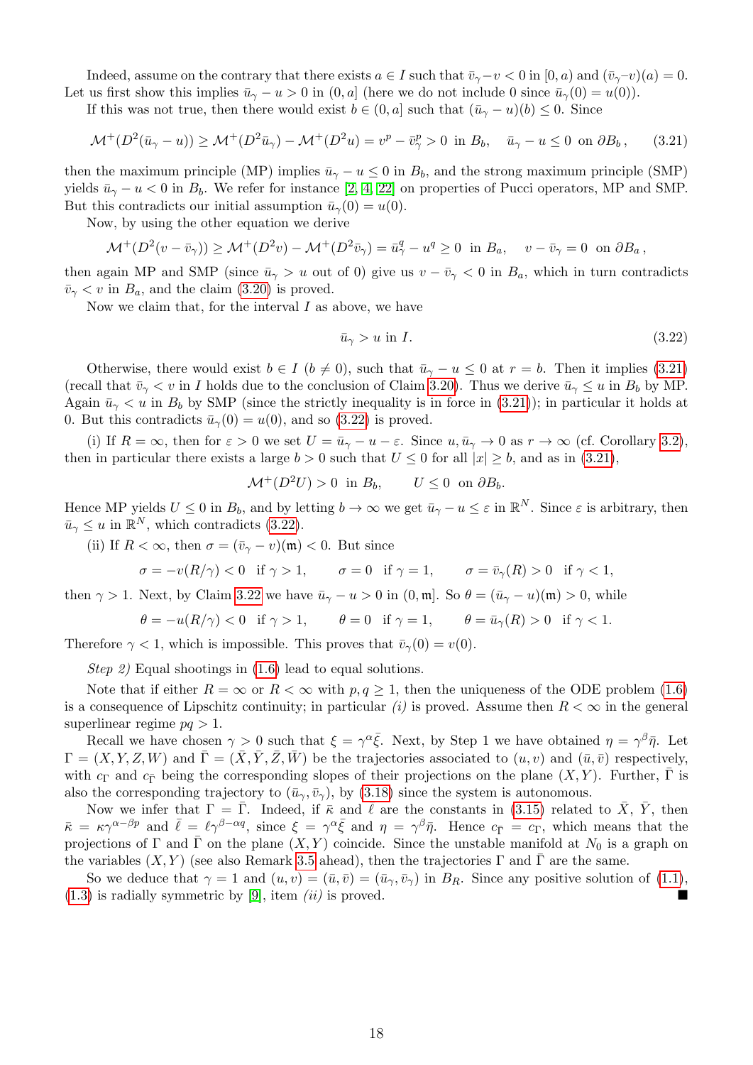Indeed, assume on the contrary that there exists $a \in I$ such that $\bar{v}_\gamma - v < 0$ in $[0,a)$ and $(\bar{v}_\gamma - v)(a) = 0$. Let us first show this implies $\bar{u}_\gamma - u > 0$ in $(0,a]$ (here we do not include 0 since $\bar{u}_\gamma(0) = u(0)$).

If this was not true, then there would exist $b \in (0,a]$ such that $(\bar{u}_\gamma - u)(b) \le 0$. Since

$$\mathcal{M}^+(D^2(\bar{u}_\gamma - u)) \ge \mathcal{M}^+(D^2\bar{u}_\gamma) - \mathcal{M}^+(D^2u) = v^p - \bar{v}_\gamma^p > 0 \;\text{ in } B_b, \quad \bar{u}_\gamma - u \le 0 \;\text{ on } \partial B_b\,, \tag{3.21}$$

then the maximum principle (MP) implies $\bar{u}_\gamma - u \le 0$ in $B_b$, and the strong maximum principle (SMP) yields $\bar{u}_\gamma - u < 0$ in $B_b$. We refer for instance [2, 4, 22] on properties of Pucci operators, MP and SMP. But this contradicts our initial assumption $\bar{u}_\gamma(0) = u(0)$.

Now, by using the other equation we derive

$$\mathcal{M}^+(D^2(v - \bar{v}_\gamma)) \ge \mathcal{M}^+(D^2v) - \mathcal{M}^+(D^2\bar{v}_\gamma) = \bar{u}_\gamma^q - u^q \ge 0 \;\text{ in } B_a, \quad v - \bar{v}_\gamma = 0 \;\text{ on } \partial B_a\,,$$

then again MP and SMP (since $\bar{u}_\gamma > u$ out of 0) give us $v - \bar{v}_\gamma < 0$ in $B_a$, which in turn contradicts $\bar{v}_\gamma < v$ in $B_a$, and the claim (3.20) is proved.

Now we claim that, for the interval $I$ as above, we have

$$\bar{u}_\gamma > u \text{ in } I. \tag{3.22}$$

Otherwise, there would exist $b \in I$ ($b \ne 0$), such that $\bar{u}_\gamma - u \le 0$ at $r = b$. Then it implies (3.21) (recall that $\bar{v}_\gamma < v$ in $I$ holds due to the conclusion of Claim 3.20). Thus we derive $\bar{u}_\gamma \le u$ in $B_b$ by MP. Again $\bar{u}_\gamma < u$ in $B_b$ by SMP (since the strictly inequality is in force in (3.21)); in particular it holds at 0. But this contradicts $\bar{u}_\gamma(0) = u(0)$, and so (3.22) is proved.

(i) If $R = \infty$, then for $\varepsilon > 0$ we set $U = \bar{u}_\gamma - u - \varepsilon$. Since $u, \bar{u}_\gamma \to 0$ as $r \to \infty$ (cf. Corollary 3.2), then in particular there exists a large $b > 0$ such that $U \le 0$ for all $|x| \ge b$, and as in (3.21),

$$\mathcal{M}^+(D^2U) > 0 \;\text{ in } B_b, \qquad U \le 0 \;\text{ on } \partial B_b.$$

Hence MP yields $U \le 0$ in $B_b$, and by letting $b \to \infty$ we get $\bar{u}_\gamma - u \le \varepsilon$ in $\mathbb{R}^N$. Since $\varepsilon$ is arbitrary, then $\bar{u}_\gamma \le u$ in $\mathbb{R}^N$, which contradicts (3.22).

(ii) If $R < \infty$, then $\sigma = (\bar{v}_\gamma - v)(\mathfrak{m}) < 0$. But since

$$\sigma = -v(R/\gamma) < 0 \;\text{ if } \gamma > 1, \qquad \sigma = 0 \;\text{ if } \gamma = 1, \qquad \sigma = \bar{v}_\gamma(R) > 0 \;\text{ if } \gamma < 1,$$

then $\gamma > 1$. Next, by Claim 3.22 we have $\bar{u}_\gamma - u > 0$ in $(0,\mathfrak{m}]$. So $\theta = (\bar{u}_\gamma - u)(\mathfrak{m}) > 0$, while

$$\theta = -u(R/\gamma) < 0 \;\text{ if } \gamma > 1, \qquad \theta = 0 \;\text{ if } \gamma = 1, \qquad \theta = \bar{u}_\gamma(R) > 0 \;\text{ if } \gamma < 1.$$

Therefore $\gamma < 1$, which is impossible. This proves that $\bar{v}_\gamma(0) = v(0)$.

*Step 2)* Equal shootings in (1.6) lead to equal solutions.

Note that if either $R = \infty$ or $R < \infty$ with $p, q \ge 1$, then the uniqueness of the ODE problem (1.6) is a consequence of Lipschitz continuity; in particular *(i)* is proved. Assume then $R < \infty$ in the general superlinear regime $pq > 1$.

Recall we have chosen $\gamma > 0$ such that $\xi = \gamma^\alpha \bar{\xi}$. Next, by Step 1 we have obtained $\eta = \gamma^\beta \bar{\eta}$. Let $\Gamma = (X,Y,Z,W)$ and $\bar{\Gamma} = (\bar{X},\bar{Y},\bar{Z},\bar{W})$ be the trajectories associated to $(u,v)$ and $(\bar{u},\bar{v})$ respectively, with $c_\Gamma$ and $c_{\bar{\Gamma}}$ being the corresponding slopes of their projections on the plane $(X,Y)$. Further, $\bar{\Gamma}$ is also the corresponding trajectory to $(\bar{u}_\gamma, \bar{v}_\gamma)$, by (3.18) since the system is autonomous.

Now we infer that $\Gamma = \bar{\Gamma}$. Indeed, if $\bar{\kappa}$ and $\ell$ are the constants in (3.15) related to $\bar{X}$, $\bar{Y}$, then $\bar{\kappa} = \kappa\gamma^{\alpha - \beta p}$ and $\bar{\ell} = \ell\gamma^{\beta - \alpha q}$, since $\xi = \gamma^\alpha \bar{\xi}$ and $\eta = \gamma^\beta \bar{\eta}$. Hence $c_{\bar{\Gamma}} = c_\Gamma$, which means that the projections of $\Gamma$ and $\bar{\Gamma}$ on the plane $(X,Y)$ coincide. Since the unstable manifold at $N_0$ is a graph on the variables $(X,Y)$ (see also Remark 3.5 ahead), then the trajectories $\Gamma$ and $\bar{\Gamma}$ are the same.

So we deduce that $\gamma = 1$ and $(u,v) = (\bar{u},\bar{v}) = (\bar{u}_\gamma, \bar{v}_\gamma)$ in $B_R$. Since any positive solution of (1.1), (1.3) is radially symmetric by [9], item *(ii)* is proved. ∎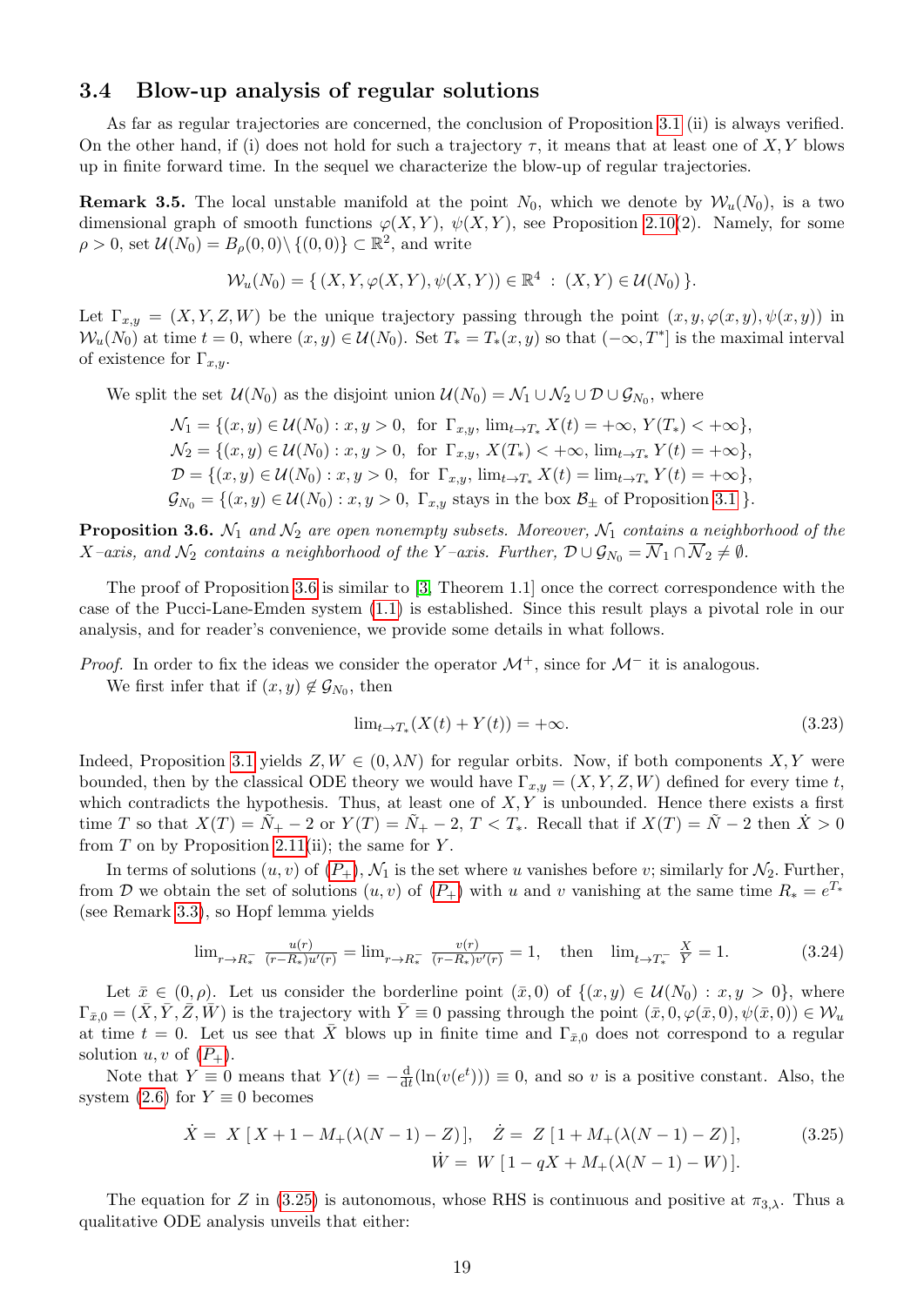### 3.4 Blow-up analysis of regular solutions

As far as regular trajectories are concerned, the conclusion of Proposition 3.1 (ii) is always verified. On the other hand, if (i) does not hold for such a trajectory $\tau$, it means that at least one of $X, Y$ blows up in finite forward time. In the sequel we characterize the blow-up of regular trajectories.

**Remark 3.5.** The local unstable manifold at the point $N_0$, which we denote by $\mathcal{W}_u(N_0)$, is a two dimensional graph of smooth functions $\varphi(X,Y)$, $\psi(X,Y)$, see Proposition 2.10(2). Namely, for some $\rho > 0$, set $\mathcal{U}(N_0) = B_\rho(0,0)\setminus\{(0,0)\} \subset \mathbb{R}^2$, and write

$$\mathcal{W}_u(N_0) = \{\, (X, Y, \varphi(X,Y), \psi(X,Y)) \in \mathbb{R}^4 \;:\; (X,Y) \in \mathcal{U}(N_0)\,\}.$$

Let $\Gamma_{x,y} = (X, Y, Z, W)$ be the unique trajectory passing through the point $(x, y, \varphi(x,y), \psi(x,y))$ in $\mathcal{W}_u(N_0)$ at time $t = 0$, where $(x,y) \in \mathcal{U}(N_0)$. Set $T_* = T_*(x,y)$ so that $(-\infty, T^*]$ is the maximal interval of existence for $\Gamma_{x,y}$.

We split the set $\mathcal{U}(N_0)$ as the disjoint union $\mathcal{U}(N_0) = \mathcal{N}_1 \cup \mathcal{N}_2 \cup \mathcal{D} \cup \mathcal{G}_{N_0}$, where

$$\begin{aligned}
\mathcal{N}_1 &= \{(x,y) \in \mathcal{U}(N_0) : x, y > 0, \ \text{ for } \Gamma_{x,y}, \ \lim_{t\to T_*} X(t) = +\infty, \ Y(T_*) < +\infty\},\\
\mathcal{N}_2 &= \{(x,y) \in \mathcal{U}(N_0) : x, y > 0, \ \text{ for } \Gamma_{x,y}, \ X(T_*) < +\infty, \ \lim_{t\to T_*} Y(t) = +\infty\},\\
\mathcal{D} &= \{(x,y) \in \mathcal{U}(N_0) : x, y > 0, \ \text{ for } \Gamma_{x,y}, \ \lim_{t\to T_*} X(t) = \lim_{t\to T_*} Y(t) = +\infty\},\\
\mathcal{G}_{N_0} &= \{(x,y) \in \mathcal{U}(N_0) : x, y > 0, \ \Gamma_{x,y} \text{ stays in the box } \mathcal{B}_\pm \text{ of Proposition 3.1 }\}.
\end{aligned}$$

**Proposition 3.6.** *$\mathcal{N}_1$ and $\mathcal{N}_2$ are open nonempty subsets. Moreover, $\mathcal{N}_1$ contains a neighborhood of the $X$–axis, and $\mathcal{N}_2$ contains a neighborhood of the $Y$–axis. Further, $\mathcal{D} \cup \mathcal{G}_{N_0} = \overline{\mathcal{N}}_1 \cap \overline{\mathcal{N}}_2 \neq \emptyset$.*

The proof of Proposition 3.6 is similar to [3, Theorem 1.1] once the correct correspondence with the case of the Pucci-Lane-Emden system (1.1) is established. Since this result plays a pivotal role in our analysis, and for reader's convenience, we provide some details in what follows.

*Proof.* In order to fix the ideas we consider the operator $\mathcal{M}^+$, since for $\mathcal{M}^-$ it is analogous.

We first infer that if $(x,y) \notin \mathcal{G}_{N_0}$, then

$$\lim_{t\to T_*}(X(t) + Y(t)) = +\infty. \tag{3.23}$$

Indeed, Proposition 3.1 yields $Z, W \in (0, \lambda N)$ for regular orbits. Now, if both components $X, Y$ were bounded, then by the classical ODE theory we would have $\Gamma_{x,y} = (X, Y, Z, W)$ defined for every time $t$, which contradicts the hypothesis. Thus, at least one of $X, Y$ is unbounded. Hence there exists a first time $T$ so that $X(T) = \tilde{N}_+ - 2$ or $Y(T) = \tilde{N}_+ - 2$, $T < T_*$. Recall that if $X(T) = \tilde{N} - 2$ then $\dot{X} > 0$ from $T$ on by Proposition 2.11(ii); the same for $Y$.

In terms of solutions $(u,v)$ of ($P_+$), $\mathcal{N}_1$ is the set where $u$ vanishes before $v$; similarly for $\mathcal{N}_2$. Further, from $\mathcal{D}$ we obtain the set of solutions $(u,v)$ of ($P_+$) with $u$ and $v$ vanishing at the same time $R_* = e^{T_*}$ (see Remark 3.3), so Hopf lemma yields

$$\lim_{r\to R_*^-} \tfrac{u(r)}{(r-R_*)u'(r)} = \lim_{r\to R_*^-} \tfrac{v(r)}{(r-R_*)v'(r)} = 1, \quad \text{then} \quad \lim_{t\to T_*^-} \tfrac{X}{Y} = 1. \tag{3.24}$$

Let $\bar{x} \in (0, \rho)$. Let us consider the borderline point $(\bar{x}, 0)$ of $\{(x,y) \in \mathcal{U}(N_0) : x, y > 0\}$, where $\Gamma_{\bar{x},0} = (\bar{X}, \bar{Y}, \bar{Z}, \bar{W})$ is the trajectory with $\bar{Y} \equiv 0$ passing through the point $(\bar{x}, 0, \varphi(\bar{x}, 0), \psi(\bar{x}, 0)) \in \mathcal{W}_u$ at time $t = 0$. Let us see that $\bar{X}$ blows up in finite time and $\Gamma_{\bar{x},0}$ does not correspond to a regular solution $u, v$ of ($P_+$).

Note that $Y \equiv 0$ means that $Y(t) = -\frac{\mathrm{d}}{\mathrm{d}t}(\ln(v(e^t))) \equiv 0$, and so $v$ is a positive constant. Also, the system (2.6) for $Y \equiv 0$ becomes

$$\begin{aligned}
\dot{X} = \ X\,[\,X + 1 - M_+(\lambda(N-1) - Z)\,], \quad \dot{Z} = \ Z\,[\,1 + M_+(\lambda(N-1) - Z)\,],\\
\dot{W} = \ W\,[\,1 - qX + M_+(\lambda(N-1) - W)\,].
\end{aligned} \tag{3.25}$$

The equation for $Z$ in (3.25) is autonomous, whose RHS is continuous and positive at $\pi_{3,\lambda}$. Thus a qualitative ODE analysis unveils that either: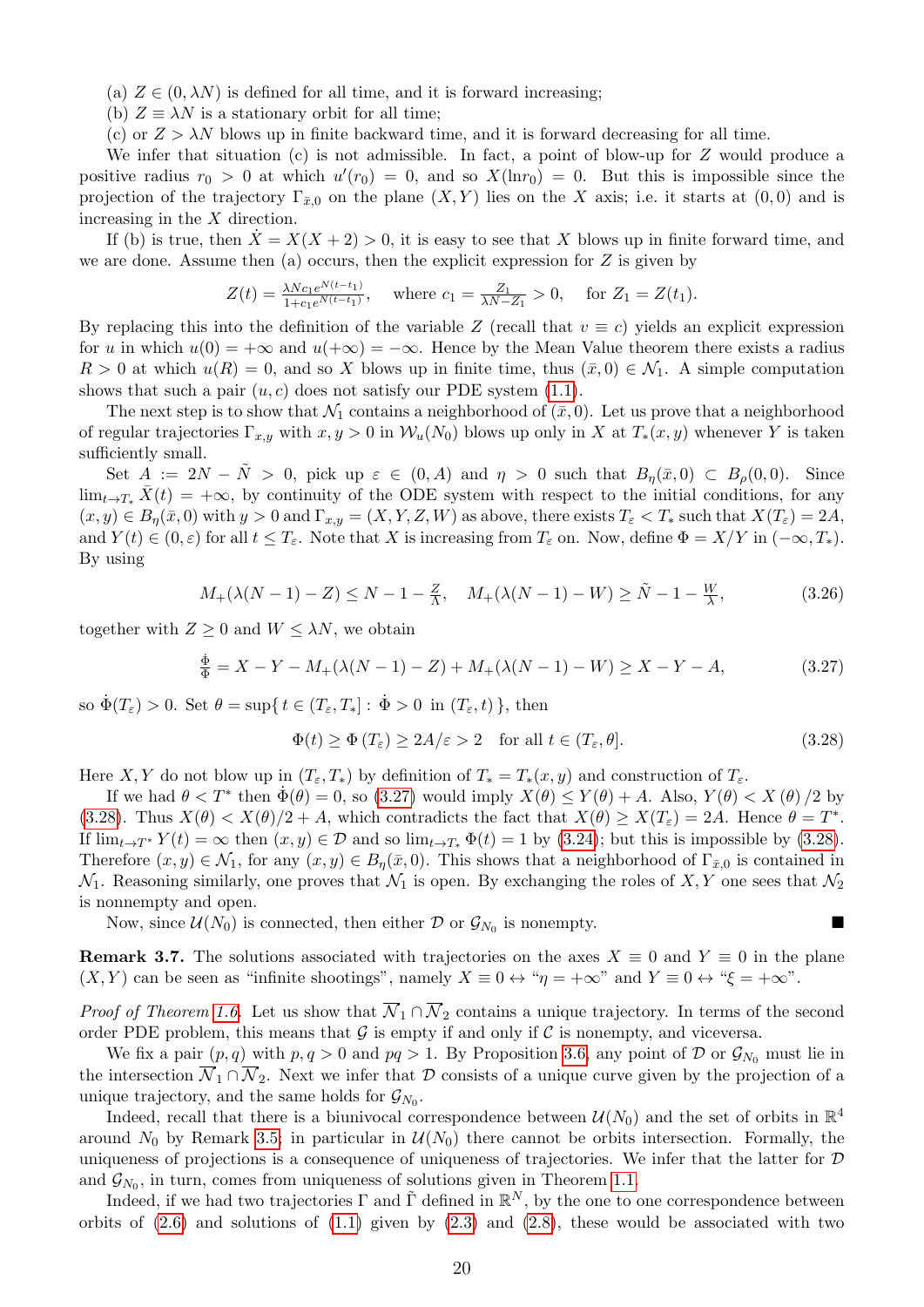(a) $Z \in (0, \lambda N)$ is defined for all time, and it is forward increasing;
(b) $Z \equiv \lambda N$ is a stationary orbit for all time;
(c) or $Z > \lambda N$ blows up in finite backward time, and it is forward decreasing for all time.

We infer that situation (c) is not admissible. In fact, a point of blow-up for $Z$ would produce a positive radius $r_0 > 0$ at which $u'(r_0) = 0$, and so $X(\ln r_0) = 0$. But this is impossible since the projection of the trajectory $\Gamma_{\bar{x},0}$ on the plane $(X,Y)$ lies on the $X$ axis; i.e. it starts at $(0,0)$ and is increasing in the $X$ direction.

If (b) is true, then $\dot{X} = X(X+2) > 0$, it is easy to see that $X$ blows up in finite forward time, and we are done. Assume then (a) occurs, then the explicit expression for $Z$ is given by

$$Z(t) = \frac{\lambda N c_1 e^{N(t-t_1)}}{1+c_1 e^{N(t-t_1)}}, \quad \text{where } c_1 = \frac{Z_1}{\lambda N - Z_1} > 0, \quad \text{for } Z_1 = Z(t_1).$$

By replacing this into the definition of the variable $Z$ (recall that $v \equiv c$) yields an explicit expression for $u$ in which $u(0) = +\infty$ and $u(+\infty) = -\infty$. Hence by the Mean Value theorem there exists a radius $R > 0$ at which $u(R) = 0$, and so $X$ blows up in finite time, thus $(\bar{x}, 0) \in \mathcal{N}_1$. A simple computation shows that such a pair $(u, c)$ does not satisfy our PDE system (1.1).

The next step is to show that $\mathcal{N}_1$ contains a neighborhood of $(\bar{x}, 0)$. Let us prove that a neighborhood of regular trajectories $\Gamma_{x,y}$ with $x, y > 0$ in $\mathcal{W}_u(N_0)$ blows up only in $X$ at $T_*(x,y)$ whenever $Y$ is taken sufficiently small.

Set $A := 2N - \tilde{N} > 0$, pick up $\varepsilon \in (0, A)$ and $\eta > 0$ such that $B_\eta(\bar{x}, 0) \subset B_\rho(0,0)$. Since $\lim_{t\to T_*} \bar{X}(t) = +\infty$, by continuity of the ODE system with respect to the initial conditions, for any $(x,y) \in B_\eta(\bar{x}, 0)$ with $y > 0$ and $\Gamma_{x,y} = (X, Y, Z, W)$ as above, there exists $T_\varepsilon < T_*$ such that $X(T_\varepsilon) = 2A$, and $Y(t) \in (0, \varepsilon)$ for all $t \le T_\varepsilon$. Note that $X$ is increasing from $T_\varepsilon$ on. Now, define $\Phi = X/Y$ in $(-\infty, T_*)$. By using

$$M_+(\lambda(N-1) - Z) \le N - 1 - \tfrac{Z}{\lambda}, \quad M_+(\lambda(N-1) - W) \ge \tilde{N} - 1 - \tfrac{W}{\lambda}, \tag{3.26}$$

together with $Z \ge 0$ and $W \le \lambda N$, we obtain

$$\tfrac{\dot{\Phi}}{\Phi} = X - Y - M_+(\lambda(N-1) - Z) + M_+(\lambda(N-1) - W) \ge X - Y - A, \tag{3.27}$$

so $\dot{\Phi}(T_\varepsilon) > 0$. Set $\theta = \sup\{\, t \in (T_\varepsilon, T_*] : \dot{\Phi} > 0 \text{ in } (T_\varepsilon, t)\,\}$, then

$$\Phi(t) \ge \Phi(T_\varepsilon) \ge 2A/\varepsilon > 2 \quad \text{for all } t \in (T_\varepsilon, \theta]. \tag{3.28}$$

Here $X, Y$ do not blow up in $(T_\varepsilon, T_*)$ by definition of $T_* = T_*(x,y)$ and construction of $T_\varepsilon$.

If we had $\theta < T^*$ then $\dot{\Phi}(\theta) = 0$, so (3.27) would imply $X(\theta) \le Y(\theta) + A$. Also, $Y(\theta) < X(\theta)/2$ by (3.28). Thus $X(\theta) < X(\theta)/2 + A$, which contradicts the fact that $X(\theta) \ge X(T_\varepsilon) = 2A$. Hence $\theta = T^*$. If $\lim_{t\to T^*} Y(t) = \infty$ then $(x,y) \in \mathcal{D}$ and so $\lim_{t\to T_*} \Phi(t) = 1$ by (3.24); but this is impossible by (3.28). Therefore $(x,y) \in \mathcal{N}_1$, for any $(x,y) \in B_\eta(\bar{x}, 0)$. This shows that a neighborhood of $\Gamma_{\bar{x},0}$ is contained in $\mathcal{N}_1$. Reasoning similarly, one proves that $\mathcal{N}_1$ is open. By exchanging the roles of $X, Y$ one sees that $\mathcal{N}_2$ is nonempty and open.

Now, since $\mathcal{U}(N_0)$ is connected, then either $\mathcal{D}$ or $\mathcal{G}_{N_0}$ is nonempty. ■

**Remark 3.7.** The solutions associated with trajectories on the axes $X \equiv 0$ and $Y \equiv 0$ in the plane $(X,Y)$ can be seen as "infinite shootings", namely $X \equiv 0 \leftrightarrow$ "$\eta = +\infty$" and $Y \equiv 0 \leftrightarrow$ "$\xi = +\infty$".

*Proof of Theorem 1.6.* Let us show that $\overline{\mathcal{N}}_1 \cap \overline{\mathcal{N}}_2$ contains a unique trajectory. In terms of the second order PDE problem, this means that $\mathcal{G}$ is empty if and only if $\mathcal{C}$ is nonempty, and viceversa.

We fix a pair $(p,q)$ with $p, q > 0$ and $pq > 1$. By Proposition 3.6, any point of $\mathcal{D}$ or $\mathcal{G}_{N_0}$ must lie in the intersection $\overline{\mathcal{N}}_1 \cap \overline{\mathcal{N}}_2$. Next we infer that $\mathcal{D}$ consists of a unique curve given by the projection of a unique trajectory, and the same holds for $\mathcal{G}_{N_0}$.

Indeed, recall that there is a biunivocal correspondence between $\mathcal{U}(N_0)$ and the set of orbits in $\mathbb{R}^4$ around $N_0$ by Remark 3.5; in particular in $\mathcal{U}(N_0)$ there cannot be orbits intersection. Formally, the uniqueness of projections is a consequence of uniqueness of trajectories. We infer that the latter for $\mathcal{D}$ and $\mathcal{G}_{N_0}$, in turn, comes from uniqueness of solutions given in Theorem 1.1.

Indeed, if we had two trajectories $\Gamma$ and $\tilde{\Gamma}$ defined in $\mathbb{R}^N$, by the one to one correspondence between orbits of (2.6) and solutions of (1.1) given by (2.3) and (2.8), these would be associated with two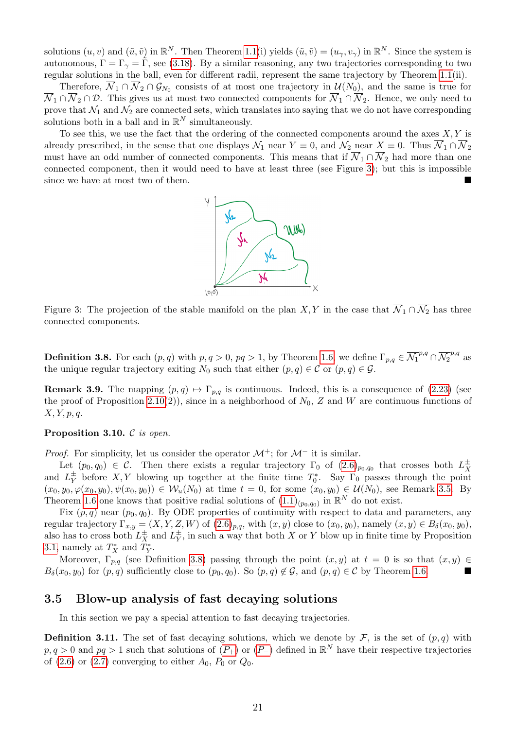solutions $(u,v)$ and $(\tilde{u},\tilde{v})$ in $\mathbb{R}^N$. Then Theorem 1.1(i) yields $(\tilde{u},\tilde{v}) = (u_\gamma, v_\gamma)$ in $\mathbb{R}^N$. Since the system is autonomous, $\Gamma = \Gamma_\gamma = \tilde{\Gamma}$, see (3.18). By a similar reasoning, any two trajectories corresponding to two regular solutions in the ball, even for different radii, represent the same trajectory by Theorem 1.1(ii).

Therefore, $\overline{\mathcal{N}}_1 \cap \overline{\mathcal{N}}_2 \cap \mathcal{G}_{N_0}$ consists of at most one trajectory in $\mathcal{U}(N_0)$, and the same is true for $\overline{\mathcal{N}}_1 \cap \overline{\mathcal{N}}_2 \cap \mathcal{D}$. This gives us at most two connected components for $\overline{\mathcal{N}}_1 \cap \overline{\mathcal{N}}_2$. Hence, we only need to prove that $\mathcal{N}_1$ and $\mathcal{N}_2$ are connected sets, which translates into saying that we do not have corresponding solutions both in a ball and in $\mathbb{R}^N$ simultaneously.

To see this, we use the fact that the ordering of the connected components around the axes $X, Y$ is already prescribed, in the sense that one displays $\mathcal{N}_1$ near $Y \equiv 0$, and $\mathcal{N}_2$ near $X \equiv 0$. Thus $\overline{\mathcal{N}}_1 \cap \overline{\mathcal{N}}_2$ must have an odd number of connected components. This means that if $\overline{\mathcal{N}}_1 \cap \overline{\mathcal{N}}_2$ had more than one connected component, then it would need to have at least three (see Figure 3); but this is impossible since we have at most two of them. ■

Figure 3: The projection of the stable manifold on the plan $X, Y$ in the case that $\overline{\mathcal{N}}_1 \cap \overline{\mathcal{N}}_2$ has three connected components.

**Definition 3.8.** For each $(p,q)$ with $p,q > 0$, $pq > 1$, by Theorem 1.6, we define $\Gamma_{p,q} \in \overline{\mathcal{N}_1}^{p,q} \cap \overline{\mathcal{N}_2}^{p,q}$ as the unique regular trajectory exiting $N_0$ such that either $(p,q) \in \mathcal{C}$ or $(p,q) \in \mathcal{G}$.

**Remark 3.9.** The mapping $(p,q) \mapsto \Gamma_{p,q}$ is continuous. Indeed, this is a consequence of (2.23) (see the proof of Proposition 2.10(2)), since in a neighborhood of $N_0$, $Z$ and $W$ are continuous functions of $X, Y, p, q$.

**Proposition 3.10.** *$\mathcal{C}$ is open.*

*Proof.* For simplicity, let us consider the operator $\mathcal{M}^+$; for $\mathcal{M}^-$ it is similar.

Let $(p_0, q_0) \in \mathcal{C}$. Then there exists a regular trajectory $\Gamma_0$ of $(2.6)_{p_0,q_0}$ that crosses both $L_X^\pm$ and $L_Y^\pm$ before $X, Y$ blowing up together at the finite time $T_0^*$. Say $\Gamma_0$ passes through the point $(x_0, y_0, \varphi(x_0,y_0), \psi(x_0,y_0)) \in \mathcal{W}_u(N_0)$ at time $t = 0$, for some $(x_0,y_0) \in \mathcal{U}(N_0)$, see Remark 3.5. By Theorem 1.6 one knows that positive radial solutions of $(1.1)_{(p_0,q_0)}$ in $\mathbb{R}^N$ do not exist.

Fix $(p,q)$ near $(p_0,q_0)$. By ODE properties of continuity with respect to data and parameters, any regular trajectory $\Gamma_{x,y} = (X,Y,Z,W)$ of $(2.6)_{p,q}$, with $(x,y)$ close to $(x_0,y_0)$, namely $(x,y) \in B_\delta(x_0,y_0)$, also has to cross both $L_X^\pm$ and $L_Y^\pm$, in such a way that both $X$ or $Y$ blow up in finite time by Proposition 3.1, namely at $T_X^*$ and $T_Y^*$.

Moreover, $\Gamma_{p,q}$ (see Definition 3.8) passing through the point $(x,y)$ at $t = 0$ is so that $(x,y) \in B_\delta(x_0,y_0)$ for $(p,q)$ sufficiently close to $(p_0,q_0)$. So $(p,q) \notin \mathcal{G}$, and $(p,q) \in \mathcal{C}$ by Theorem 1.6. ■

## 3.5 Blow-up analysis of fast decaying solutions

In this section we pay a special attention to fast decaying trajectories.

**Definition 3.11.** The set of fast decaying solutions, which we denote by $\mathcal{F}$, is the set of $(p,q)$ with $p,q > 0$ and $pq > 1$ such that solutions of ($P_+$) or ($P_-$) defined in $\mathbb{R}^N$ have their respective trajectories of (2.6) or (2.7) converging to either $A_0$, $P_0$ or $Q_0$.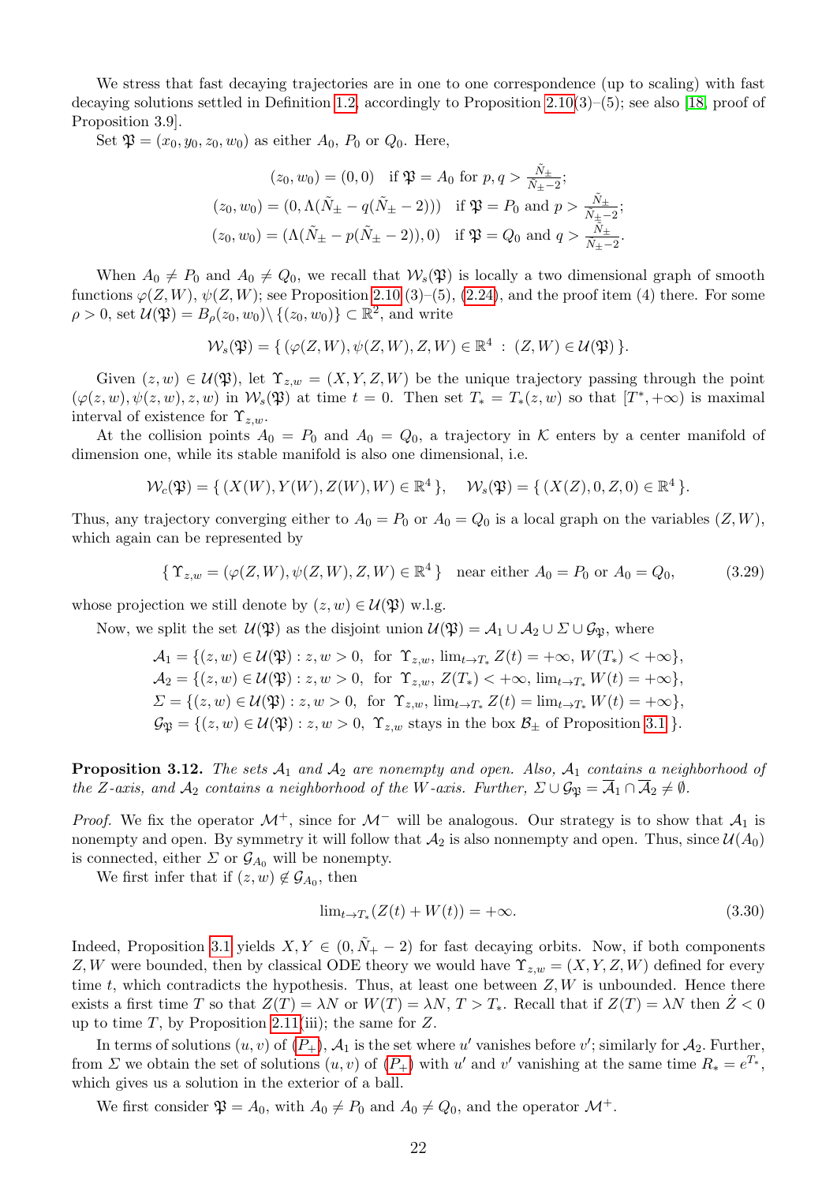We stress that fast decaying trajectories are in one to one correspondence (up to scaling) with fast decaying solutions settled in Definition 1.2, accordingly to Proposition 2.10(3)–(5); see also [18, proof of Proposition 3.9].

Set $\mathfrak{P} = (x_0, y_0, z_0, w_0)$ as either $A_0$, $P_0$ or $Q_0$. Here,

$$(z_0, w_0) = (0, 0) \quad \text{if } \mathfrak{P} = A_0 \text{ for } p, q > \tfrac{\tilde{N}_\pm}{\tilde{N}_\pm - 2};$$
$$(z_0, w_0) = (0, \Lambda(\tilde{N}_\pm - q(\tilde{N}_\pm - 2))) \quad \text{if } \mathfrak{P} = P_0 \text{ and } p > \tfrac{\tilde{N}_\pm}{\tilde{N}_\pm - 2};$$
$$(z_0, w_0) = (\Lambda(\tilde{N}_\pm - p(\tilde{N}_\pm - 2)), 0) \quad \text{if } \mathfrak{P} = Q_0 \text{ and } q > \tfrac{\tilde{N}_\pm}{\tilde{N}_\pm - 2}.$$

When $A_0 \neq P_0$ and $A_0 \neq Q_0$, we recall that $\mathcal{W}_s(\mathfrak{P})$ is locally a two dimensional graph of smooth functions $\varphi(Z, W)$, $\psi(Z, W)$; see Proposition 2.10 (3)–(5), (2.24), and the proof item (4) there. For some $\rho > 0$, set $\mathcal{U}(\mathfrak{P}) = B_\rho(z_0, w_0) \setminus \{(z_0, w_0)\} \subset \mathbb{R}^2$, and write

$$\mathcal{W}_s(\mathfrak{P}) = \{\, (\varphi(Z, W), \psi(Z, W), Z, W) \in \mathbb{R}^4 \ : \ (Z, W) \in \mathcal{U}(\mathfrak{P}) \,\}.$$

Given $(z, w) \in \mathcal{U}(\mathfrak{P})$, let $\Upsilon_{z,w} = (X, Y, Z, W)$ be the unique trajectory passing through the point $(\varphi(z, w), \psi(z, w), z, w)$ in $\mathcal{W}_s(\mathfrak{P})$ at time $t = 0$. Then set $T_* = T_*(z, w)$ so that $[T^*, +\infty)$ is maximal interval of existence for $\Upsilon_{z,w}$.

At the collision points $A_0 = P_0$ and $A_0 = Q_0$, a trajectory in $\mathcal{K}$ enters by a center manifold of dimension one, while its stable manifold is also one dimensional, i.e.

$$\mathcal{W}_c(\mathfrak{P}) = \{\, (X(W), Y(W), Z(W), W) \in \mathbb{R}^4 \,\}, \quad \mathcal{W}_s(\mathfrak{P}) = \{\, (X(Z), 0, Z, 0) \in \mathbb{R}^4 \,\}.$$

Thus, any trajectory converging either to $A_0 = P_0$ or $A_0 = Q_0$ is a local graph on the variables $(Z, W)$, which again can be represented by

$$\{\, \Upsilon_{z,w} = (\varphi(Z, W), \psi(Z, W), Z, W) \in \mathbb{R}^4 \,\} \quad \text{near either } A_0 = P_0 \text{ or } A_0 = Q_0, \tag{3.29}$$

whose projection we still denote by $(z, w) \in \mathcal{U}(\mathfrak{P})$ w.l.g.

Now, we split the set $\mathcal{U}(\mathfrak{P})$ as the disjoint union $\mathcal{U}(\mathfrak{P}) = \mathcal{A}_1 \cup \mathcal{A}_2 \cup \varSigma \cup \mathcal{G}_{\mathfrak{P}}$, where

$$\mathcal{A}_1 = \{(z, w) \in \mathcal{U}(\mathfrak{P}) : z, w > 0, \ \text{for } \Upsilon_{z,w}, \ \lim_{t \to T_*} Z(t) = +\infty, \ W(T_*) < +\infty\},$$
$$\mathcal{A}_2 = \{(z, w) \in \mathcal{U}(\mathfrak{P}) : z, w > 0, \ \text{for } \Upsilon_{z,w}, \ Z(T_*) < +\infty, \ \lim_{t \to T_*} W(t) = +\infty\},$$
$$\varSigma = \{(z, w) \in \mathcal{U}(\mathfrak{P}) : z, w > 0, \ \text{for } \Upsilon_{z,w}, \ \lim_{t \to T_*} Z(t) = \lim_{t \to T_*} W(t) = +\infty\},$$
$$\mathcal{G}_{\mathfrak{P}} = \{(z, w) \in \mathcal{U}(\mathfrak{P}) : z, w > 0, \ \Upsilon_{z,w} \text{ stays in the box } \mathcal{B}_\pm \text{ of Proposition 3.1}\}.$$

**Proposition 3.12.** *The sets $\mathcal{A}_1$ and $\mathcal{A}_2$ are nonempty and open. Also, $\mathcal{A}_1$ contains a neighborhood of the $Z$-axis, and $\mathcal{A}_2$ contains a neighborhood of the $W$-axis. Further, $\varSigma \cup \mathcal{G}_{\mathfrak{P}} = \overline{\mathcal{A}}_1 \cap \overline{\mathcal{A}}_2 \neq \emptyset$.*

*Proof.* We fix the operator $\mathcal{M}^+$, since for $\mathcal{M}^-$ will be analogous. Our strategy is to show that $\mathcal{A}_1$ is nonempty and open. By symmetry it will follow that $\mathcal{A}_2$ is also nonempty and open. Thus, since $\mathcal{U}(A_0)$ is connected, either $\varSigma$ or $\mathcal{G}_{A_0}$ will be nonempty.

We first infer that if $(z, w) \notin \mathcal{G}_{A_0}$, then

$$\lim\nolimits_{t \to T_*} (Z(t) + W(t)) = +\infty. \tag{3.30}$$

Indeed, Proposition 3.1 yields $X, Y \in (0, \tilde{N}_+ - 2)$ for fast decaying orbits. Now, if both components $Z, W$ were bounded, then by classical ODE theory we would have $\Upsilon_{z,w} = (X, Y, Z, W)$ defined for every time $t$, which contradicts the hypothesis. Thus, at least one between $Z, W$ is unbounded. Hence there exists a first time $T$ so that $Z(T) = \lambda N$ or $W(T) = \lambda N$, $T > T_*$. Recall that if $Z(T) = \lambda N$ then $\dot{Z} < 0$ up to time $T$, by Proposition 2.11(iii); the same for $Z$.

In terms of solutions $(u, v)$ of ($P_+$), $\mathcal{A}_1$ is the set where $u'$ vanishes before $v'$; similarly for $\mathcal{A}_2$. Further, from $\varSigma$ we obtain the set of solutions $(u, v)$ of ($P_+$) with $u'$ and $v'$ vanishing at the same time $R_* = e^{T_*}$, which gives us a solution in the exterior of a ball.

We first consider $\mathfrak{P} = A_0$, with $A_0 \neq P_0$ and $A_0 \neq Q_0$, and the operator $\mathcal{M}^+$.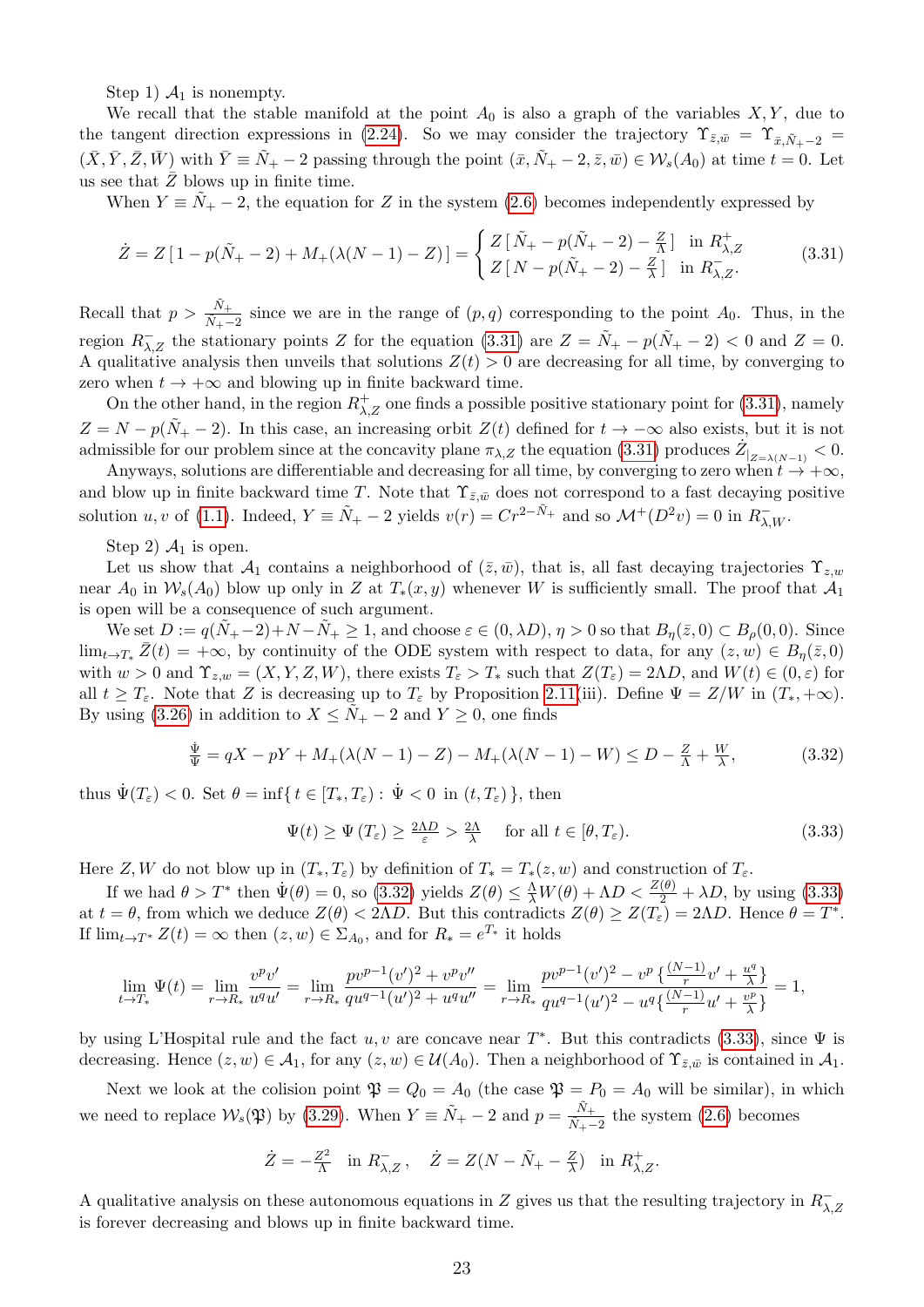Step 1) $\mathcal{A}_1$ is nonempty.

We recall that the stable manifold at the point $A_0$ is also a graph of the variables $X, Y$, due to the tangent direction expressions in (2.24). So we may consider the trajectory $\Upsilon_{\bar{z},\bar{w}} = \Upsilon_{\bar{x},\tilde{N}_+-2} = (\bar{X}, \bar{Y}, \bar{Z}, \bar{W})$ with $\bar{Y} \equiv \tilde{N}_+ - 2$ passing through the point $(\bar{x}, \tilde{N}_+ - 2, \bar{z}, \bar{w}) \in \mathcal{W}_s(A_0)$ at time $t = 0$. Let us see that $\bar{Z}$ blows up in finite time.

When $Y \equiv \tilde{N}_+ - 2$, the equation for $Z$ in the system (2.6) becomes independently expressed by

$$\dot{Z} = Z\,[\,1 - p(\tilde{N}_+ - 2) + M_+(\lambda(N-1) - Z)\,] = \begin{cases} Z\,[\,\tilde{N}_+ - p(\tilde{N}_+ - 2) - \frac{Z}{\Lambda}\,] & \text{in } R^+_{\lambda,Z} \\ Z\,[\,N - p(\tilde{N}_+ - 2) - \frac{Z}{\lambda}\,] & \text{in } R^-_{\lambda,Z}. \end{cases} \tag{3.31}$$

Recall that $p > \frac{\tilde{N}_+}{\tilde{N}_+ - 2}$ since we are in the range of $(p, q)$ corresponding to the point $A_0$. Thus, in the region $R^-_{\lambda,Z}$ the stationary points $Z$ for the equation (3.31) are $Z = \tilde{N}_+ - p(\tilde{N}_+ - 2) < 0$ and $Z = 0$. A qualitative analysis then unveils that solutions $Z(t) > 0$ are decreasing for all time, by converging to zero when $t \to +\infty$ and blowing up in finite backward time.

On the other hand, in the region $R^+_{\lambda,Z}$ one finds a possible positive stationary point for (3.31), namely $Z = N - p(\tilde{N}_+ - 2)$. In this case, an increasing orbit $Z(t)$ defined for $t \to -\infty$ also exists, but it is not admissible for our problem since at the concavity plane $\pi_{\lambda,Z}$ the equation (3.31) produces $\dot{Z}_{|_{Z=\lambda(N-1)}} < 0$.

Anyways, solutions are differentiable and decreasing for all time, by converging to zero when $t \to +\infty$, and blow up in finite backward time $T$. Note that $\Upsilon_{\bar{z},\bar{w}}$ does not correspond to a fast decaying positive solution $u, v$ of (1.1). Indeed, $Y \equiv \tilde{N}_+ - 2$ yields $v(r) = Cr^{2-\tilde{N}_+}$ and so $\mathcal{M}^+(D^2 v) = 0$ in $R^-_{\lambda,W}$.

Step 2) $\mathcal{A}_1$ is open.

Let us show that $\mathcal{A}_1$ contains a neighborhood of $(\bar{z}, \bar{w})$, that is, all fast decaying trajectories $\Upsilon_{z,w}$ near $A_0$ in $\mathcal{W}_s(A_0)$ blow up only in $Z$ at $T_*(x, y)$ whenever $W$ is sufficiently small. The proof that $\mathcal{A}_1$ is open will be a consequence of such argument.

We set $D := q(\tilde{N}_+ - 2) + N - \tilde{N}_+ \geq 1$, and choose $\varepsilon \in (0, \lambda D)$, $\eta > 0$ so that $B_\eta(\bar{z}, 0) \subset B_\rho(0, 0)$. Since $\lim_{t \to T_*} \bar{Z}(t) = +\infty$, by continuity of the ODE system with respect to data, for any $(z, w) \in B_\eta(\bar{z}, 0)$ with $w > 0$ and $\Upsilon_{z,w} = (X, Y, Z, W)$, there exists $T_\varepsilon > T_*$ such that $Z(T_\varepsilon) = 2\Lambda D$, and $W(t) \in (0, \varepsilon)$ for all $t \geq T_\varepsilon$. Note that $Z$ is decreasing up to $T_\varepsilon$ by Proposition 2.11(iii). Define $\Psi = Z/W$ in $(T_*, +\infty)$. By using (3.26) in addition to $X \leq \tilde{N}_+ - 2$ and $Y \geq 0$, one finds

$$\tfrac{\dot{\Psi}}{\Psi} = qX - pY + M_+(\lambda(N-1) - Z) - M_+(\lambda(N-1) - W) \leq D - \tfrac{Z}{\Lambda} + \tfrac{W}{\lambda}, \tag{3.32}$$

thus $\dot{\Psi}(T_\varepsilon) < 0$. Set $\theta = \inf\{\, t \in [T_*, T_\varepsilon) : \dot{\Psi} < 0 \text{ in } (t, T_\varepsilon)\,\}$, then

$$\Psi(t) \geq \Psi(T_\varepsilon) \geq \tfrac{2\Lambda D}{\varepsilon} > \tfrac{2\Lambda}{\lambda} \quad \text{for all } t \in [\theta, T_\varepsilon). \tag{3.33}$$

Here $Z, W$ do not blow up in $(T_*, T_\varepsilon)$ by definition of $T_* = T_*(z, w)$ and construction of $T_\varepsilon$.

If we had $\theta > T^*$ then $\dot{\Psi}(\theta) = 0$, so (3.32) yields $Z(\theta) \leq \frac{\Lambda}{\lambda} W(\theta) + \Lambda D < \frac{Z(\theta)}{2} + \lambda D$, by using (3.33) at $t = \theta$, from which we deduce $Z(\theta) < 2\Lambda D$. But this contradicts $Z(\theta) \geq Z(T_\varepsilon) = 2\Lambda D$. Hence $\theta = T^*$. If $\lim_{t \to T^*} Z(t) = \infty$ then $(z, w) \in \Sigma_{A_0}$, and for $R_* = e^{T_*}$ it holds

$$\lim_{t \to T_*} \Psi(t) = \lim_{r \to R_*} \frac{v^p v'}{u^q u'} = \lim_{r \to R_*} \frac{p v^{p-1} (v')^2 + v^p v''}{q u^{q-1} (u')^2 + u^q u''} = \lim_{r \to R_*} \frac{p v^{p-1} (v')^2 - v^p \{\frac{(N-1)}{r} v' + \frac{u^q}{\lambda}\}}{q u^{q-1} (u')^2 - u^q \{\frac{(N-1)}{r} u' + \frac{v^p}{\lambda}\}} = 1,$$

by using L'Hospital rule and the fact $u, v$ are concave near $T^*$. But this contradicts (3.33), since $\Psi$ is decreasing. Hence $(z, w) \in \mathcal{A}_1$, for any $(z, w) \in \mathcal{U}(A_0)$. Then a neighborhood of $\Upsilon_{\bar{z},\bar{w}}$ is contained in $\mathcal{A}_1$.

Next we look at the colision point $\mathfrak{P} = Q_0 = A_0$ (the case $\mathfrak{P} = P_0 = A_0$ will be similar), in which we need to replace $\mathcal{W}_s(\mathfrak{P})$ by (3.29). When $Y \equiv \tilde{N}_+ - 2$ and $p = \frac{\tilde{N}_+}{\tilde{N}_+ - 2}$ the system (2.6) becomes

$$\dot{Z} = -\tfrac{Z^2}{\Lambda} \quad \text{in } R^-_{\lambda,Z}\,, \quad \dot{Z} = Z(N - \tilde{N}_+ - \tfrac{Z}{\lambda}) \quad \text{in } R^+_{\lambda,Z}.$$

A qualitative analysis on these autonomous equations in $Z$ gives us that the resulting trajectory in $R^-_{\lambda,Z}$ is forever decreasing and blows up in finite backward time.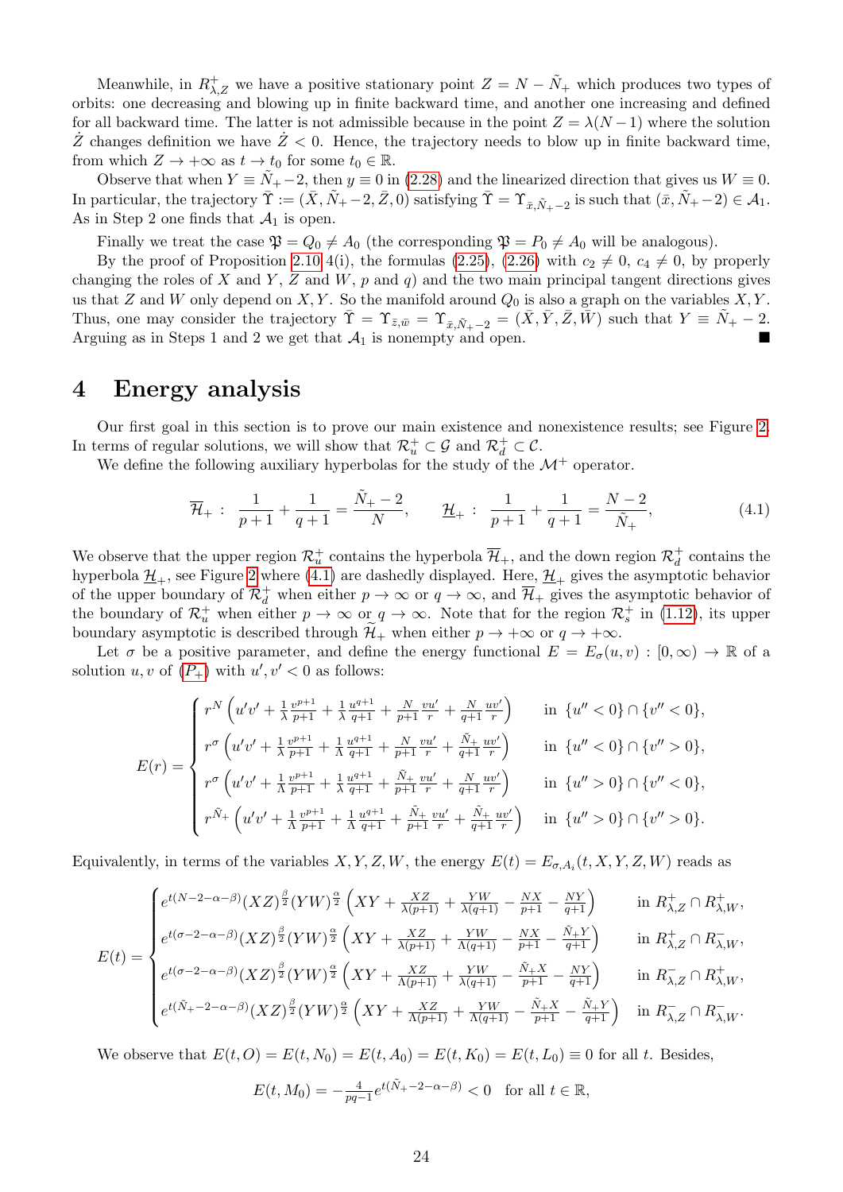Meanwhile, in $R^+_{\lambda,Z}$ we have a positive stationary point $Z = N - \tilde{N}_+$ which produces two types of orbits: one decreasing and blowing up in finite backward time, and another one increasing and defined for all backward time. The latter is not admissible because in the point $Z = \lambda(N-1)$ where the solution $\dot{Z}$ changes definition we have $\dot{Z} < 0$. Hence, the trajectory needs to blow up in finite backward time, from which $Z \to +\infty$ as $t \to t_0$ for some $t_0 \in \mathbb{R}$.

Observe that when $Y \equiv \tilde{N}_+ - 2$, then $y \equiv 0$ in (2.28) and the linearized direction that gives us $W \equiv 0$. In particular, the trajectory $\bar{\Upsilon} := (\bar{X}, \tilde{N}_+ - 2, \bar{Z}, 0)$ satisfying $\bar{\Upsilon} = \Upsilon_{\bar{x}, \tilde{N}_+ - 2}$ is such that $(\bar{x}, \tilde{N}_+ - 2) \in \mathcal{A}_1$. As in Step 2 one finds that $\mathcal{A}_1$ is open.

Finally we treat the case $\mathfrak{P} = Q_0 \neq A_0$ (the corresponding $\mathfrak{P} = P_0 \neq A_0$ will be analogous).

By the proof of Proposition 2.10 4(i), the formulas (2.25), (2.26) with $c_2 \neq 0$, $c_4 \neq 0$, by properly changing the roles of $X$ and $Y$, $Z$ and $W$, $p$ and $q$) and the two main principal tangent directions gives us that $Z$ and $W$ only depend on $X, Y$. So the manifold around $Q_0$ is also a graph on the variables $X, Y$. Thus, one may consider the trajectory $\bar{\Upsilon} = \Upsilon_{\bar{z}, \bar{w}} = \Upsilon_{\bar{x}, \tilde{N}_+ - 2} = (\bar{X}, \bar{Y}, \bar{Z}, \bar{W})$ such that $Y \equiv \tilde{N}_+ - 2$. Arguing as in Steps 1 and 2 we get that $\mathcal{A}_1$ is nonempty and open. ■

# 4 Energy analysis

Our first goal in this section is to prove our main existence and nonexistence results; see Figure 2. In terms of regular solutions, we will show that $\mathcal{R}^+_u \subset \mathcal{G}$ and $\mathcal{R}^+_d \subset \mathcal{C}$.

We define the following auxiliary hyperbolas for the study of the $\mathcal{M}^+$ operator.

$$\overline{\mathcal{H}}_+ : \quad \frac{1}{p+1} + \frac{1}{q+1} = \frac{\tilde{N}_+ - 2}{N}, \qquad \underline{\mathcal{H}}_+ : \quad \frac{1}{p+1} + \frac{1}{q+1} = \frac{N-2}{\tilde{N}_+}, \tag{4.1}$$

We observe that the upper region $\mathcal{R}^+_u$ contains the hyperbola $\overline{\mathcal{H}}_+$, and the down region $\mathcal{R}^+_d$ contains the hyperbola $\underline{\mathcal{H}}_+$, see Figure 2 where (4.1) are dashedly displayed. Here, $\underline{\mathcal{H}}_+$ gives the asymptotic behavior of the upper boundary of $\mathcal{R}^+_d$ when either $p \to \infty$ or $q \to \infty$, and $\overline{\mathcal{H}}_+$ gives the asymptotic behavior of the boundary of $\mathcal{R}^+_u$ when either $p \to \infty$ or $q \to \infty$. Note that for the region $\mathcal{R}^+_s$ in (1.12), its upper boundary asymptotic is described through $\widetilde{\mathcal{H}}_+$ when either $p \to +\infty$ or $q \to +\infty$.

Let $\sigma$ be a positive parameter, and define the energy functional $E = E_\sigma(u, v) : [0, \infty) \to \mathbb{R}$ of a solution $u, v$ of ($P_+$) with $u', v' < 0$ as follows:

$$E(r) = \begin{cases} r^N \left( u'v' + \frac{1}{\lambda}\frac{v^{p+1}}{p+1} + \frac{1}{\lambda}\frac{u^{q+1}}{q+1} + \frac{N}{p+1}\frac{vu'}{r} + \frac{N}{q+1}\frac{uv'}{r} \right) & \text{in } \{u'' < 0\} \cap \{v'' < 0\}, \\ r^\sigma \left( u'v' + \frac{1}{\lambda}\frac{v^{p+1}}{p+1} + \frac{1}{\Lambda}\frac{u^{q+1}}{q+1} + \frac{N}{p+1}\frac{vu'}{r} + \frac{\tilde{N}_+}{q+1}\frac{uv'}{r} \right) & \text{in } \{u'' < 0\} \cap \{v'' > 0\}, \\ r^\sigma \left( u'v' + \frac{1}{\Lambda}\frac{v^{p+1}}{p+1} + \frac{1}{\lambda}\frac{u^{q+1}}{q+1} + \frac{\tilde{N}_+}{p+1}\frac{vu'}{r} + \frac{N}{q+1}\frac{uv'}{r} \right) & \text{in } \{u'' > 0\} \cap \{v'' < 0\}, \\ r^{\tilde{N}_+} \left( u'v' + \frac{1}{\Lambda}\frac{v^{p+1}}{p+1} + \frac{1}{\Lambda}\frac{u^{q+1}}{q+1} + \frac{\tilde{N}_+}{p+1}\frac{vu'}{r} + \frac{\tilde{N}_+}{q+1}\frac{uv'}{r} \right) & \text{in } \{u'' > 0\} \cap \{v'' > 0\}. \end{cases}$$

Equivalently, in terms of the variables $X, Y, Z, W$, the energy $E(t) = E_{\sigma, A_i}(t, X, Y, Z, W)$ reads as

$$E(t) = \begin{cases} e^{t(N-2-\alpha-\beta)}(XZ)^{\frac{\beta}{2}}(YW)^{\frac{\alpha}{2}} \left( XY + \frac{XZ}{\lambda(p+1)} + \frac{YW}{\lambda(q+1)} - \frac{NX}{p+1} - \frac{NY}{q+1} \right) & \text{in } R^+_{\lambda,Z} \cap R^+_{\lambda,W}, \\ e^{t(\sigma-2-\alpha-\beta)}(XZ)^{\frac{\beta}{2}}(YW)^{\frac{\alpha}{2}} \left( XY + \frac{XZ}{\lambda(p+1)} + \frac{YW}{\Lambda(q+1)} - \frac{NX}{p+1} - \frac{\tilde{N}_+ Y}{q+1} \right) & \text{in } R^+_{\lambda,Z} \cap R^-_{\lambda,W}, \\ e^{t(\sigma-2-\alpha-\beta)}(XZ)^{\frac{\beta}{2}}(YW)^{\frac{\alpha}{2}} \left( XY + \frac{XZ}{\Lambda(p+1)} + \frac{YW}{\lambda(q+1)} - \frac{\tilde{N}_+ X}{p+1} - \frac{NY}{q+1} \right) & \text{in } R^-_{\lambda,Z} \cap R^+_{\lambda,W}, \\ e^{t(\tilde{N}_+-2-\alpha-\beta)}(XZ)^{\frac{\beta}{2}}(YW)^{\frac{\alpha}{2}} \left( XY + \frac{XZ}{\Lambda(p+1)} + \frac{YW}{\Lambda(q+1)} - \frac{\tilde{N}_+ X}{p+1} - \frac{\tilde{N}_+ Y}{q+1} \right) & \text{in } R^-_{\lambda,Z} \cap R^-_{\lambda,W}. \end{cases}$$

We observe that $E(t, O) = E(t, N_0) = E(t, A_0) = E(t, K_0) = E(t, L_0) \equiv 0$ for all $t$. Besides,

$$E(t, M_0) = -\tfrac{4}{pq-1} e^{t(\tilde{N}_+-2-\alpha-\beta)} < 0 \quad \text{for all } t \in \mathbb{R},$$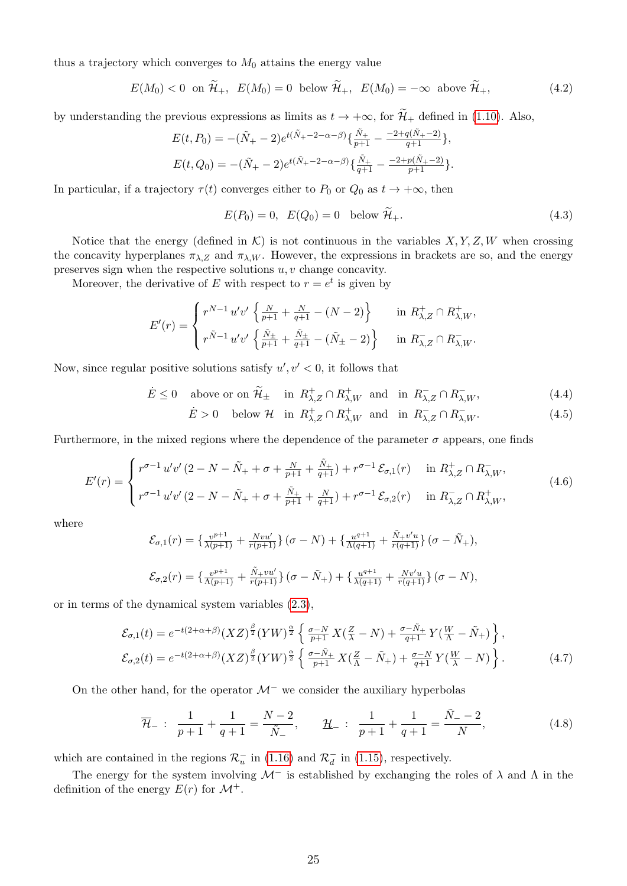thus a trajectory which converges to $M_0$ attains the energy value

$$E(M_0) < 0 \ \text{ on } \widetilde{\mathcal{H}}_+, \ \ E(M_0) = 0 \ \text{ below } \widetilde{\mathcal{H}}_+, \ \ E(M_0) = -\infty \ \text{ above } \widetilde{\mathcal{H}}_+, \tag{4.2}$$

by understanding the previous expressions as limits as $t \to +\infty$, for $\widetilde{\mathcal{H}}_+$ defined in (1.10). Also,

$$E(t, P_0) = -(\tilde{N}_+ - 2)e^{t(\tilde{N}_+ - 2 - \alpha - \beta)}\{\tfrac{\tilde{N}_+}{p+1} - \tfrac{-2+q(\tilde{N}_+-2)}{q+1}\},$$

$$E(t, Q_0) = -(\tilde{N}_+ - 2)e^{t(\tilde{N}_+ - 2 - \alpha - \beta)}\{\tfrac{\tilde{N}_+}{q+1} - \tfrac{-2+p(\tilde{N}_+-2)}{p+1}\}.$$

In particular, if a trajectory $\tau(t)$ converges either to $P_0$ or $Q_0$ as $t \to +\infty$, then

$$E(P_0) = 0, \ \ E(Q_0) = 0 \ \ \text{below } \widetilde{\mathcal{H}}_+. \tag{4.3}$$

Notice that the energy (defined in $\mathcal{K}$) is not continuous in the variables $X, Y, Z, W$ when crossing the concavity hyperplanes $\pi_{\lambda,Z}$ and $\pi_{\lambda,W}$. However, the expressions in brackets are so, and the energy preserves sign when the respective solutions $u, v$ change concavity.

Moreover, the derivative of $E$ with respect to $r = e^t$ is given by

$$E'(r) = \begin{cases} r^{N-1}\, u'v' \left\{ \frac{N}{p+1} + \frac{N}{q+1} - (N-2) \right\} & \text{in } R^+_{\lambda,Z} \cap R^+_{\lambda,W}, \\ r^{\tilde{N}-1}\, u'v' \left\{ \frac{\tilde{N}_\pm}{p+1} + \frac{\tilde{N}_\pm}{q+1} - (\tilde{N}_\pm - 2) \right\} & \text{in } R^-_{\lambda,Z} \cap R^-_{\lambda,W}. \end{cases}$$

Now, since regular positive solutions satisfy $u', v' < 0$, it follows that

$$\dot{E} \le 0 \quad \text{above or on } \widetilde{\mathcal{H}}_\pm \quad \text{in } R^+_{\lambda,Z} \cap R^+_{\lambda,W} \ \text{ and } \ \text{in } R^-_{\lambda,Z} \cap R^-_{\lambda,W}, \tag{4.4}$$

$$\dot{E} > 0 \quad \text{below } \mathcal{H} \quad \text{in } R^+_{\lambda,Z} \cap R^+_{\lambda,W} \ \text{ and } \ \text{in } R^-_{\lambda,Z} \cap R^-_{\lambda,W}. \tag{4.5}$$

Furthermore, in the mixed regions where the dependence of the parameter $\sigma$ appears, one finds

$$E'(r) = \begin{cases} r^{\sigma-1}\, u'v'\, (2 - N - \tilde{N}_+ + \sigma + \frac{N}{p+1} + \frac{\tilde{N}_+}{q+1}) + r^{\sigma-1}\, \mathcal{E}_{\sigma,1}(r) & \text{in } R^+_{\lambda,Z} \cap R^-_{\lambda,W}, \\ r^{\sigma-1}\, u'v'\, (2 - N - \tilde{N}_+ + \sigma + \frac{\tilde{N}_+}{p+1} + \frac{N}{q+1}) + r^{\sigma-1}\, \mathcal{E}_{\sigma,2}(r) & \text{in } R^-_{\lambda,Z} \cap R^+_{\lambda,W}, \end{cases} \tag{4.6}$$

where

$$\mathcal{E}_{\sigma,1}(r) = \{\tfrac{v^{p+1}}{\Lambda(p+1)} + \tfrac{Nvu'}{r(p+1)}\}\,(\sigma - N) + \{\tfrac{u^{q+1}}{\Lambda(q+1)} + \tfrac{\tilde{N}_+ v'u}{r(q+1)}\}\,(\sigma - \tilde{N}_+),$$

$$\mathcal{E}_{\sigma,2}(r) = \{\tfrac{v^{p+1}}{\Lambda(p+1)} + \tfrac{\tilde{N}_+ vu'}{r(p+1)}\}\,(\sigma - \tilde{N}_+) + \{\tfrac{u^{q+1}}{\Lambda(q+1)} + \tfrac{Nv'u}{r(q+1)}\}\,(\sigma - N),$$

or in terms of the dynamical system variables (2.3),

$$\begin{aligned} \mathcal{E}_{\sigma,1}(t) &= e^{-t(2+\alpha+\beta)}(XZ)^{\frac{\beta}{2}}(YW)^{\frac{\alpha}{2}} \left\{ \tfrac{\sigma - N}{p+1}\, X(\tfrac{Z}{\lambda} - N) + \tfrac{\sigma - \tilde{N}_+}{q+1}\, Y(\tfrac{W}{\Lambda} - \tilde{N}_+) \right\}, \\ \mathcal{E}_{\sigma,2}(t) &= e^{-t(2+\alpha+\beta)}(XZ)^{\frac{\beta}{2}}(YW)^{\frac{\alpha}{2}} \left\{ \tfrac{\sigma - \tilde{N}_+}{p+1}\, X(\tfrac{Z}{\Lambda} - \tilde{N}_+) + \tfrac{\sigma - N}{q+1}\, Y(\tfrac{W}{\lambda} - N) \right\}. \end{aligned} \tag{4.7}$$

On the other hand, for the operator $\mathcal{M}^-$ we consider the auxiliary hyperbolas

$$\overline{\mathcal{H}}_- : \ \ \frac{1}{p+1} + \frac{1}{q+1} = \frac{N-2}{\tilde{N}_-}, \qquad \underline{\mathcal{H}}_- : \ \ \frac{1}{p+1} + \frac{1}{q+1} = \frac{\tilde{N}_- - 2}{N}, \tag{4.8}$$

which are contained in the regions $\mathcal{R}^-_u$ in (1.16) and $\mathcal{R}^-_d$ in (1.15), respectively.

The energy for the system involving $\mathcal{M}^-$ is established by exchanging the roles of $\lambda$ and $\Lambda$ in the definition of the energy $E(r)$ for $\mathcal{M}^+$.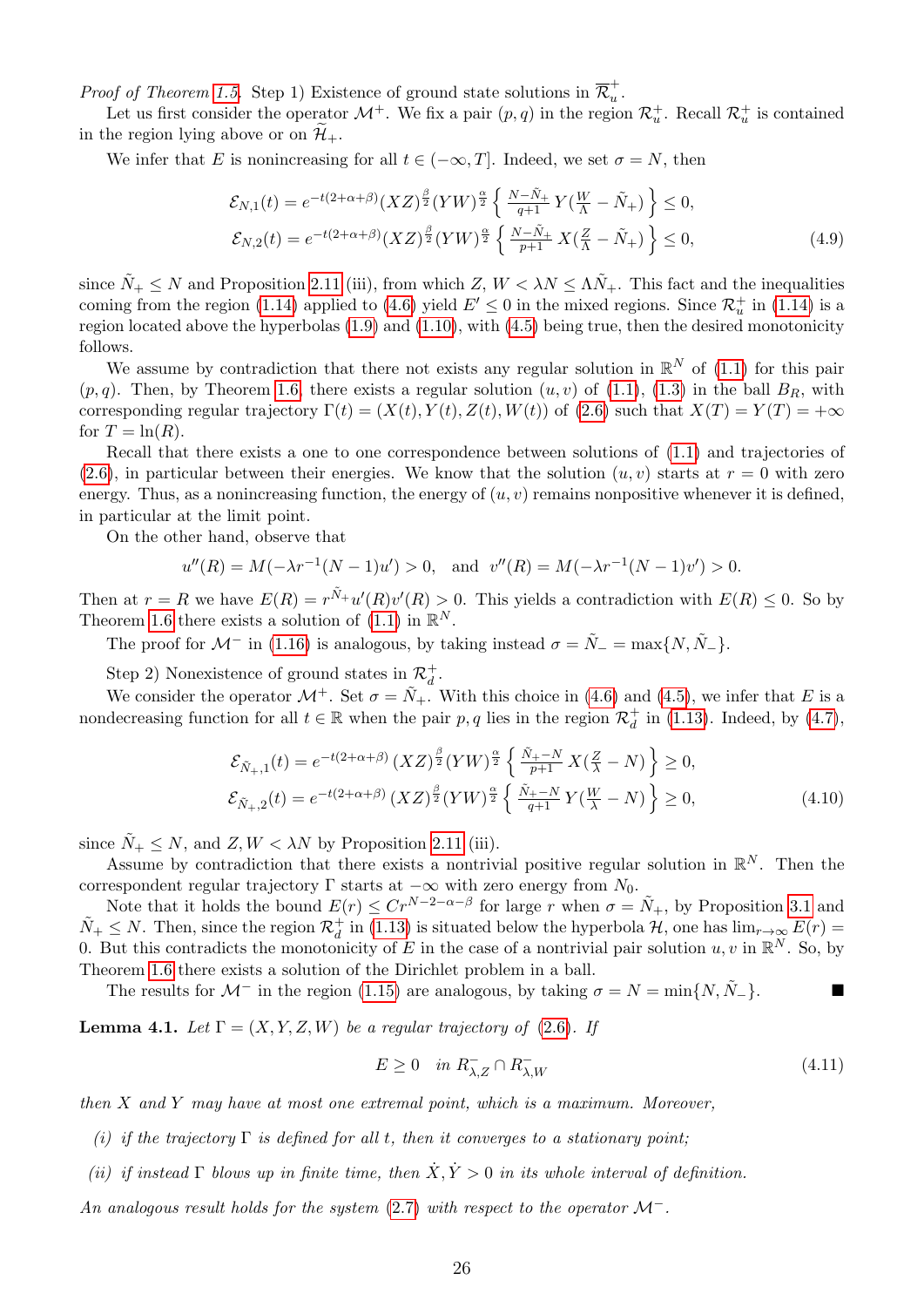*Proof of Theorem 1.5.* Step 1) Existence of ground state solutions in $\overline{\mathcal{R}}_u^+$.

Let us first consider the operator $\mathcal{M}^+$. We fix a pair $(p,q)$ in the region $\mathcal{R}_u^+$. Recall $\mathcal{R}_u^+$ is contained in the region lying above or on $\widetilde{\mathcal{H}}_+$.

We infer that $E$ is nonincreasing for all $t \in (-\infty, T]$. Indeed, we set $\sigma = N$, then

$$
\begin{aligned}
\mathcal{E}_{N,1}(t) &= e^{-t(2+\alpha+\beta)}(XZ)^{\frac{\beta}{2}}(YW)^{\frac{\alpha}{2}} \left\{ \tfrac{N-\tilde{N}_+}{q+1}\, Y\big(\tfrac{W}{\Lambda} - \tilde{N}_+\big) \right\} \le 0, \\
\mathcal{E}_{N,2}(t) &= e^{-t(2+\alpha+\beta)}(XZ)^{\frac{\beta}{2}}(YW)^{\frac{\alpha}{2}} \left\{ \tfrac{N-\tilde{N}_+}{p+1}\, X\big(\tfrac{Z}{\Lambda} - \tilde{N}_+\big) \right\} \le 0,
\end{aligned} \tag{4.9}
$$

since $\tilde{N}_+ \le N$ and Proposition 2.11 (iii), from which $Z,\, W < \lambda N \le \Lambda \tilde{N}_+$. This fact and the inequalities coming from the region (1.14) applied to (4.6) yield $E' \le 0$ in the mixed regions. Since $\mathcal{R}_u^+$ in (1.14) is a region located above the hyperbolas (1.9) and (1.10), with (4.5) being true, then the desired monotonicity follows.

We assume by contradiction that there not exists any regular solution in $\mathbb{R}^N$ of (1.1) for this pair $(p,q)$. Then, by Theorem 1.6, there exists a regular solution $(u,v)$ of (1.1), (1.3) in the ball $B_R$, with corresponding regular trajectory $\Gamma(t) = (X(t), Y(t), Z(t), W(t))$ of (2.6) such that $X(T) = Y(T) = +\infty$ for $T = \ln(R)$.

Recall that there exists a one to one correspondence between solutions of (1.1) and trajectories of (2.6), in particular between their energies. We know that the solution $(u,v)$ starts at $r=0$ with zero energy. Thus, as a nonincreasing function, the energy of $(u,v)$ remains nonpositive whenever it is defined, in particular at the limit point.

On the other hand, observe that

$$
u''(R) = M(-\lambda r^{-1}(N-1)u') > 0, \quad \text{and} \quad v''(R) = M(-\lambda r^{-1}(N-1)v') > 0.
$$

Then at $r = R$ we have $E(R) = r^{\tilde{N}_+} u'(R) v'(R) > 0$. This yields a contradiction with $E(R) \le 0$. So by Theorem 1.6 there exists a solution of (1.1) in $\mathbb{R}^N$.

The proof for $\mathcal{M}^-$ in (1.16) is analogous, by taking instead $\sigma = \tilde{N}_- = \max\{N, \tilde{N}_-\}$.

Step 2) Nonexistence of ground states in $\mathcal{R}_d^+$.

We consider the operator $\mathcal{M}^+$. Set $\sigma = \tilde{N}_+$. With this choice in (4.6) and (4.5), we infer that $E$ is a nondecreasing function for all $t \in \mathbb{R}$ when the pair $p,q$ lies in the region $\mathcal{R}_d^+$ in (1.13). Indeed, by (4.7),

$$
\begin{aligned}
\mathcal{E}_{\tilde{N}_+,1}(t) &= e^{-t(2+\alpha+\beta)}\,(XZ)^{\frac{\beta}{2}}(YW)^{\frac{\alpha}{2}} \left\{ \tfrac{\tilde{N}_+ - N}{p+1}\, X\big(\tfrac{Z}{\lambda} - N\big) \right\} \ge 0, \\
\mathcal{E}_{\tilde{N}_+,2}(t) &= e^{-t(2+\alpha+\beta)}\,(XZ)^{\frac{\beta}{2}}(YW)^{\frac{\alpha}{2}} \left\{ \tfrac{\tilde{N}_+ - N}{q+1}\, Y\big(\tfrac{W}{\lambda} - N\big) \right\} \ge 0,
\end{aligned} \tag{4.10}
$$

since $\tilde{N}_+ \le N$, and $Z, W < \lambda N$ by Proposition 2.11 (iii).

Assume by contradiction that there exists a nontrivial positive regular solution in $\mathbb{R}^N$. Then the correspondent regular trajectory $\Gamma$ starts at $-\infty$ with zero energy from $N_0$.

Note that it holds the bound $E(r) \le C r^{N-2-\alpha-\beta}$ for large $r$ when $\sigma = \tilde{N}_+$, by Proposition 3.1 and $\tilde{N}_+ \le N$. Then, since the region $\mathcal{R}_d^+$ in (1.13) is situated below the hyperbola $\mathcal{H}$, one has $\lim_{r\to\infty} E(r) = 0$. But this contradicts the monotonicity of $E$ in the case of a nontrivial pair solution $u,v$ in $\mathbb{R}^N$. So, by Theorem 1.6 there exists a solution of the Dirichlet problem in a ball.

The results for $\mathcal{M}^-$ in the region (1.15) are analogous, by taking $\sigma = N = \min\{N, \tilde{N}_-\}$. ■

**Lemma 4.1.** *Let $\Gamma = (X,Y,Z,W)$ be a regular trajectory of (2.6). If*

$$
E \ge 0 \quad \text{in } R^-_{\lambda,Z} \cap R^-_{\lambda,W} \tag{4.11}
$$

*then $X$ and $Y$ may have at most one extremal point, which is a maximum. Moreover,*

*(i) if the trajectory $\Gamma$ is defined for all $t$, then it converges to a stationary point;*

*(ii) if instead $\Gamma$ blows up in finite time, then $\dot{X}, \dot{Y} > 0$ in its whole interval of definition.*

*An analogous result holds for the system (2.7) with respect to the operator $\mathcal{M}^-$.*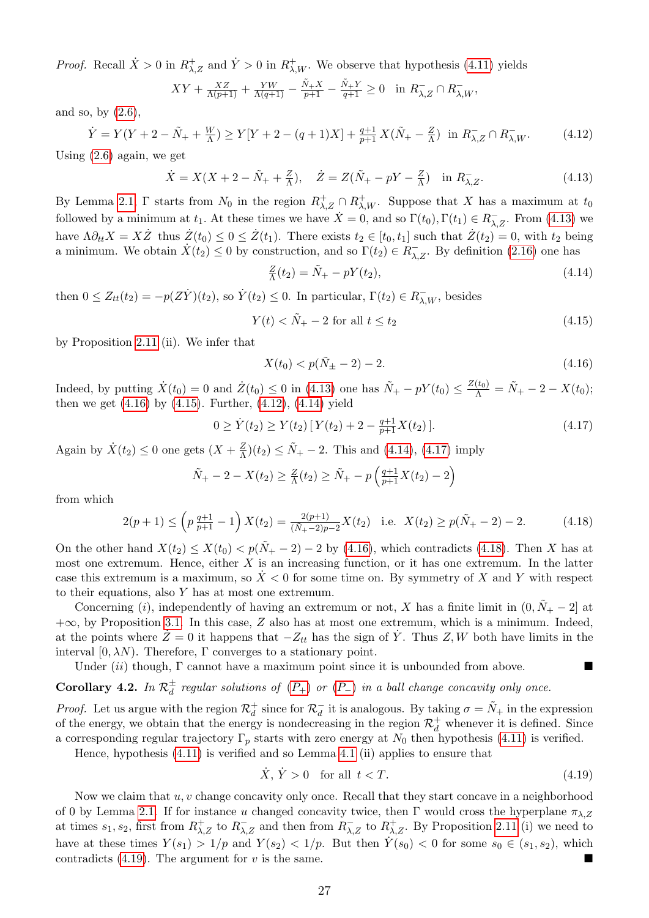*Proof.* Recall $\dot{X} > 0$ in $R^+_{\lambda,Z}$ and $\dot{Y} > 0$ in $R^+_{\lambda,W}$. We observe that hypothesis (4.11) yields

$$XY + \tfrac{XZ}{\Lambda(p+1)} + \tfrac{YW}{\Lambda(q+1)} - \tfrac{\tilde{N}_+ X}{p+1} - \tfrac{\tilde{N}_+ Y}{q+1} \geq 0 \quad \text{in } R^-_{\lambda,Z} \cap R^-_{\lambda,W},$$

and so, by (2.6),

$$\dot{Y} = Y(Y + 2 - \tilde{N}_+ + \tfrac{W}{\Lambda}) \geq Y[Y + 2 - (q+1)X] + \tfrac{q+1}{p+1}X(\tilde{N}_+ - \tfrac{Z}{\Lambda}) \quad \text{in } R^-_{\lambda,Z} \cap R^-_{\lambda,W}. \tag{4.12}$$

Using (2.6) again, we get

$$\dot{X} = X(X + 2 - \tilde{N}_+ + \tfrac{Z}{\Lambda}), \quad \dot{Z} = Z(\tilde{N}_+ - pY - \tfrac{Z}{\Lambda}) \quad \text{in } R^-_{\lambda,Z}. \tag{4.13}$$

By Lemma 2.1, $\Gamma$ starts from $N_0$ in the region $R^+_{\lambda,Z} \cap R^+_{\lambda,W}$. Suppose that $X$ has a maximum at $t_0$ followed by a minimum at $t_1$. At these times we have $\dot{X} = 0$, and so $\Gamma(t_0), \Gamma(t_1) \in R^-_{\lambda,Z}$. From (4.13) we have $\Lambda \partial_{tt} X = X\dot{Z}$ thus $\dot{Z}(t_0) \leq 0 \leq \dot{Z}(t_1)$. There exists $t_2 \in [t_0, t_1]$ such that $\dot{Z}(t_2) = 0$, with $t_2$ being a minimum. We obtain $\dot{X}(t_2) \leq 0$ by construction, and so $\Gamma(t_2) \in R^-_{\lambda,Z}$. By definition (2.16) one has

$$\tfrac{Z}{\Lambda}(t_2) = \tilde{N}_+ - pY(t_2), \tag{4.14}$$

then $0 \leq Z_{tt}(t_2) = -p(Z\dot{Y})(t_2)$, so $\dot{Y}(t_2) \leq 0$. In particular, $\Gamma(t_2) \in R^-_{\lambda,W}$, besides

$$Y(t) < \tilde{N}_+ - 2 \text{ for all } t \leq t_2 \tag{4.15}$$

by Proposition 2.11 (ii). We infer that

$$X(t_0) < p(\tilde{N}_\pm - 2) - 2. \tag{4.16}$$

Indeed, by putting $\dot{X}(t_0) = 0$ and $\dot{Z}(t_0) \leq 0$ in (4.13) one has $\tilde{N}_+ - pY(t_0) \leq \frac{Z(t_0)}{\Lambda} = \tilde{N}_+ - 2 - X(t_0)$; then we get (4.16) by (4.15). Further, (4.12), (4.14) yield

$$0 \geq \dot{Y}(t_2) \geq Y(t_2)\left[\,Y(t_2) + 2 - \tfrac{q+1}{p+1}X(t_2)\,\right]. \tag{4.17}$$

Again by $\dot{X}(t_2) \leq 0$ one gets $(X + \frac{Z}{\Lambda})(t_2) \leq \tilde{N}_+ - 2$. This and (4.14), (4.17) imply

$$\tilde{N}_+ - 2 - X(t_2) \geq \tfrac{Z}{\Lambda}(t_2) \geq \tilde{N}_+ - p\left(\tfrac{q+1}{p+1}X(t_2) - 2\right)$$

from which

$$2(p+1) \leq \left(p\,\tfrac{q+1}{p+1} - 1\right)X(t_2) = \tfrac{2(p+1)}{(\tilde{N}_+ - 2)p - 2}X(t_2) \quad \text{i.e. } X(t_2) \geq p(\tilde{N}_+ - 2) - 2. \tag{4.18}$$

On the other hand $X(t_2) \leq X(t_0) < p(\tilde{N}_+ - 2) - 2$ by (4.16), which contradicts (4.18). Then $X$ has at most one extremum. Hence, either $X$ is an increasing function, or it has one extremum. In the latter case this extremum is a maximum, so $\dot{X} < 0$ for some time on. By symmetry of $X$ and $Y$ with respect to their equations, also $Y$ has at most one extremum.

Concerning $(i)$, independently of having an extremum or not, $X$ has a finite limit in $(0, \tilde{N}_+ - 2]$ at $+\infty$, by Proposition 3.1. In this case, $Z$ also has at most one extremum, which is a minimum. Indeed, at the points where $\dot{Z} = 0$ it happens that $-Z_{tt}$ has the sign of $\dot{Y}$. Thus $Z, W$ both have limits in the interval $[0, \lambda N)$. Therefore, $\Gamma$ converges to a stationary point.

Under $(ii)$ though, $\Gamma$ cannot have a maximum point since it is unbounded from above. ∎

**Corollary 4.2.** *In $\mathcal{R}^\pm_d$ regular solutions of ($P_+$) or ($P_-$) in a ball change concavity only once.*

*Proof.* Let us argue with the region $\mathcal{R}^+_d$ since for $\mathcal{R}^-_d$ it is analogous. By taking $\sigma = \tilde{N}_+$ in the expression of the energy, we obtain that the energy is nondecreasing in the region $\mathcal{R}^+_d$ whenever it is defined. Since a corresponding regular trajectory $\Gamma_p$ starts with zero energy at $N_0$ then hypothesis (4.11) is verified.

Hence, hypothesis (4.11) is verified and so Lemma 4.1 (ii) applies to ensure that

$$\dot{X}, \dot{Y} > 0 \quad \text{for all } t < T. \tag{4.19}$$

Now we claim that $u, v$ change concavity only once. Recall that they start concave in a neighborhood of 0 by Lemma 2.1. If for instance $u$ changed concavity twice, then $\Gamma$ would cross the hyperplane $\pi_{\lambda,Z}$ at times $s_1, s_2$, first from $R^+_{\lambda,Z}$ to $R^-_{\lambda,Z}$ and then from $R^-_{\lambda,Z}$ to $R^+_{\lambda,Z}$. By Proposition 2.11 (i) we need to have at these times $Y(s_1) > 1/p$ and $Y(s_2) < 1/p$. But then $\dot{Y}(s_0) < 0$ for some $s_0 \in (s_1, s_2)$, which contradicts (4.19). The argument for $v$ is the same. ∎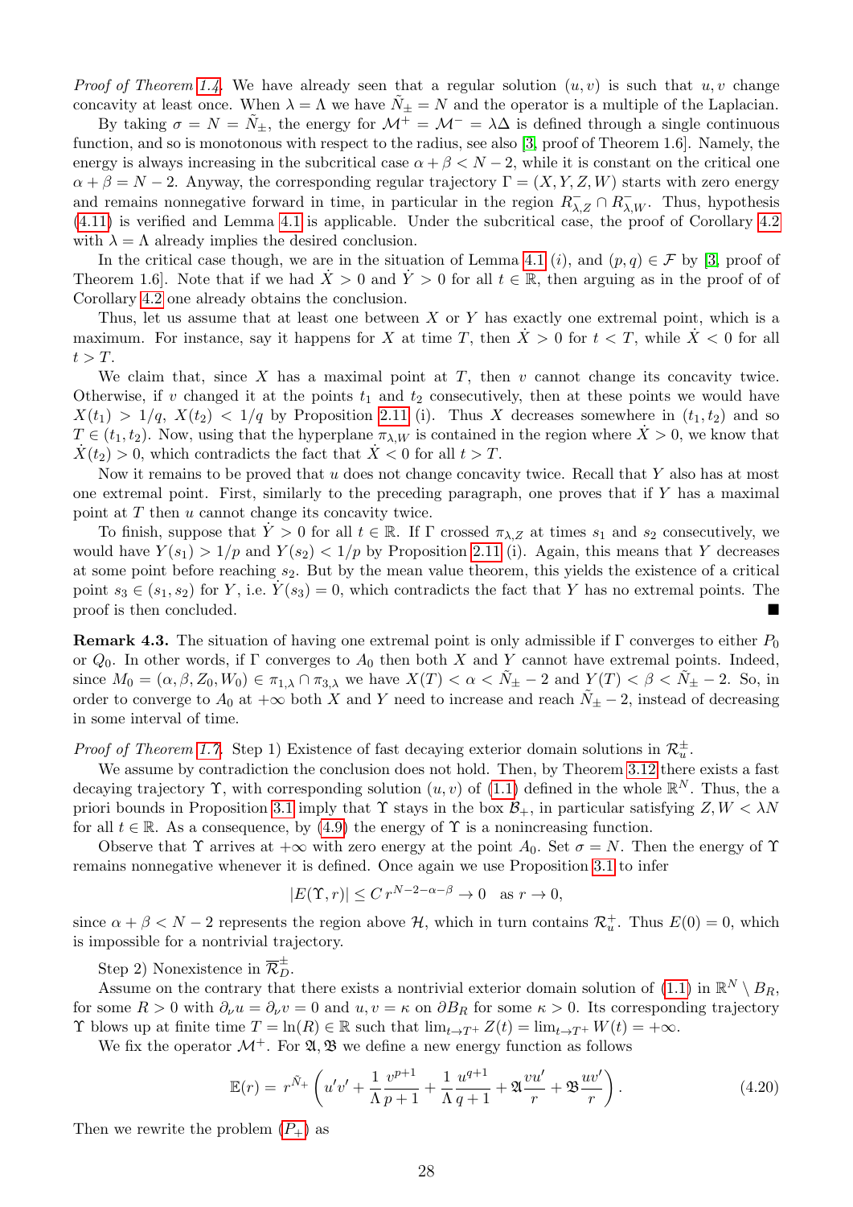*Proof of Theorem 1.4.* We have already seen that a regular solution $(u,v)$ is such that $u,v$ change concavity at least once. When $\lambda = \Lambda$ we have $\tilde{N}_\pm = N$ and the operator is a multiple of the Laplacian.

By taking $\sigma = N = \tilde{N}_\pm$, the energy for $\mathcal{M}^+ = \mathcal{M}^- = \lambda\Delta$ is defined through a single continuous function, and so is monotonous with respect to the radius, see also [3, proof of Theorem 1.6]. Namely, the energy is always increasing in the subcritical case $\alpha+\beta < N-2$, while it is constant on the critical one $\alpha+\beta = N-2$. Anyway, the corresponding regular trajectory $\Gamma = (X,Y,Z,W)$ starts with zero energy and remains nonnegative forward in time, in particular in the region $R^-_{\lambda,Z} \cap R^-_{\lambda,W}$. Thus, hypothesis (4.11) is verified and Lemma 4.1 is applicable. Under the subcritical case, the proof of Corollary 4.2 with $\lambda = \Lambda$ already implies the desired conclusion.

In the critical case though, we are in the situation of Lemma 4.1 (*i*), and $(p,q) \in \mathcal{F}$ by [3, proof of Theorem 1.6]. Note that if we had $\dot{X} > 0$ and $\dot{Y} > 0$ for all $t \in \mathbb{R}$, then arguing as in the proof of of Corollary 4.2 one already obtains the conclusion.

Thus, let us assume that at least one between $X$ or $Y$ has exactly one extremal point, which is a maximum. For instance, say it happens for $X$ at time $T$, then $\dot{X} > 0$ for $t < T$, while $\dot{X} < 0$ for all $t > T$.

We claim that, since $X$ has a maximal point at $T$, then $v$ cannot change its concavity twice. Otherwise, if $v$ changed it at the points $t_1$ and $t_2$ consecutively, then at these points we would have $X(t_1) > 1/q$, $X(t_2) < 1/q$ by Proposition 2.11 (i). Thus $X$ decreases somewhere in $(t_1,t_2)$ and so $T \in (t_1,t_2)$. Now, using that the hyperplane $\pi_{\lambda,W}$ is contained in the region where $\dot{X} > 0$, we know that $\dot{X}(t_2) > 0$, which contradicts the fact that $\dot{X} < 0$ for all $t > T$.

Now it remains to be proved that $u$ does not change concavity twice. Recall that $Y$ also has at most one extremal point. First, similarly to the preceding paragraph, one proves that if $Y$ has a maximal point at $T$ then $u$ cannot change its concavity twice.

To finish, suppose that $\dot{Y} > 0$ for all $t \in \mathbb{R}$. If $\Gamma$ crossed $\pi_{\lambda,Z}$ at times $s_1$ and $s_2$ consecutively, we would have $Y(s_1) > 1/p$ and $Y(s_2) < 1/p$ by Proposition 2.11 (i). Again, this means that $Y$ decreases at some point before reaching $s_2$. But by the mean value theorem, this yields the existence of a critical point $s_3 \in (s_1,s_2)$ for $Y$, i.e. $\dot{Y}(s_3) = 0$, which contradicts the fact that $Y$ has no extremal points. The proof is then concluded. ∎

**Remark 4.3.** The situation of having one extremal point is only admissible if $\Gamma$ converges to either $P_0$ or $Q_0$. In other words, if $\Gamma$ converges to $A_0$ then both $X$ and $Y$ cannot have extremal points. Indeed, since $M_0 = (\alpha,\beta,Z_0,W_0) \in \pi_{1,\lambda} \cap \pi_{3,\lambda}$ we have $X(T) < \alpha < \tilde{N}_\pm - 2$ and $Y(T) < \beta < \tilde{N}_\pm - 2$. So, in order to converge to $A_0$ at $+\infty$ both $X$ and $Y$ need to increase and reach $\tilde{N}_\pm - 2$, instead of decreasing in some interval of time.

*Proof of Theorem 1.7.* Step 1) Existence of fast decaying exterior domain solutions in $\mathcal{R}^\pm_u$.

We assume by contradiction the conclusion does not hold. Then, by Theorem 3.12 there exists a fast decaying trajectory $\Upsilon$, with corresponding solution $(u,v)$ of (1.1) defined in the whole $\mathbb{R}^N$. Thus, the a priori bounds in Proposition 3.1 imply that $\Upsilon$ stays in the box $\mathcal{B}_+$, in particular satisfying $Z,W < \lambda N$ for all $t \in \mathbb{R}$. As a consequence, by (4.9) the energy of $\Upsilon$ is a nonincreasing function.

Observe that $\Upsilon$ arrives at $+\infty$ with zero energy at the point $A_0$. Set $\sigma = N$. Then the energy of $\Upsilon$ remains nonnegative whenever it is defined. Once again we use Proposition 3.1 to infer

$$|E(\Upsilon,r)| \le C\, r^{N-2-\alpha-\beta} \to 0 \quad \text{as } r \to 0,$$

since $\alpha+\beta < N-2$ represents the region above $\mathcal{H}$, which in turn contains $\mathcal{R}^+_u$. Thus $E(0)=0$, which is impossible for a nontrivial trajectory.

Step 2) Nonexistence in $\overline{\mathcal{R}}^\pm_D$.

Assume on the contrary that there exists a nontrivial exterior domain solution of (1.1) in $\mathbb{R}^N \setminus B_R$, for some $R > 0$ with $\partial_\nu u = \partial_\nu v = 0$ and $u,v = \kappa$ on $\partial B_R$ for some $\kappa > 0$. Its corresponding trajectory $\Upsilon$ blows up at finite time $T = \ln(R) \in \mathbb{R}$ such that $\lim_{t\to T^+} Z(t) = \lim_{t \to T^+} W(t) = +\infty$.

We fix the operator $\mathcal{M}^+$. For $\mathfrak{A}, \mathfrak{B}$ we define a new energy function as follows

$$\mathbb{E}(r) = r^{\tilde{N}_+}\left(u'v' + \frac{1}{\Lambda}\frac{v^{p+1}}{p+1} + \frac{1}{\Lambda}\frac{u^{q+1}}{q+1} + \mathfrak{A}\frac{vu'}{r} + \mathfrak{B}\frac{uv'}{r}\right). \tag{4.20}$$

Then we rewrite the problem $(P_+)$ as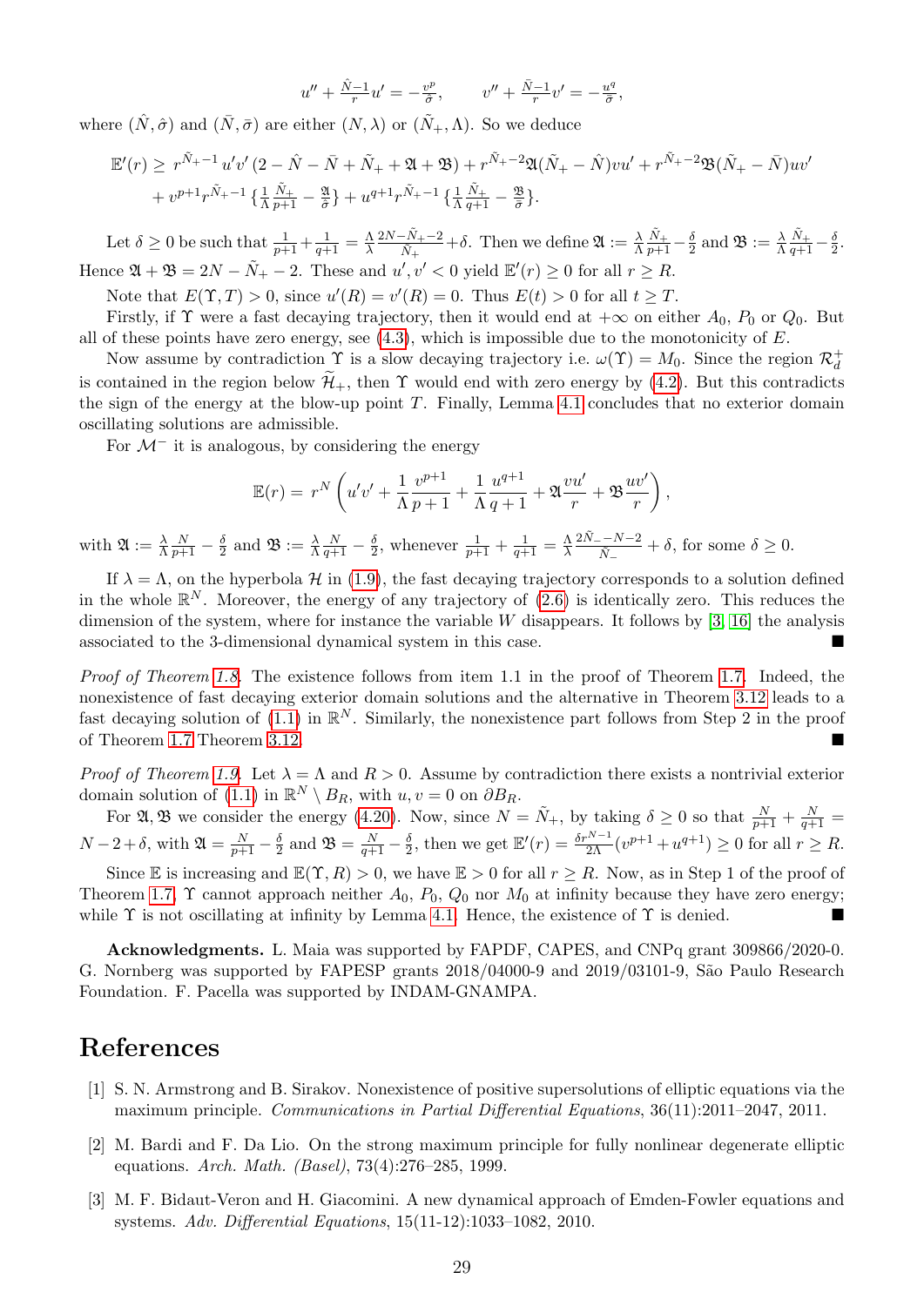$$u'' + \tfrac{\hat{N}-1}{r}u' = -\tfrac{v^p}{\hat{\sigma}}, \qquad v'' + \tfrac{\bar{N}-1}{r}v' = -\tfrac{u^q}{\bar{\sigma}},$$

where $(\hat{N},\hat{\sigma})$ and $(\bar{N},\bar{\sigma})$ are either $(N,\lambda)$ or $(\tilde{N}_+,\Lambda)$. So we deduce

$$\begin{aligned}\mathbb{E}'(r) \geq\ & r^{\tilde{N}_+-1}u'v'\left(2-\hat{N}-\bar{N}+\tilde{N}_+ + \mathfrak{A}+\mathfrak{B}\right) + r^{\tilde{N}_+-2}\mathfrak{A}(\tilde{N}_+-\hat{N})vu' + r^{\tilde{N}_+-2}\mathfrak{B}(\tilde{N}_+-\bar{N})uv' \\ & + v^{p+1}r^{\tilde{N}_+-1}\left\{\tfrac{1}{\Lambda}\tfrac{\tilde{N}_+}{p+1} - \tfrac{\mathfrak{A}}{\hat{\sigma}}\right\} + u^{q+1}r^{\tilde{N}_+-1}\left\{\tfrac{1}{\Lambda}\tfrac{\tilde{N}_+}{q+1} - \tfrac{\mathfrak{B}}{\bar{\sigma}}\right\}.\end{aligned}$$

Let $\delta \geq 0$ be such that $\frac{1}{p+1}+\frac{1}{q+1} = \frac{\Lambda}{\lambda}\frac{2N-\tilde{N}_+-2}{\tilde{N}_+}+\delta$. Then we define $\mathfrak{A} := \frac{\lambda}{\Lambda}\frac{\tilde{N}_+}{p+1}-\frac{\delta}{2}$ and $\mathfrak{B} := \frac{\lambda}{\Lambda}\frac{\tilde{N}_+}{q+1}-\frac{\delta}{2}$. Hence $\mathfrak{A}+\mathfrak{B} = 2N-\tilde{N}_+-2$. These and $u',v'<0$ yield $\mathbb{E}'(r)\geq 0$ for all $r \geq R$.

Note that $E(\Upsilon,T)>0$, since $u'(R)=v'(R)=0$. Thus $E(t)>0$ for all $t\geq T$.

Firstly, if $\Upsilon$ were a fast decaying trajectory, then it would end at $+\infty$ on either $A_0$, $P_0$ or $Q_0$. But all of these points have zero energy, see (4.3), which is impossible due to the monotonicity of $E$.

Now assume by contradiction $\Upsilon$ is a slow decaying trajectory i.e. $\omega(\Upsilon)=M_0$. Since the region $\mathcal{R}_d^+$ is contained in the region below $\widetilde{\mathcal{H}}_+$, then $\Upsilon$ would end with zero energy by (4.2). But this contradicts the sign of the energy at the blow-up point $T$. Finally, Lemma 4.1 concludes that no exterior domain oscillating solutions are admissible.

For $\mathcal{M}^-$ it is analogous, by considering the energy

$$\mathbb{E}(r) = r^N\left(u'v' + \frac{1}{\Lambda}\frac{v^{p+1}}{p+1} + \frac{1}{\Lambda}\frac{u^{q+1}}{q+1} + \mathfrak{A}\frac{vu'}{r} + \mathfrak{B}\frac{uv'}{r}\right),$$

with $\mathfrak{A} := \frac{\lambda}{\Lambda}\frac{N}{p+1}-\frac{\delta}{2}$ and $\mathfrak{B} := \frac{\lambda}{\Lambda}\frac{N}{q+1}-\frac{\delta}{2}$, whenever $\frac{1}{p+1}+\frac{1}{q+1} = \frac{\Lambda}{\lambda}\frac{2\tilde{N}_- - N-2}{\tilde{N}_-}+\delta$, for some $\delta\geq 0$.

If $\lambda=\Lambda$, on the hyperbola $\mathcal{H}$ in (1.9), the fast decaying trajectory corresponds to a solution defined in the whole $\mathbb{R}^N$. Moreover, the energy of any trajectory of (2.6) is identically zero. This reduces the dimension of the system, where for instance the variable $W$ disappears. It follows by [3, 16] the analysis associated to the 3-dimensional dynamical system in this case. ∎

*Proof of Theorem 1.8.* The existence follows from item 1.1 in the proof of Theorem 1.7. Indeed, the nonexistence of fast decaying exterior domain solutions and the alternative in Theorem 3.12 leads to a fast decaying solution of (1.1) in $\mathbb{R}^N$. Similarly, the nonexistence part follows from Step 2 in the proof of Theorem 1.7 Theorem 3.12. ∎

*Proof of Theorem 1.9.* Let $\lambda=\Lambda$ and $R>0$. Assume by contradiction there exists a nontrivial exterior domain solution of (1.1) in $\mathbb{R}^N\setminus B_R$, with $u,v=0$ on $\partial B_R$.

For $\mathfrak{A},\mathfrak{B}$ we consider the energy (4.20). Now, since $N=\tilde{N}_+$, by taking $\delta\geq 0$ so that $\frac{N}{p+1}+\frac{N}{q+1} = N-2+\delta$, with $\mathfrak{A} = \frac{N}{p+1}-\frac{\delta}{2}$ and $\mathfrak{B} = \frac{N}{q+1}-\frac{\delta}{2}$, then we get $\mathbb{E}'(r) = \frac{\delta r^{N-1}}{2\Lambda}(v^{p+1}+u^{q+1})\geq 0$ for all $r\geq R$.

Since $\mathbb{E}$ is increasing and $\mathbb{E}(\Upsilon,R)>0$, we have $\mathbb{E}>0$ for all $r\geq R$. Now, as in Step 1 of the proof of Theorem 1.7, $\Upsilon$ cannot approach neither $A_0$, $P_0$, $Q_0$ nor $M_0$ at infinity because they have zero energy; while $\Upsilon$ is not oscillating at infinity by Lemma 4.1. Hence, the existence of $\Upsilon$ is denied. ∎

**Acknowledgments.** L. Maia was supported by FAPDF, CAPES, and CNPq grant 309866/2020-0. G. Nornberg was supported by FAPESP grants 2018/04000-9 and 2019/03101-9, São Paulo Research Foundation. F. Pacella was supported by INDAM-GNAMPA.

# References

[1] S. N. Armstrong and B. Sirakov. Nonexistence of positive supersolutions of elliptic equations via the maximum principle. *Communications in Partial Differential Equations*, 36(11):2011–2047, 2011.

[2] M. Bardi and F. Da Lio. On the strong maximum principle for fully nonlinear degenerate elliptic equations. *Arch. Math. (Basel)*, 73(4):276–285, 1999.

[3] M. F. Bidaut-Veron and H. Giacomini. A new dynamical approach of Emden-Fowler equations and systems. *Adv. Differential Equations*, 15(11-12):1033–1082, 2010.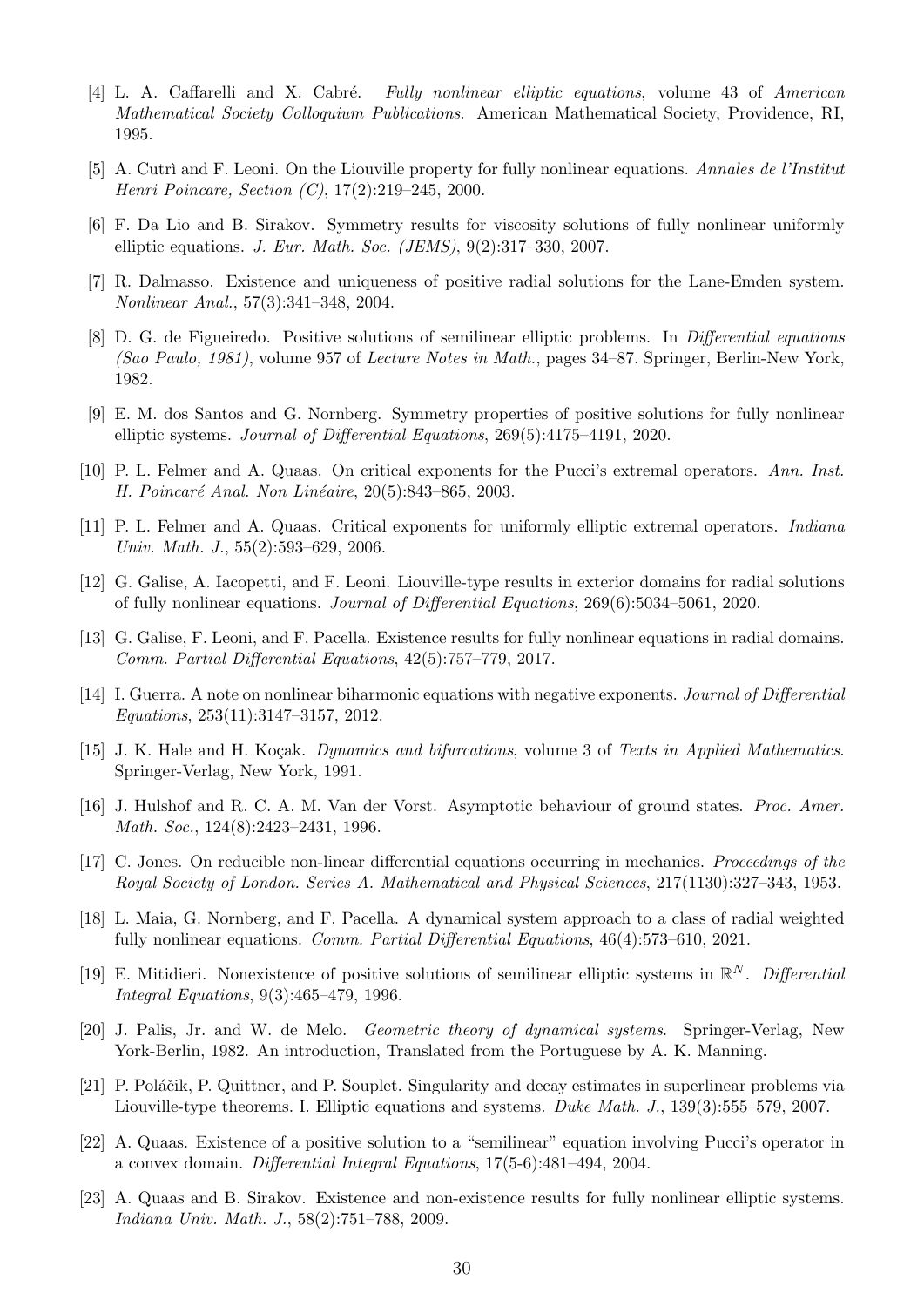[4] L. A. Caffarelli and X. Cabré. *Fully nonlinear elliptic equations*, volume 43 of *American Mathematical Society Colloquium Publications*. American Mathematical Society, Providence, RI, 1995.

[5] A. Cutrì and F. Leoni. On the Liouville property for fully nonlinear equations. *Annales de l'Institut Henri Poincare, Section (C)*, 17(2):219–245, 2000.

[6] F. Da Lio and B. Sirakov. Symmetry results for viscosity solutions of fully nonlinear uniformly elliptic equations. *J. Eur. Math. Soc. (JEMS)*, 9(2):317–330, 2007.

[7] R. Dalmasso. Existence and uniqueness of positive radial solutions for the Lane-Emden system. *Nonlinear Anal.*, 57(3):341–348, 2004.

[8] D. G. de Figueiredo. Positive solutions of semilinear elliptic problems. In *Differential equations (Sao Paulo, 1981)*, volume 957 of *Lecture Notes in Math.*, pages 34–87. Springer, Berlin-New York, 1982.

[9] E. M. dos Santos and G. Nornberg. Symmetry properties of positive solutions for fully nonlinear elliptic systems. *Journal of Differential Equations*, 269(5):4175–4191, 2020.

[10] P. L. Felmer and A. Quaas. On critical exponents for the Pucci's extremal operators. *Ann. Inst. H. Poincaré Anal. Non Linéaire*, 20(5):843–865, 2003.

[11] P. L. Felmer and A. Quaas. Critical exponents for uniformly elliptic extremal operators. *Indiana Univ. Math. J.*, 55(2):593–629, 2006.

[12] G. Galise, A. Iacopetti, and F. Leoni. Liouville-type results in exterior domains for radial solutions of fully nonlinear equations. *Journal of Differential Equations*, 269(6):5034–5061, 2020.

[13] G. Galise, F. Leoni, and F. Pacella. Existence results for fully nonlinear equations in radial domains. *Comm. Partial Differential Equations*, 42(5):757–779, 2017.

[14] I. Guerra. A note on nonlinear biharmonic equations with negative exponents. *Journal of Differential Equations*, 253(11):3147–3157, 2012.

[15] J. K. Hale and H. Koçak. *Dynamics and bifurcations*, volume 3 of *Texts in Applied Mathematics*. Springer-Verlag, New York, 1991.

[16] J. Hulshof and R. C. A. M. Van der Vorst. Asymptotic behaviour of ground states. *Proc. Amer. Math. Soc.*, 124(8):2423–2431, 1996.

[17] C. Jones. On reducible non-linear differential equations occurring in mechanics. *Proceedings of the Royal Society of London. Series A. Mathematical and Physical Sciences*, 217(1130):327–343, 1953.

[18] L. Maia, G. Nornberg, and F. Pacella. A dynamical system approach to a class of radial weighted fully nonlinear equations. *Comm. Partial Differential Equations*, 46(4):573–610, 2021.

[19] E. Mitidieri. Nonexistence of positive solutions of semilinear elliptic systems in $\mathbb{R}^N$. *Differential Integral Equations*, 9(3):465–479, 1996.

[20] J. Palis, Jr. and W. de Melo. *Geometric theory of dynamical systems*. Springer-Verlag, New York-Berlin, 1982. An introduction, Translated from the Portuguese by A. K. Manning.

[21] P. Poláčik, P. Quittner, and P. Souplet. Singularity and decay estimates in superlinear problems via Liouville-type theorems. I. Elliptic equations and systems. *Duke Math. J.*, 139(3):555–579, 2007.

[22] A. Quaas. Existence of a positive solution to a "semilinear" equation involving Pucci's operator in a convex domain. *Differential Integral Equations*, 17(5-6):481–494, 2004.

[23] A. Quaas and B. Sirakov. Existence and non-existence results for fully nonlinear elliptic systems. *Indiana Univ. Math. J.*, 58(2):751–788, 2009.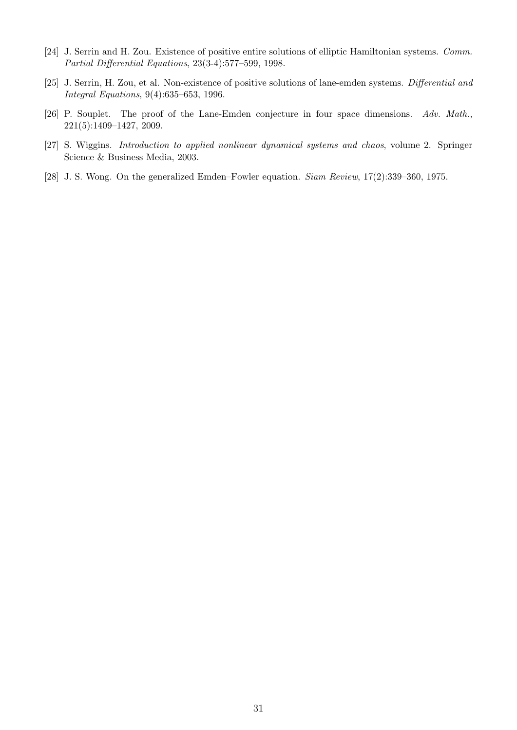[24] J. Serrin and H. Zou. Existence of positive entire solutions of elliptic Hamiltonian systems. *Comm. Partial Differential Equations*, 23(3-4):577–599, 1998.

[25] J. Serrin, H. Zou, et al. Non-existence of positive solutions of lane-emden systems. *Differential and Integral Equations*, 9(4):635–653, 1996.

[26] P. Souplet. The proof of the Lane-Emden conjecture in four space dimensions. *Adv. Math.*, 221(5):1409–1427, 2009.

[27] S. Wiggins. *Introduction to applied nonlinear dynamical systems and chaos*, volume 2. Springer Science & Business Media, 2003.

[28] J. S. Wong. On the generalized Emden–Fowler equation. *Siam Review*, 17(2):339–360, 1975.